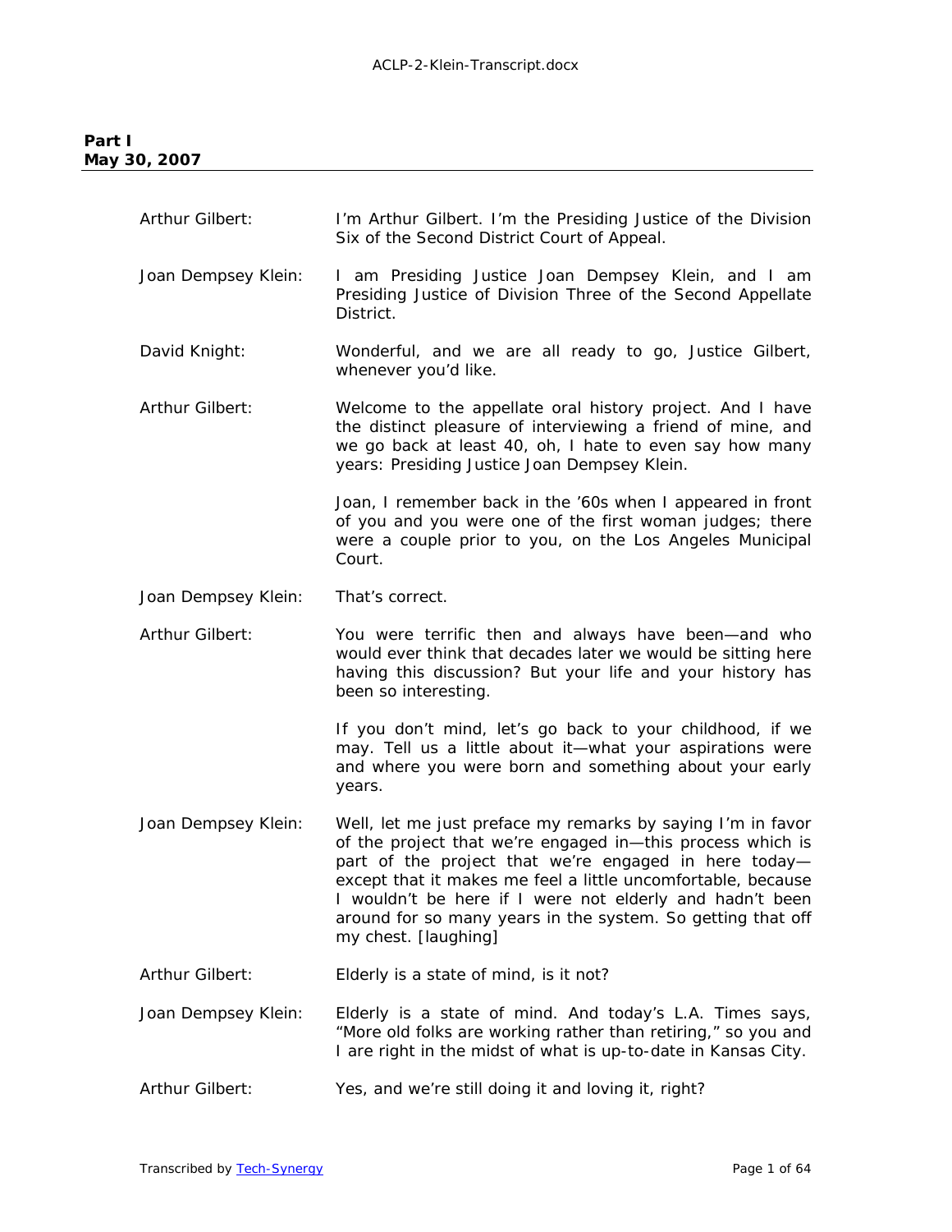**Part I**
**May 30, 2007**

---

Arthur Gilbert: I'm Arthur Gilbert. I'm the Presiding Justice of the Division Six of the Second District Court of Appeal.

Joan Dempsey Klein: I am Presiding Justice Joan Dempsey Klein, and I am Presiding Justice of Division Three of the Second Appellate District.

David Knight: Wonderful, and we are all ready to go, Justice Gilbert, whenever you'd like.

Arthur Gilbert: Welcome to the appellate oral history project. And I have the distinct pleasure of interviewing a friend of mine, and we go back at least 40, oh, I hate to even say how many years: Presiding Justice Joan Dempsey Klein.

Joan, I remember back in the '60s when I appeared in front of you and you were one of the first woman judges; there were a couple prior to you, on the Los Angeles Municipal Court.

Joan Dempsey Klein: That's correct.

Arthur Gilbert: You were terrific then and always have been—and who would ever think that decades later we would be sitting here having this discussion? But your life and your history has been so interesting.

If you don't mind, let's go back to your childhood, if we may. Tell us a little about it—what your aspirations were and where you were born and something about your early years.

Joan Dempsey Klein: Well, let me just preface my remarks by saying I'm in favor of the project that we're engaged in—this process which is part of the project that we're engaged in here today—except that it makes me feel a little uncomfortable, because I wouldn't be here if I were not elderly and hadn't been around for so many years in the system. So getting that off my chest. [laughing]

Arthur Gilbert: Elderly is a state of mind, is it not?

Joan Dempsey Klein: Elderly is a state of mind. And today's L.A. Times says, "More old folks are working rather than retiring," so you and I are right in the midst of what is up-to-date in Kansas City.

Arthur Gilbert: Yes, and we're still doing it and loving it, right?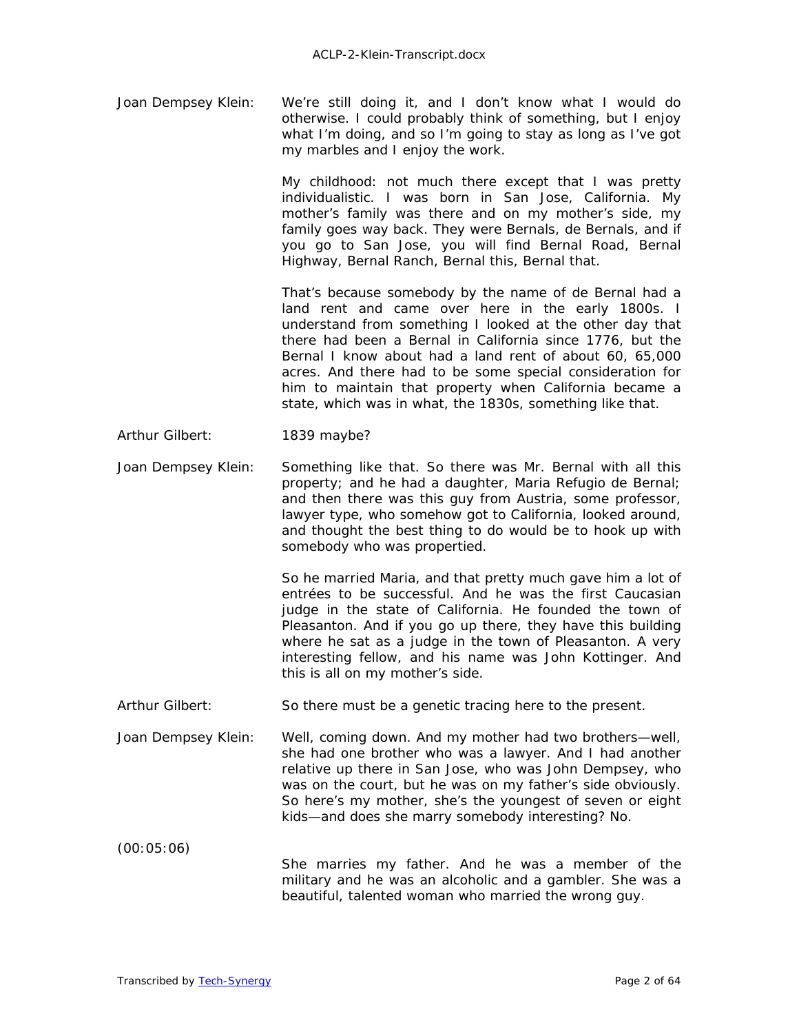Joan Dempsey Klein: We're still doing it, and I don't know what I would do otherwise. I could probably think of something, but I enjoy what I'm doing, and so I'm going to stay as long as I've got my marbles and I enjoy the work.

My childhood: not much there except that I was pretty individualistic. I was born in San Jose, California. My mother's family was there and on my mother's side, my family goes way back. They were Bernals, de Bernals, and if you go to San Jose, you will find Bernal Road, Bernal Highway, Bernal Ranch, Bernal this, Bernal that.

That's because somebody by the name of de Bernal had a land rent and came over here in the early 1800s. I understand from something I looked at the other day that there had been a Bernal in California since 1776, but the Bernal I know about had a land rent of about 60, 65,000 acres. And there had to be some special consideration for him to maintain that property when California became a state, which was in what, the 1830s, something like that.

Arthur Gilbert: 1839 maybe?

Joan Dempsey Klein: Something like that. So there was Mr. Bernal with all this property; and he had a daughter, Maria Refugio de Bernal; and then there was this guy from Austria, some professor, lawyer type, who somehow got to California, looked around, and thought the best thing to do would be to hook up with somebody who was propertied.

So he married Maria, and that pretty much gave him a lot of entrées to be successful. And he was the first Caucasian judge in the state of California. He founded the town of Pleasanton. And if you go up there, they have this building where he sat as a judge in the town of Pleasanton. A very interesting fellow, and his name was John Kottinger. And this is all on my mother's side.

Arthur Gilbert: So there must be a genetic tracing here to the present.

Joan Dempsey Klein: Well, coming down. And my mother had two brothers—well, she had one brother who was a lawyer. And I had another relative up there in San Jose, who was John Dempsey, who was on the court, but he was on my father's side obviously. So here's my mother, she's the youngest of seven or eight kids—and does she marry somebody interesting? No.

(00:05:06)

She marries my father. And he was a member of the military and he was an alcoholic and a gambler. She was a beautiful, talented woman who married the wrong guy.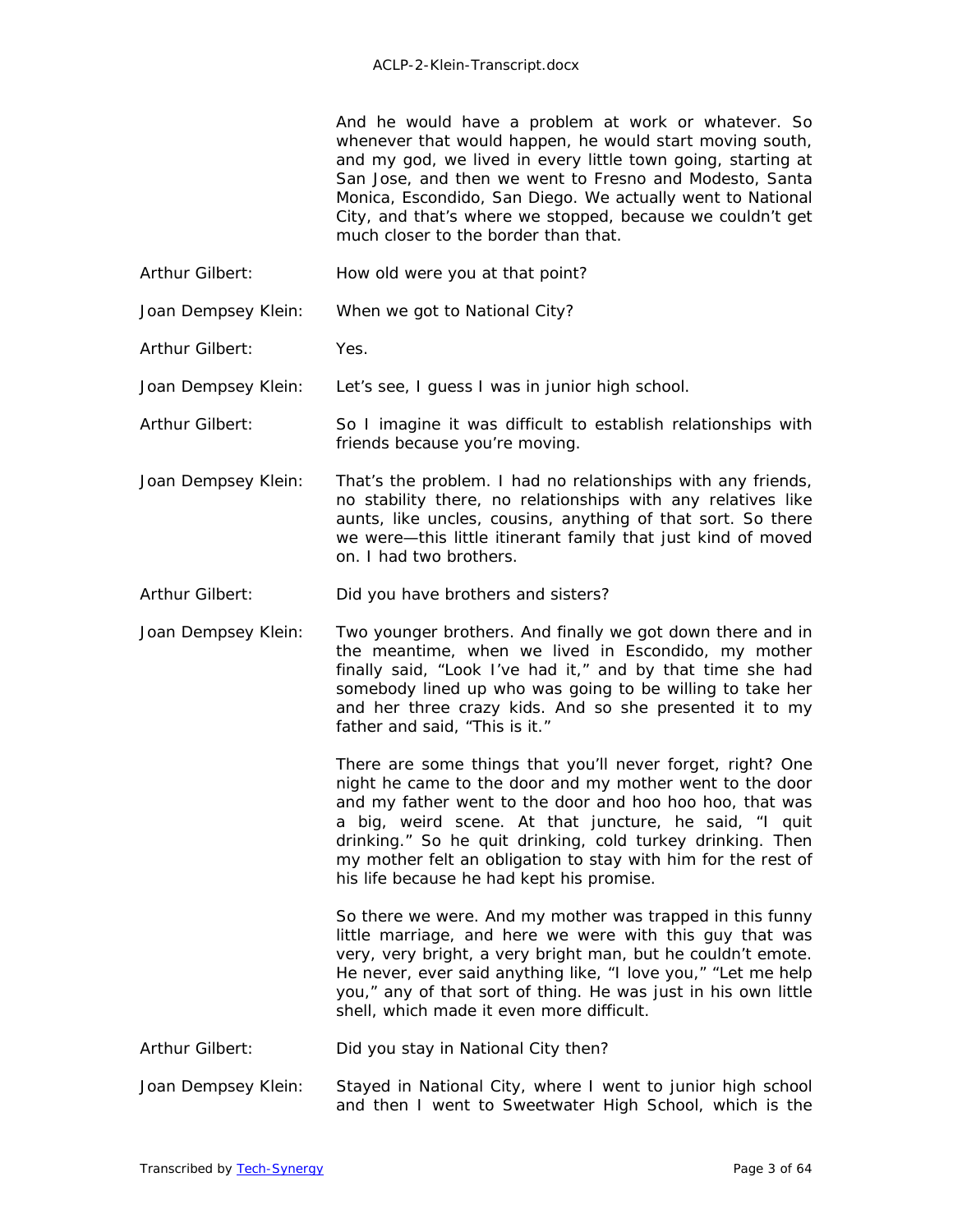And he would have a problem at work or whatever. So whenever that would happen, he would start moving south, and my god, we lived in every little town going, starting at San Jose, and then we went to Fresno and Modesto, Santa Monica, Escondido, San Diego. We actually went to National City, and that's where we stopped, because we couldn't get much closer to the border than that.

Arthur Gilbert: How old were you at that point?

Joan Dempsey Klein: When we got to National City?

Arthur Gilbert: Yes.

Joan Dempsey Klein: Let's see, I guess I was in junior high school.

Arthur Gilbert: So I imagine it was difficult to establish relationships with friends because you're moving.

Joan Dempsey Klein: That's the problem. I had no relationships with any friends, no stability there, no relationships with any relatives like aunts, like uncles, cousins, anything of that sort. So there we were—this little itinerant family that just kind of moved on. I had two brothers.

Arthur Gilbert: Did you have brothers and sisters?

Joan Dempsey Klein: Two younger brothers. And finally we got down there and in the meantime, when we lived in Escondido, my mother finally said, "Look I've had it," and by that time she had somebody lined up who was going to be willing to take her and her three crazy kids. And so she presented it to my father and said, "This is it."

There are some things that you'll never forget, right? One night he came to the door and my mother went to the door and my father went to the door and hoo hoo hoo, that was a big, weird scene. At that juncture, he said, "I quit drinking." So he quit drinking, cold turkey drinking. Then my mother felt an obligation to stay with him for the rest of his life because he had kept his promise.

So there we were. And my mother was trapped in this funny little marriage, and here we were with this guy that was very, very bright, a very bright man, but he couldn't emote. He never, ever said anything like, "I love you," "Let me help you," any of that sort of thing. He was just in his own little shell, which made it even more difficult.

Arthur Gilbert: Did you stay in National City then?

Joan Dempsey Klein: Stayed in National City, where I went to junior high school and then I went to Sweetwater High School, which is the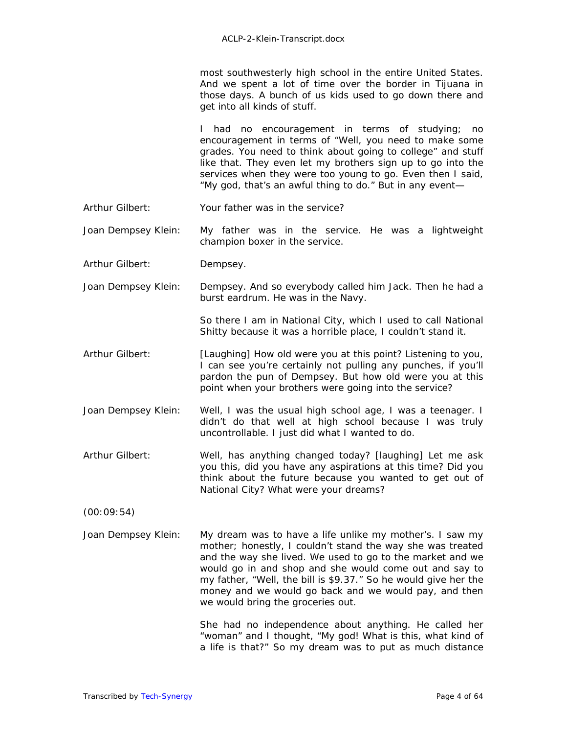most southwesterly high school in the entire United States. And we spent a lot of time over the border in Tijuana in those days. A bunch of us kids used to go down there and get into all kinds of stuff.

I had no encouragement in terms of studying; no encouragement in terms of "Well, you need to make some grades. You need to think about going to college" and stuff like that. They even let my brothers sign up to go into the services when they were too young to go. Even then I said, "My god, that's an awful thing to do." But in any event—

**Arthur Gilbert:** Your father was in the service?

**Joan Dempsey Klein:** My father was in the service. He was a lightweight champion boxer in the service.

**Arthur Gilbert:** Dempsey.

**Joan Dempsey Klein:** Dempsey. And so everybody called him Jack. Then he had a burst eardrum. He was in the Navy.

So there I am in National City, which I used to call National Shitty because it was a horrible place, I couldn't stand it.

**Arthur Gilbert:** [Laughing] How old were you at this point? Listening to you, I can see you're certainly not pulling any punches, if you'll pardon the pun of Dempsey. But how old were you at this point when your brothers were going into the service?

**Joan Dempsey Klein:** Well, I was the usual high school age, I was a teenager. I didn't do that well at high school because I was truly uncontrollable. I just did what I wanted to do.

**Arthur Gilbert:** Well, has anything changed today? [laughing] Let me ask you this, did you have any aspirations at this time? Did you think about the future because you wanted to get out of National City? What were your dreams?

(00:09:54)

**Joan Dempsey Klein:** My dream was to have a life unlike my mother's. I saw my mother; honestly, I couldn't stand the way she was treated and the way she lived. We used to go to the market and we would go in and shop and she would come out and say to my father, "Well, the bill is $9.37." So he would give her the money and we would go back and we would pay, and then we would bring the groceries out.

She had no independence about anything. He called her "woman" and I thought, "My god! What is this, what kind of a life is that?" So my dream was to put as much distance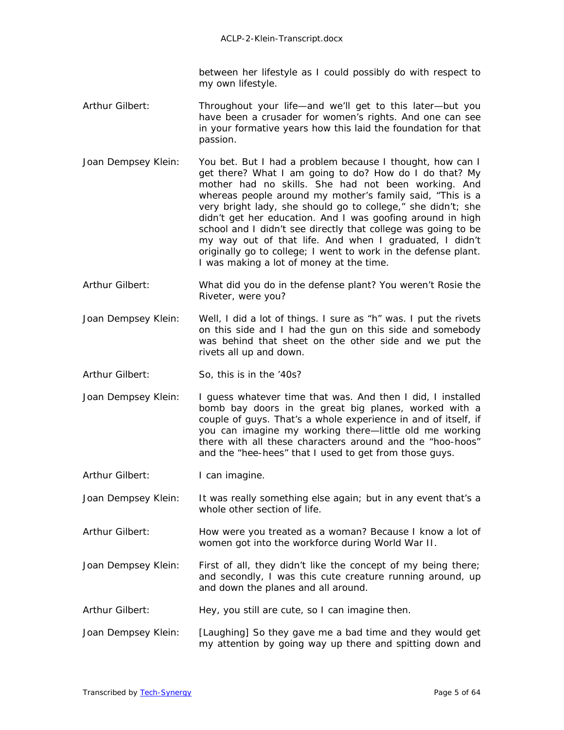between her lifestyle as I could possibly do with respect to my own lifestyle.

Arthur Gilbert: Throughout your life—and we'll get to this later—but you have been a crusader for women's rights. And one can see in your formative years how this laid the foundation for that passion.

Joan Dempsey Klein: You bet. But I had a problem because I thought, how can I get there? What I am going to do? How do I do that? My mother had no skills. She had not been working. And whereas people around my mother's family said, "This is a very bright lady, she should go to college," she didn't; she didn't get her education. And I was goofing around in high school and I didn't see directly that college was going to be my way out of that life. And when I graduated, I didn't originally go to college; I went to work in the defense plant. I was making a lot of money at the time.

Arthur Gilbert: What did you do in the defense plant? You weren't Rosie the Riveter, were you?

Joan Dempsey Klein: Well, I did a lot of things. I sure as "h" was. I put the rivets on this side and I had the gun on this side and somebody was behind that sheet on the other side and we put the rivets all up and down.

Arthur Gilbert: So, this is in the '40s?

Joan Dempsey Klein: I guess whatever time that was. And then I did, I installed bomb bay doors in the great big planes, worked with a couple of guys. That's a whole experience in and of itself, if you can imagine my working there—little old me working there with all these characters around and the "hoo-hoos" and the "hee-hees" that I used to get from those guys.

Arthur Gilbert: I can imagine.

Joan Dempsey Klein: It was really something else again; but in any event that's a whole other section of life.

Arthur Gilbert: How were you treated as a woman? Because I know a lot of women got into the workforce during World War II.

Joan Dempsey Klein: First of all, they didn't like the concept of my being there; and secondly, I was this cute creature running around, up and down the planes and all around.

Arthur Gilbert: Hey, you still are cute, so I can imagine then.

Joan Dempsey Klein: [Laughing] So they gave me a bad time and they would get my attention by going way up there and spitting down and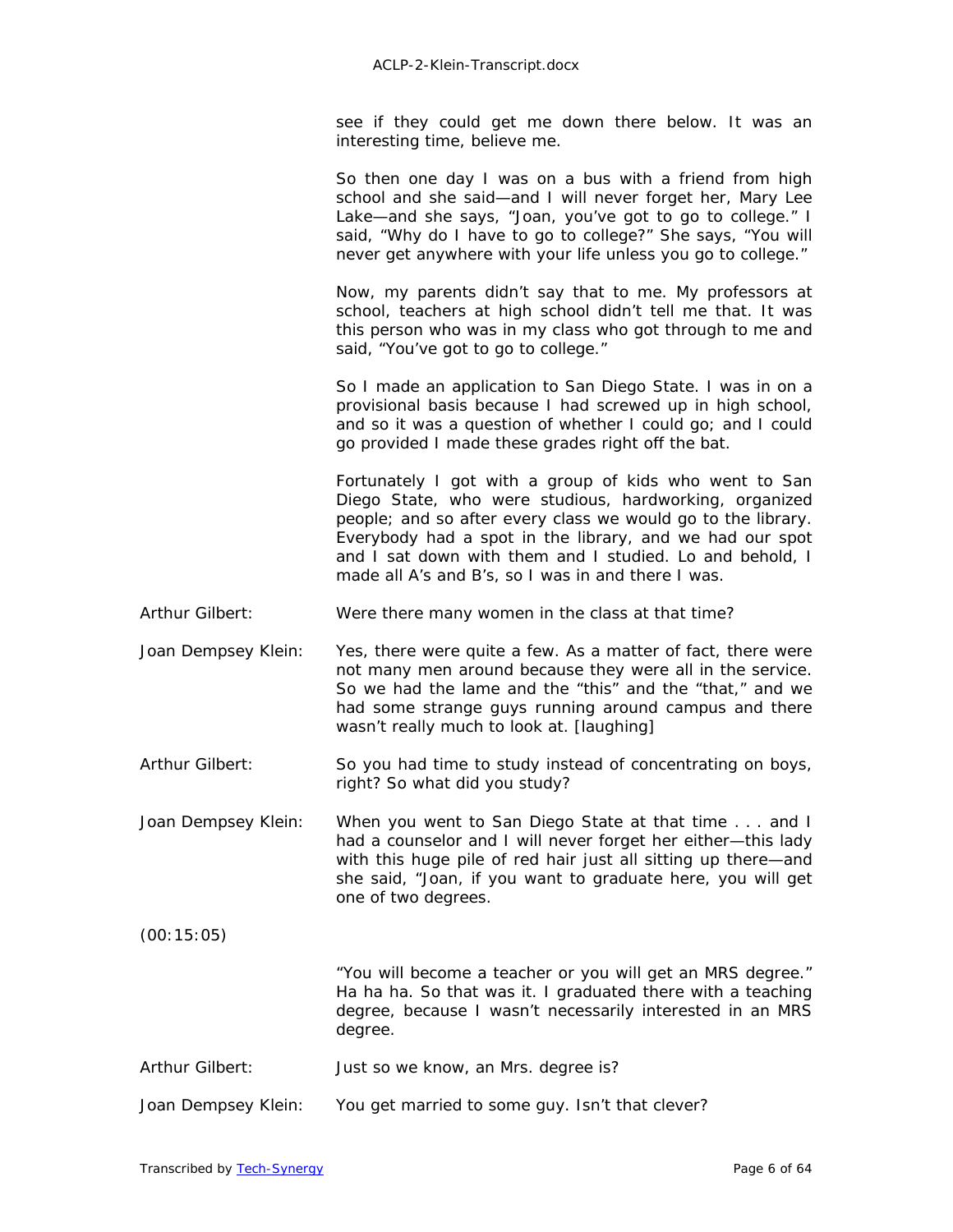see if they could get me down there below. It was an interesting time, believe me.

So then one day I was on a bus with a friend from high school and she said—and I will never forget her, Mary Lee Lake—and she says, "Joan, you've got to go to college." I said, "Why do I have to go to college?" She says, "You will never get anywhere with your life unless you go to college."

Now, my parents didn't say that to me. My professors at school, teachers at high school didn't tell me that. It was this person who was in my class who got through to me and said, "You've got to go to college."

So I made an application to San Diego State. I was in on a provisional basis because I had screwed up in high school, and so it was a question of whether I could go; and I could go provided I made these grades right off the bat.

Fortunately I got with a group of kids who went to San Diego State, who were studious, hardworking, organized people; and so after every class we would go to the library. Everybody had a spot in the library, and we had our spot and I sat down with them and I studied. Lo and behold, I made all A's and B's, so I was in and there I was.

Arthur Gilbert: Were there many women in the class at that time?

Joan Dempsey Klein: Yes, there were quite a few. As a matter of fact, there were not many men around because they were all in the service. So we had the lame and the "this" and the "that," and we had some strange guys running around campus and there wasn't really much to look at. [laughing]

Arthur Gilbert: So you had time to study instead of concentrating on boys, right? So what did you study?

Joan Dempsey Klein: When you went to San Diego State at that time . . . and I had a counselor and I will never forget her either—this lady with this huge pile of red hair just all sitting up there—and she said, "Joan, if you want to graduate here, you will get one of two degrees.

(00:15:05)

"You will become a teacher or you will get an MRS degree." Ha ha ha. So that was it. I graduated there with a teaching degree, because I wasn't necessarily interested in an MRS degree.

Arthur Gilbert: Just so we know, an Mrs. degree is?

Joan Dempsey Klein: You get married to some guy. Isn't that clever?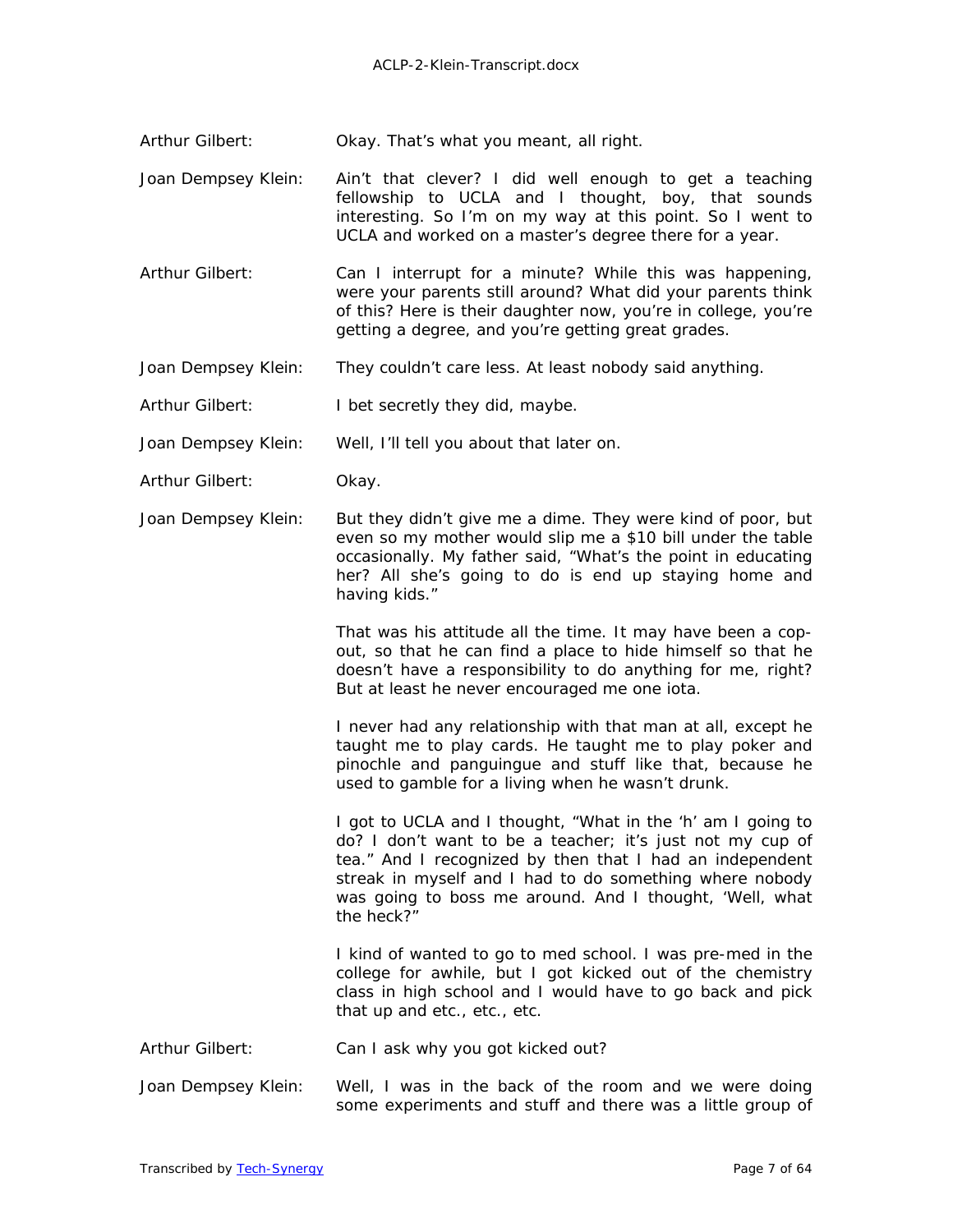**Arthur Gilbert:** Okay. That's what you meant, all right.

**Joan Dempsey Klein:** Ain't that clever? I did well enough to get a teaching fellowship to UCLA and I thought, boy, that sounds interesting. So I'm on my way at this point. So I went to UCLA and worked on a master's degree there for a year.

**Arthur Gilbert:** Can I interrupt for a minute? While this was happening, were your parents still around? What did your parents think of this? Here is their daughter now, you're in college, you're getting a degree, and you're getting great grades.

**Joan Dempsey Klein:** They couldn't care less. At least nobody said anything.

**Arthur Gilbert:** I bet secretly they did, maybe.

**Joan Dempsey Klein:** Well, I'll tell you about that later on.

**Arthur Gilbert:** Okay.

**Joan Dempsey Klein:** But they didn't give me a dime. They were kind of poor, but even so my mother would slip me a $10 bill under the table occasionally. My father said, "What's the point in educating her? All she's going to do is end up staying home and having kids."

That was his attitude all the time. It may have been a cop-out, so that he can find a place to hide himself so that he doesn't have a responsibility to do anything for me, right? But at least he never encouraged me one iota.

I never had any relationship with that man at all, except he taught me to play cards. He taught me to play poker and pinochle and panguingue and stuff like that, because he used to gamble for a living when he wasn't drunk.

I got to UCLA and I thought, "What in the 'h' am I going to do? I don't want to be a teacher; it's just not my cup of tea." And I recognized by then that I had an independent streak in myself and I had to do something where nobody was going to boss me around. And I thought, 'Well, what the heck?"

I kind of wanted to go to med school. I was pre-med in the college for awhile, but I got kicked out of the chemistry class in high school and I would have to go back and pick that up and etc., etc., etc.

**Arthur Gilbert:** Can I ask why you got kicked out?

**Joan Dempsey Klein:** Well, I was in the back of the room and we were doing some experiments and stuff and there was a little group of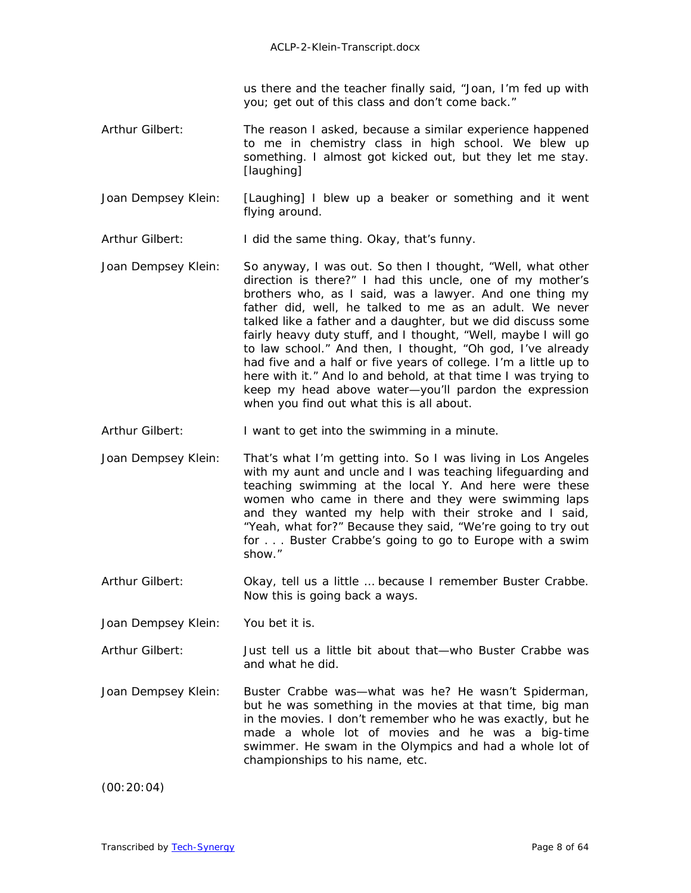us there and the teacher finally said, "Joan, I'm fed up with you; get out of this class and don't come back."

Arthur Gilbert: The reason I asked, because a similar experience happened to me in chemistry class in high school. We blew up something. I almost got kicked out, but they let me stay. [laughing]

Joan Dempsey Klein: [Laughing] I blew up a beaker or something and it went flying around.

Arthur Gilbert: I did the same thing. Okay, that's funny.

Joan Dempsey Klein: So anyway, I was out. So then I thought, "Well, what other direction is there?" I had this uncle, one of my mother's brothers who, as I said, was a lawyer. And one thing my father did, well, he talked to me as an adult. We never talked like a father and a daughter, but we did discuss some fairly heavy duty stuff, and I thought, "Well, maybe I will go to law school." And then, I thought, "Oh god, I've already had five and a half or five years of college. I'm a little up to here with it." And lo and behold, at that time I was trying to keep my head above water—you'll pardon the expression when you find out what this is all about.

Arthur Gilbert: I want to get into the swimming in a minute.

Joan Dempsey Klein: That's what I'm getting into. So I was living in Los Angeles with my aunt and uncle and I was teaching lifeguarding and teaching swimming at the local Y. And here were these women who came in there and they were swimming laps and they wanted my help with their stroke and I said, "Yeah, what for?" Because they said, "We're going to try out for . . . Buster Crabbe's going to go to Europe with a swim show."

Arthur Gilbert: Okay, tell us a little … because I remember Buster Crabbe. Now this is going back a ways.

Joan Dempsey Klein: You bet it is.

Arthur Gilbert: Just tell us a little bit about that—who Buster Crabbe was and what he did.

Joan Dempsey Klein: Buster Crabbe was—what was he? He wasn't Spiderman, but he was something in the movies at that time, big man in the movies. I don't remember who he was exactly, but he made a whole lot of movies and he was a big-time swimmer. He swam in the Olympics and had a whole lot of championships to his name, etc.

(00:20:04)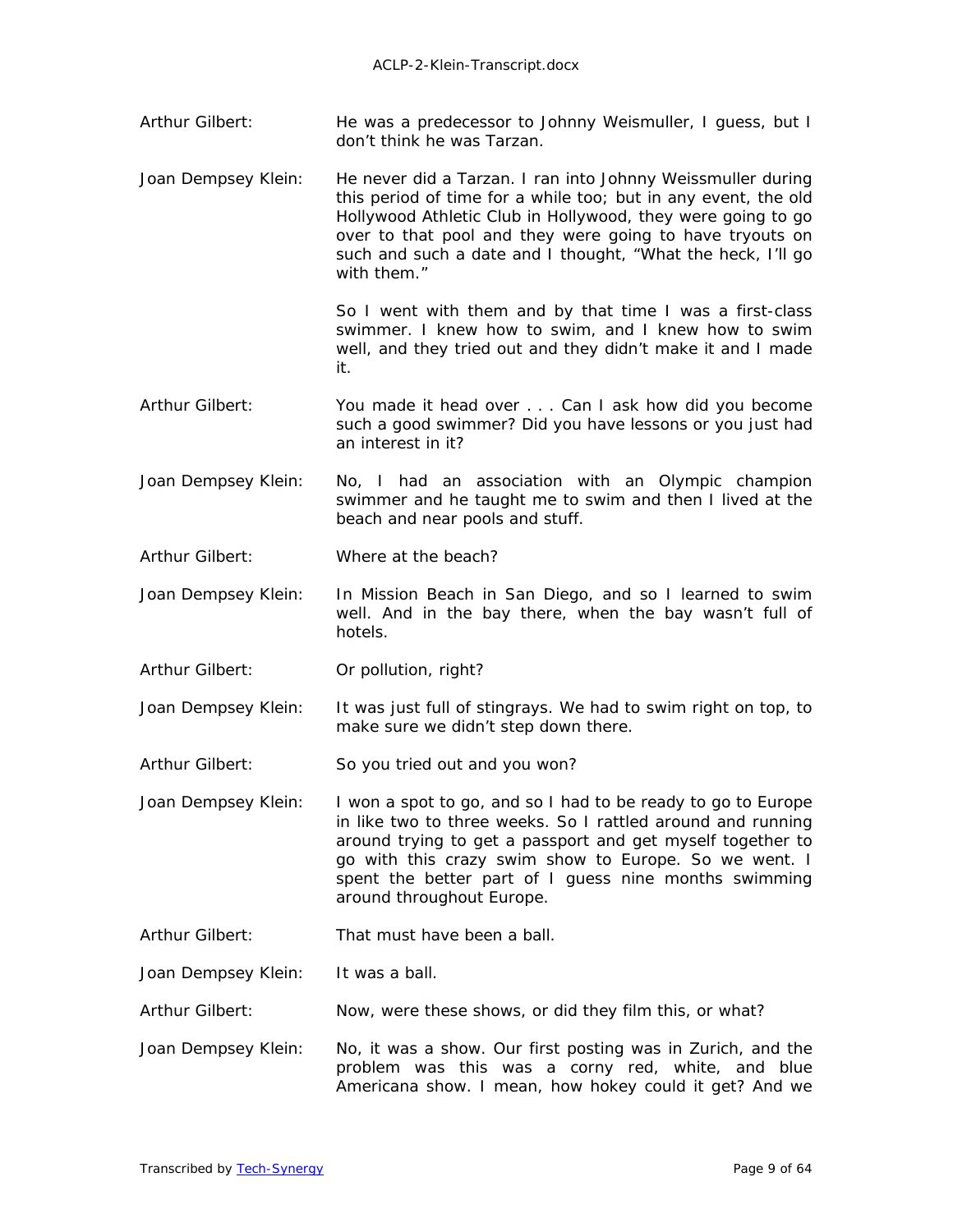Arthur Gilbert: He was a predecessor to Johnny Weismuller, I guess, but I don't think he was Tarzan.

Joan Dempsey Klein: He never did a Tarzan. I ran into Johnny Weissmuller during this period of time for a while too; but in any event, the old Hollywood Athletic Club in Hollywood, they were going to go over to that pool and they were going to have tryouts on such and such a date and I thought, "What the heck, I'll go with them."

So I went with them and by that time I was a first-class swimmer. I knew how to swim, and I knew how to swim well, and they tried out and they didn't make it and I made it.

Arthur Gilbert: You made it head over . . . Can I ask how did you become such a good swimmer? Did you have lessons or you just had an interest in it?

Joan Dempsey Klein: No, I had an association with an Olympic champion swimmer and he taught me to swim and then I lived at the beach and near pools and stuff.

Arthur Gilbert: Where at the beach?

Joan Dempsey Klein: In Mission Beach in San Diego, and so I learned to swim well. And in the bay there, when the bay wasn't full of hotels.

Arthur Gilbert: Or pollution, right?

Joan Dempsey Klein: It was just full of stingrays. We had to swim right on top, to make sure we didn't step down there.

Arthur Gilbert: So you tried out and you won?

Joan Dempsey Klein: I won a spot to go, and so I had to be ready to go to Europe in like two to three weeks. So I rattled around and running around trying to get a passport and get myself together to go with this crazy swim show to Europe. So we went. I spent the better part of I guess nine months swimming around throughout Europe.

Arthur Gilbert: That must have been a ball.

Joan Dempsey Klein: It was a ball.

Arthur Gilbert: Now, were these shows, or did they film this, or what?

Joan Dempsey Klein: No, it was a show. Our first posting was in Zurich, and the problem was this was a corny red, white, and blue Americana show. I mean, how hokey could it get? And we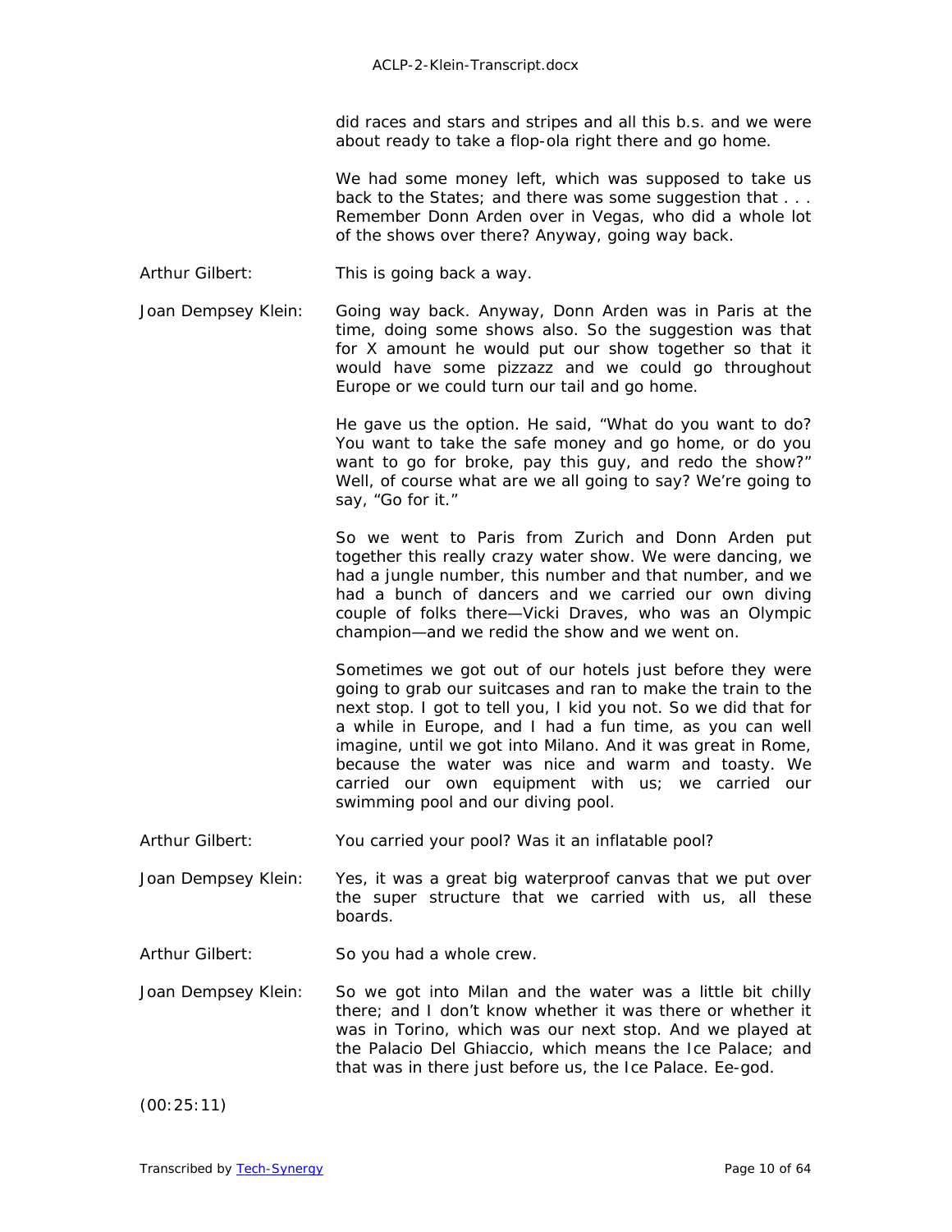did races and stars and stripes and all this b.s. and we were about ready to take a flop-ola right there and go home.

We had some money left, which was supposed to take us back to the States; and there was some suggestion that . . . Remember Donn Arden over in Vegas, who did a whole lot of the shows over there? Anyway, going way back.

Arthur Gilbert: This is going back a way.

Joan Dempsey Klein: Going way back. Anyway, Donn Arden was in Paris at the time, doing some shows also. So the suggestion was that for X amount he would put our show together so that it would have some pizzazz and we could go throughout Europe or we could turn our tail and go home.

He gave us the option. He said, "What do you want to do? You want to take the safe money and go home, or do you want to go for broke, pay this guy, and redo the show?" Well, of course what are we all going to say? We're going to say, "Go for it."

So we went to Paris from Zurich and Donn Arden put together this really crazy water show. We were dancing, we had a jungle number, this number and that number, and we had a bunch of dancers and we carried our own diving couple of folks there—Vicki Draves, who was an Olympic champion—and we redid the show and we went on.

Sometimes we got out of our hotels just before they were going to grab our suitcases and ran to make the train to the next stop. I got to tell you, I kid you not. So we did that for a while in Europe, and I had a fun time, as you can well imagine, until we got into Milano. And it was great in Rome, because the water was nice and warm and toasty. We carried our own equipment with us; we carried our swimming pool and our diving pool.

Arthur Gilbert: You carried your pool? Was it an inflatable pool?

Joan Dempsey Klein: Yes, it was a great big waterproof canvas that we put over the super structure that we carried with us, all these boards.

Arthur Gilbert: So you had a whole crew.

Joan Dempsey Klein: So we got into Milan and the water was a little bit chilly there; and I don't know whether it was there or whether it was in Torino, which was our next stop. And we played at the Palacio Del Ghiaccio, which means the Ice Palace; and that was in there just before us, the Ice Palace. Ee-god.

(00:25:11)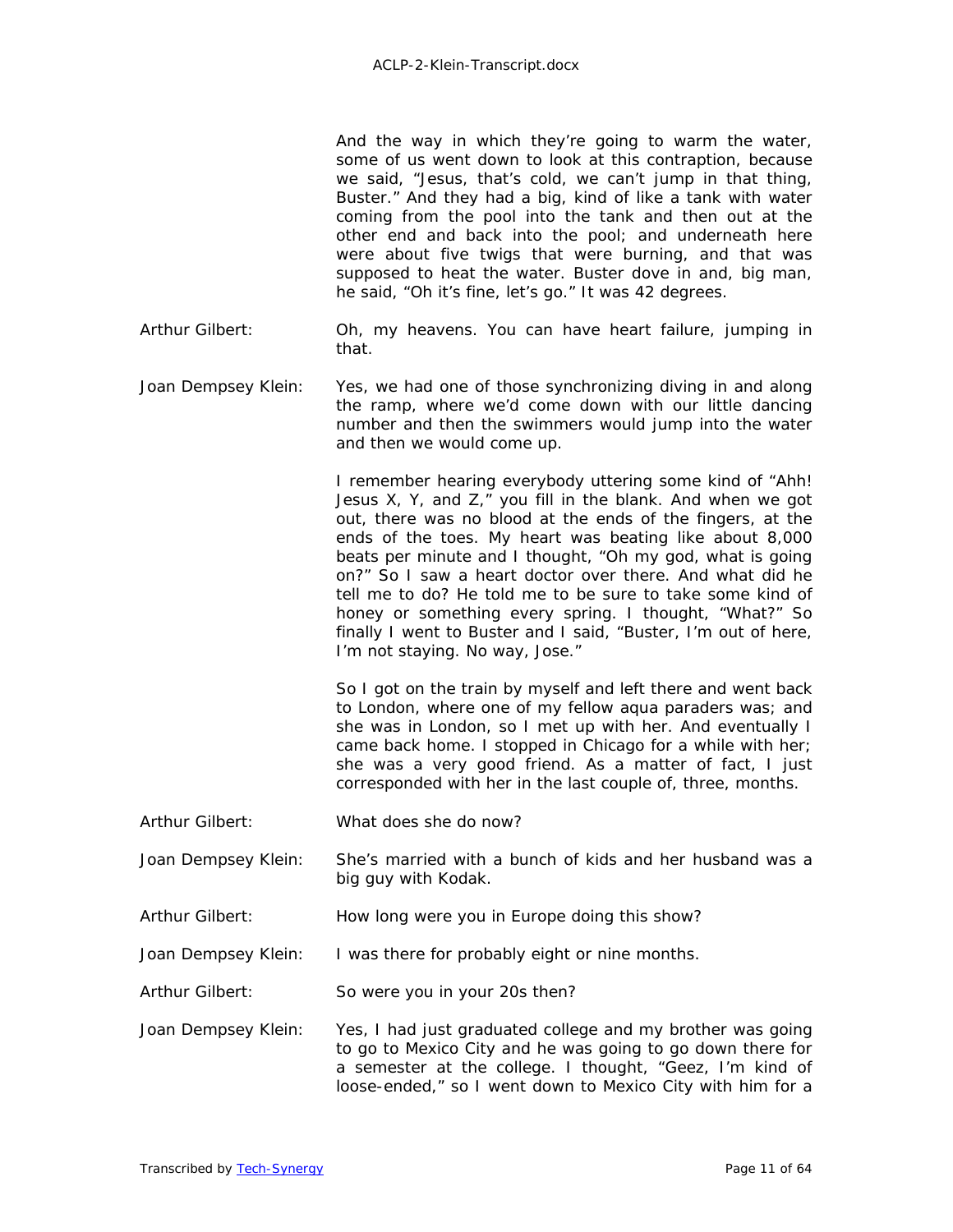And the way in which they're going to warm the water, some of us went down to look at this contraption, because we said, "Jesus, that's cold, we can't jump in that thing, Buster." And they had a big, kind of like a tank with water coming from the pool into the tank and then out at the other end and back into the pool; and underneath here were about five twigs that were burning, and that was supposed to heat the water. Buster dove in and, big man, he said, "Oh it's fine, let's go." It was 42 degrees.

Arthur Gilbert: Oh, my heavens. You can have heart failure, jumping in that.

Joan Dempsey Klein: Yes, we had one of those synchronizing diving in and along the ramp, where we'd come down with our little dancing number and then the swimmers would jump into the water and then we would come up.

I remember hearing everybody uttering some kind of "Ahh! Jesus X, Y, and Z," you fill in the blank. And when we got out, there was no blood at the ends of the fingers, at the ends of the toes. My heart was beating like about 8,000 beats per minute and I thought, "Oh my god, what is going on?" So I saw a heart doctor over there. And what did he tell me to do? He told me to be sure to take some kind of honey or something every spring. I thought, "What?" So finally I went to Buster and I said, "Buster, I'm out of here, I'm not staying. No way, Jose."

So I got on the train by myself and left there and went back to London, where one of my fellow aqua paraders was; and she was in London, so I met up with her. And eventually I came back home. I stopped in Chicago for a while with her; she was a very good friend. As a matter of fact, I just corresponded with her in the last couple of, three, months.

Arthur Gilbert: What does she do now?

Joan Dempsey Klein: She's married with a bunch of kids and her husband was a big guy with Kodak.

Arthur Gilbert: How long were you in Europe doing this show?

Joan Dempsey Klein: I was there for probably eight or nine months.

Arthur Gilbert: So were you in your 20s then?

Joan Dempsey Klein: Yes, I had just graduated college and my brother was going to go to Mexico City and he was going to go down there for a semester at the college. I thought, "Geez, I'm kind of loose-ended," so I went down to Mexico City with him for a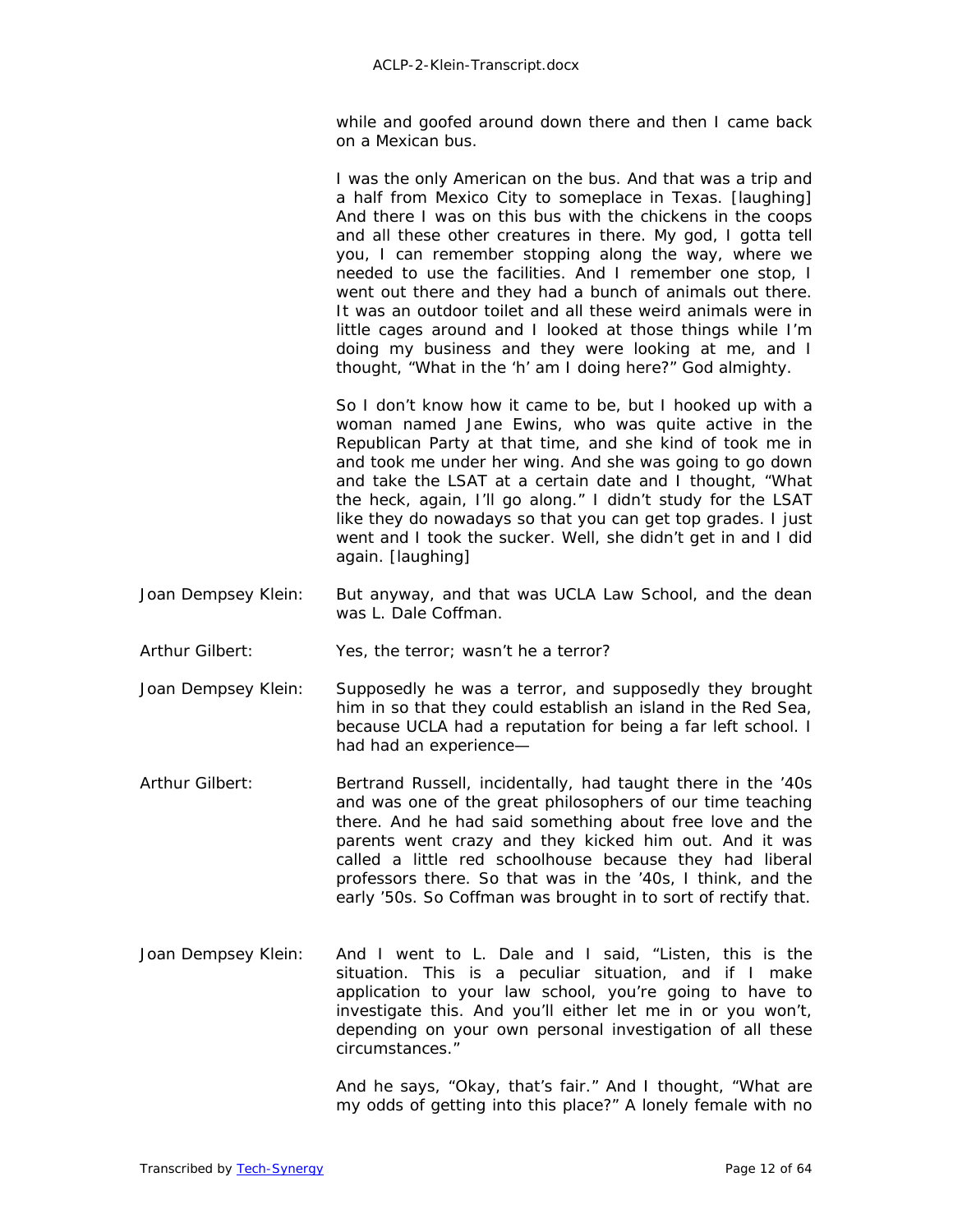while and goofed around down there and then I came back on a Mexican bus.

I was the only American on the bus. And that was a trip and a half from Mexico City to someplace in Texas. [laughing] And there I was on this bus with the chickens in the coops and all these other creatures in there. My god, I gotta tell you, I can remember stopping along the way, where we needed to use the facilities. And I remember one stop, I went out there and they had a bunch of animals out there. It was an outdoor toilet and all these weird animals were in little cages around and I looked at those things while I'm doing my business and they were looking at me, and I thought, "What in the 'h' am I doing here?" God almighty.

So I don't know how it came to be, but I hooked up with a woman named Jane Ewins, who was quite active in the Republican Party at that time, and she kind of took me in and took me under her wing. And she was going to go down and take the LSAT at a certain date and I thought, "What the heck, again, I'll go along." I didn't study for the LSAT like they do nowadays so that you can get top grades. I just went and I took the sucker. Well, she didn't get in and I did again. [laughing]

**Joan Dempsey Klein:** But anyway, and that was UCLA Law School, and the dean was L. Dale Coffman.

**Arthur Gilbert:** Yes, the terror; wasn't he a terror?

**Joan Dempsey Klein:** Supposedly he was a terror, and supposedly they brought him in so that they could establish an island in the Red Sea, because UCLA had a reputation for being a far left school. I had had an experience—

**Arthur Gilbert:** Bertrand Russell, incidentally, had taught there in the '40s and was one of the great philosophers of our time teaching there. And he had said something about free love and the parents went crazy and they kicked him out. And it was called a little red schoolhouse because they had liberal professors there. So that was in the '40s, I think, and the early '50s. So Coffman was brought in to sort of rectify that.

**Joan Dempsey Klein:** And I went to L. Dale and I said, "Listen, this is the situation. This is a peculiar situation, and if I make application to your law school, you're going to have to investigate this. And you'll either let me in or you won't, depending on your own personal investigation of all these circumstances."

And he says, "Okay, that's fair." And I thought, "What are my odds of getting into this place?" A lonely female with no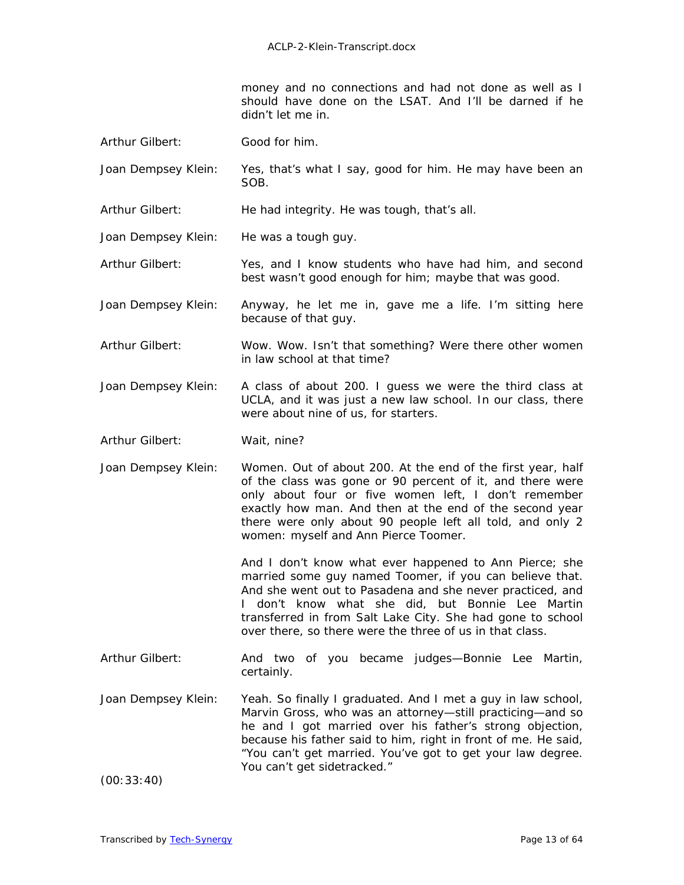money and no connections and had not done as well as I should have done on the LSAT. And I'll be darned if he didn't let me in.

**Arthur Gilbert:** Good for him.

**Joan Dempsey Klein:** Yes, that's what I say, good for him. He may have been an SOB.

**Arthur Gilbert:** He had integrity. He was tough, that's all.

**Joan Dempsey Klein:** He was a tough guy.

**Arthur Gilbert:** Yes, and I know students who have had him, and second best wasn't good enough for him; maybe that was good.

**Joan Dempsey Klein:** Anyway, he let me in, gave me a life. I'm sitting here because of that guy.

**Arthur Gilbert:** Wow. Wow. Isn't that something? Were there other women in law school at that time?

**Joan Dempsey Klein:** A class of about 200. I guess we were the third class at UCLA, and it was just a new law school. In our class, there were about nine of us, for starters.

**Arthur Gilbert:** Wait, nine?

**Joan Dempsey Klein:** Women. Out of about 200. At the end of the first year, half of the class was gone or 90 percent of it, and there were only about four or five women left, I don't remember exactly how man. And then at the end of the second year there were only about 90 people left all told, and only 2 women: myself and Ann Pierce Toomer.

And I don't know what ever happened to Ann Pierce; she married some guy named Toomer, if you can believe that. And she went out to Pasadena and she never practiced, and I don't know what she did, but Bonnie Lee Martin transferred in from Salt Lake City. She had gone to school over there, so there were the three of us in that class.

**Arthur Gilbert:** And two of you became judges—Bonnie Lee Martin, certainly.

**Joan Dempsey Klein:** Yeah. So finally I graduated. And I met a guy in law school, Marvin Gross, who was an attorney—still practicing—and so he and I got married over his father's strong objection, because his father said to him, right in front of me. He said, "You can't get married. You've got to get your law degree. You can't get sidetracked."

(00:33:40)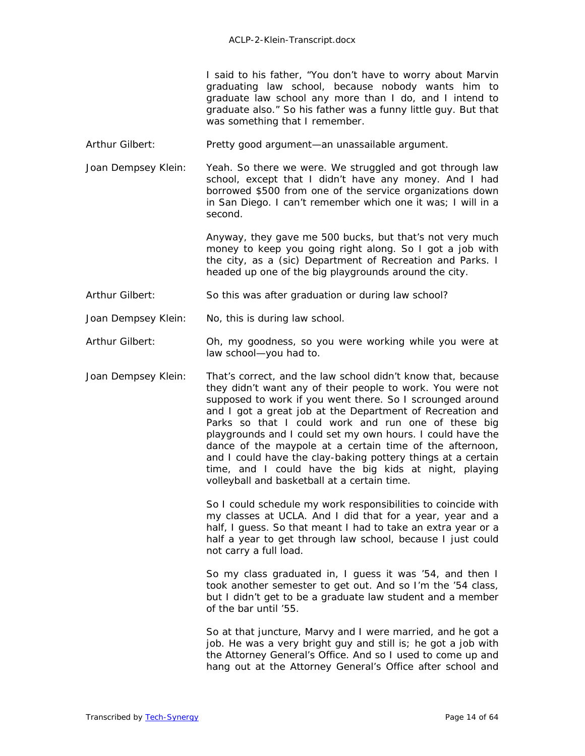I said to his father, "You don't have to worry about Marvin graduating law school, because nobody wants him to graduate law school any more than I do, and I intend to graduate also." So his father was a funny little guy. But that was something that I remember.

Arthur Gilbert: Pretty good argument—an unassailable argument.

Joan Dempsey Klein: Yeah. So there we were. We struggled and got through law school, except that I didn't have any money. And I had borrowed $500 from one of the service organizations down in San Diego. I can't remember which one it was; I will in a second.

Anyway, they gave me 500 bucks, but that's not very much money to keep you going right along. So I got a job with the city, as a (sic) Department of Recreation and Parks. I headed up one of the big playgrounds around the city.

Arthur Gilbert: So this was after graduation or during law school?

Joan Dempsey Klein: No, this is during law school.

Arthur Gilbert: Oh, my goodness, so you were working while you were at law school—you had to.

Joan Dempsey Klein: That's correct, and the law school didn't know that, because they didn't want any of their people to work. You were not supposed to work if you went there. So I scrounged around and I got a great job at the Department of Recreation and Parks so that I could work and run one of these big playgrounds and I could set my own hours. I could have the dance of the maypole at a certain time of the afternoon, and I could have the clay-baking pottery things at a certain time, and I could have the big kids at night, playing volleyball and basketball at a certain time.

So I could schedule my work responsibilities to coincide with my classes at UCLA. And I did that for a year, year and a half, I guess. So that meant I had to take an extra year or a half a year to get through law school, because I just could not carry a full load.

So my class graduated in, I guess it was '54, and then I took another semester to get out. And so I'm the '54 class, but I didn't get to be a graduate law student and a member of the bar until '55.

So at that juncture, Marvy and I were married, and he got a job. He was a very bright guy and still is; he got a job with the Attorney General's Office. And so I used to come up and hang out at the Attorney General's Office after school and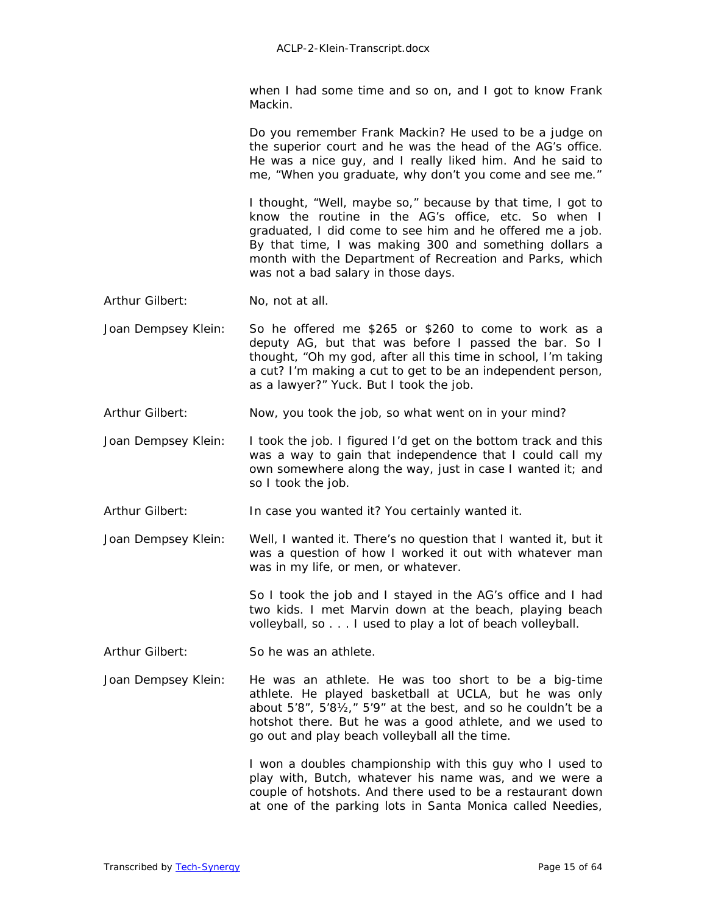when I had some time and so on, and I got to know Frank Mackin.

Do you remember Frank Mackin? He used to be a judge on the superior court and he was the head of the AG's office. He was a nice guy, and I really liked him. And he said to me, "When you graduate, why don't you come and see me."

I thought, "Well, maybe so," because by that time, I got to know the routine in the AG's office, etc. So when I graduated, I did come to see him and he offered me a job. By that time, I was making 300 and something dollars a month with the Department of Recreation and Parks, which was not a bad salary in those days.

Arthur Gilbert: No, not at all.

Joan Dempsey Klein: So he offered me $265 or $260 to come to work as a deputy AG, but that was before I passed the bar. So I thought, "Oh my god, after all this time in school, I'm taking a cut? I'm making a cut to get to be an independent person, as a lawyer?" Yuck. But I took the job.

Arthur Gilbert: Now, you took the job, so what went on in your mind?

Joan Dempsey Klein: I took the job. I figured I'd get on the bottom track and this was a way to gain that independence that I could call my own somewhere along the way, just in case I wanted it; and so I took the job.

Arthur Gilbert: In case you wanted it? You certainly wanted it.

Joan Dempsey Klein: Well, I wanted it. There's no question that I wanted it, but it was a question of how I worked it out with whatever man was in my life, or men, or whatever.

So I took the job and I stayed in the AG's office and I had two kids. I met Marvin down at the beach, playing beach volleyball, so . . . I used to play a lot of beach volleyball.

Arthur Gilbert: So he was an athlete.

Joan Dempsey Klein: He was an athlete. He was too short to be a big-time athlete. He played basketball at UCLA, but he was only about 5'8", 5'8½," 5'9" at the best, and so he couldn't be a hotshot there. But he was a good athlete, and we used to go out and play beach volleyball all the time.

I won a doubles championship with this guy who I used to play with, Butch, whatever his name was, and we were a couple of hotshots. And there used to be a restaurant down at one of the parking lots in Santa Monica called Needies,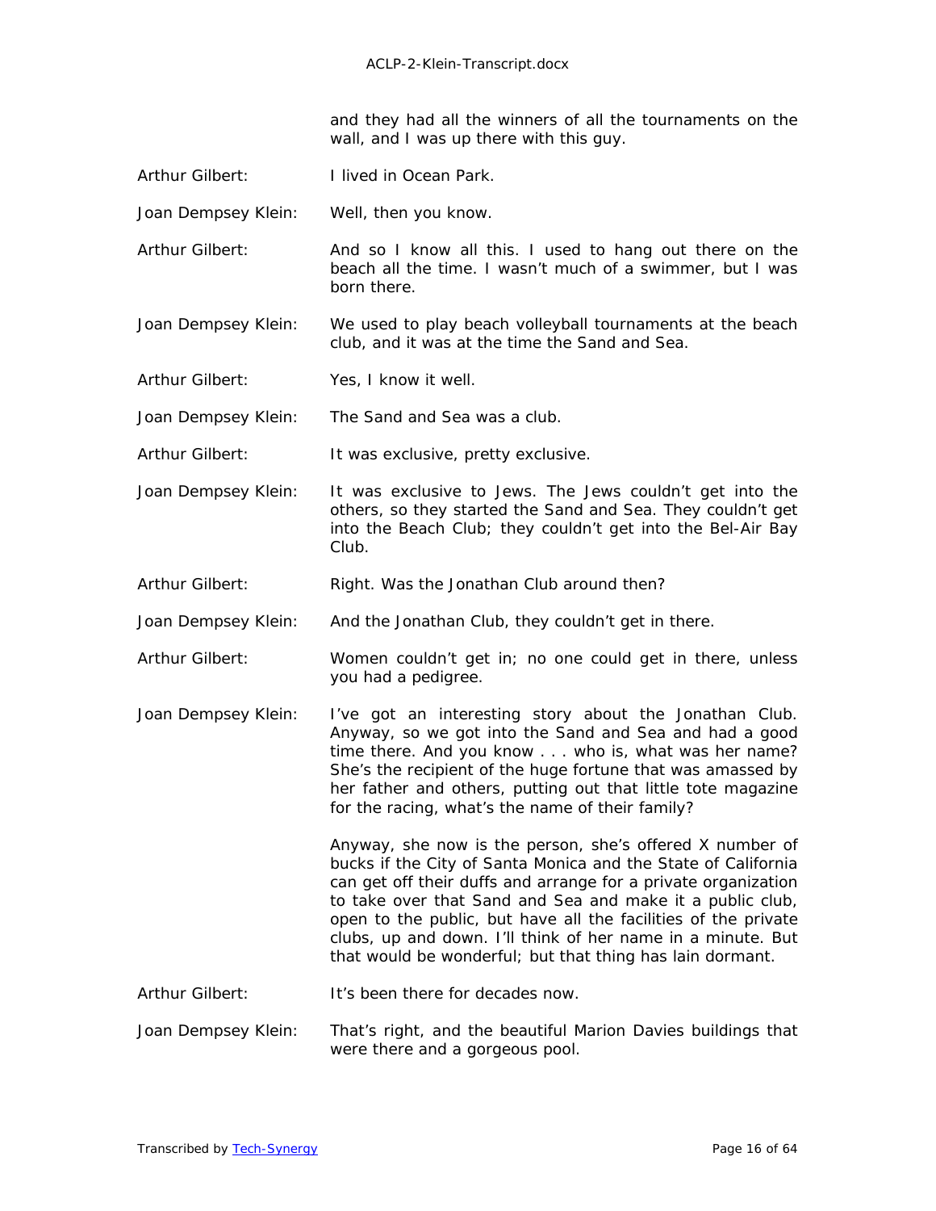and they had all the winners of all the tournaments on the wall, and I was up there with this guy.

Arthur Gilbert: I lived in Ocean Park.

Joan Dempsey Klein: Well, then you know.

Arthur Gilbert: And so I know all this. I used to hang out there on the beach all the time. I wasn't much of a swimmer, but I was born there.

Joan Dempsey Klein: We used to play beach volleyball tournaments at the beach club, and it was at the time the Sand and Sea.

Arthur Gilbert: Yes, I know it well.

Joan Dempsey Klein: The Sand and Sea was a club.

Arthur Gilbert: It was exclusive, pretty exclusive.

Joan Dempsey Klein: It was exclusive to Jews. The Jews couldn't get into the others, so they started the Sand and Sea. They couldn't get into the Beach Club; they couldn't get into the Bel-Air Bay Club.

Arthur Gilbert: Right. Was the Jonathan Club around then?

Joan Dempsey Klein: And the Jonathan Club, they couldn't get in there.

Arthur Gilbert: Women couldn't get in; no one could get in there, unless you had a pedigree.

Joan Dempsey Klein: I've got an interesting story about the Jonathan Club. Anyway, so we got into the Sand and Sea and had a good time there. And you know . . . who is, what was her name? She's the recipient of the huge fortune that was amassed by her father and others, putting out that little tote magazine for the racing, what's the name of their family?

Anyway, she now is the person, she's offered X number of bucks if the City of Santa Monica and the State of California can get off their duffs and arrange for a private organization to take over that Sand and Sea and make it a public club, open to the public, but have all the facilities of the private clubs, up and down. I'll think of her name in a minute. But that would be wonderful; but that thing has lain dormant.

Arthur Gilbert: It's been there for decades now.

Joan Dempsey Klein: That's right, and the beautiful Marion Davies buildings that were there and a gorgeous pool.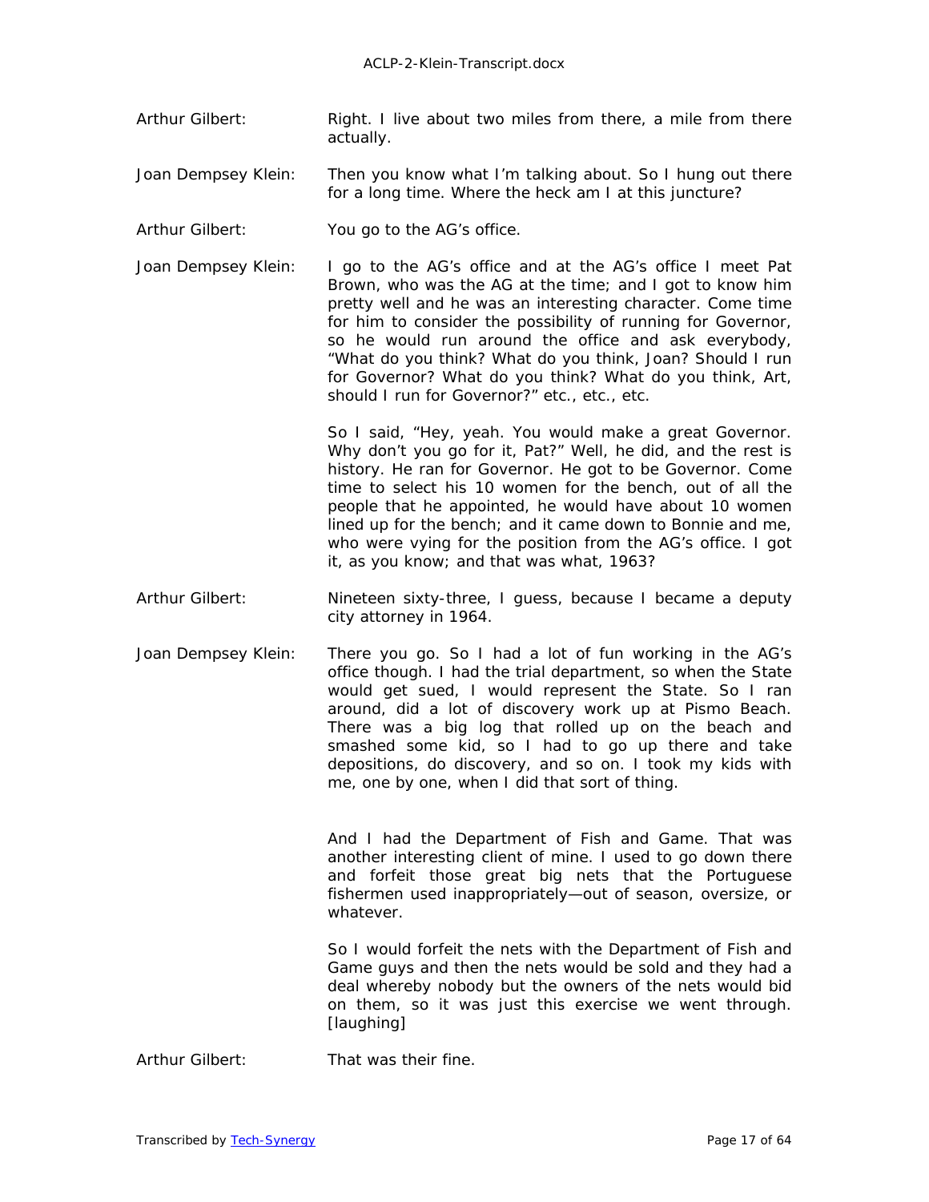**Arthur Gilbert:** Right. I live about two miles from there, a mile from there actually.

**Joan Dempsey Klein:** Then you know what I'm talking about. So I hung out there for a long time. Where the heck am I at this juncture?

**Arthur Gilbert:** You go to the AG's office.

**Joan Dempsey Klein:** I go to the AG's office and at the AG's office I meet Pat Brown, who was the AG at the time; and I got to know him pretty well and he was an interesting character. Come time for him to consider the possibility of running for Governor, so he would run around the office and ask everybody, "What do you think? What do you think, Joan? Should I run for Governor? What do you think? What do you think, Art, should I run for Governor?" etc., etc., etc.

So I said, "Hey, yeah. You would make a great Governor. Why don't you go for it, Pat?" Well, he did, and the rest is history. He ran for Governor. He got to be Governor. Come time to select his 10 women for the bench, out of all the people that he appointed, he would have about 10 women lined up for the bench; and it came down to Bonnie and me, who were vying for the position from the AG's office. I got it, as you know; and that was what, 1963?

**Arthur Gilbert:** Nineteen sixty-three, I guess, because I became a deputy city attorney in 1964.

**Joan Dempsey Klein:** There you go. So I had a lot of fun working in the AG's office though. I had the trial department, so when the State would get sued, I would represent the State. So I ran around, did a lot of discovery work up at Pismo Beach. There was a big log that rolled up on the beach and smashed some kid, so I had to go up there and take depositions, do discovery, and so on. I took my kids with me, one by one, when I did that sort of thing.

And I had the Department of Fish and Game. That was another interesting client of mine. I used to go down there and forfeit those great big nets that the Portuguese fishermen used inappropriately—out of season, oversize, or whatever.

So I would forfeit the nets with the Department of Fish and Game guys and then the nets would be sold and they had a deal whereby nobody but the owners of the nets would bid on them, so it was just this exercise we went through. [laughing]

**Arthur Gilbert:** That was their fine.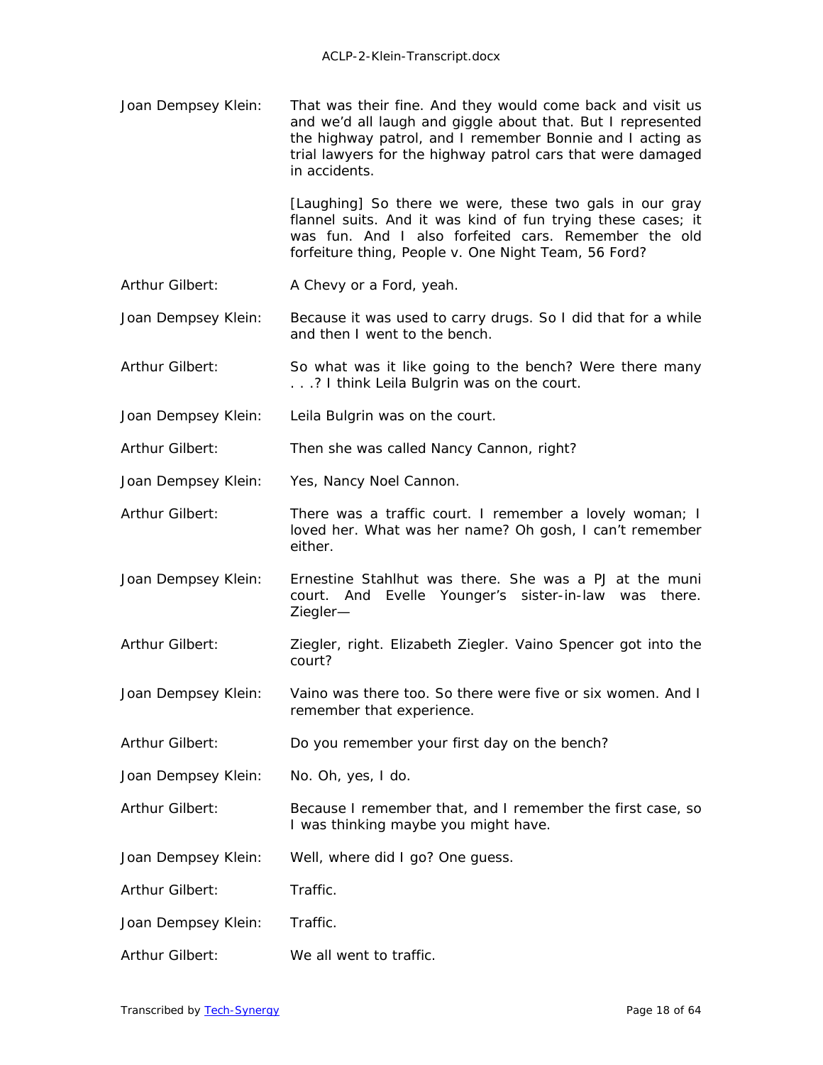Joan Dempsey Klein: That was their fine. And they would come back and visit us and we'd all laugh and giggle about that. But I represented the highway patrol, and I remember Bonnie and I acting as trial lawyers for the highway patrol cars that were damaged in accidents.

[Laughing] So there we were, these two gals in our gray flannel suits. And it was kind of fun trying these cases; it was fun. And I also forfeited cars. Remember the old forfeiture thing, People v. One Night Team, 56 Ford?

Arthur Gilbert: A Chevy or a Ford, yeah.

Joan Dempsey Klein: Because it was used to carry drugs. So I did that for a while and then I went to the bench.

Arthur Gilbert: So what was it like going to the bench? Were there many . . .? I think Leila Bulgrin was on the court.

Joan Dempsey Klein: Leila Bulgrin was on the court.

Arthur Gilbert: Then she was called Nancy Cannon, right?

Joan Dempsey Klein: Yes, Nancy Noel Cannon.

Arthur Gilbert: There was a traffic court. I remember a lovely woman; I loved her. What was her name? Oh gosh, I can't remember either.

Joan Dempsey Klein: Ernestine Stahlhut was there. She was a PJ at the muni court. And Evelle Younger's sister-in-law was there. Ziegler—

Arthur Gilbert: Ziegler, right. Elizabeth Ziegler. Vaino Spencer got into the court?

Joan Dempsey Klein: Vaino was there too. So there were five or six women. And I remember that experience.

Arthur Gilbert: Do you remember your first day on the bench?

Joan Dempsey Klein: No. Oh, yes, I do.

Arthur Gilbert: Because I remember that, and I remember the first case, so I was thinking maybe you might have.

Joan Dempsey Klein: Well, where did I go? One guess.

Arthur Gilbert: Traffic.

Joan Dempsey Klein: Traffic.

Arthur Gilbert: We all went to traffic.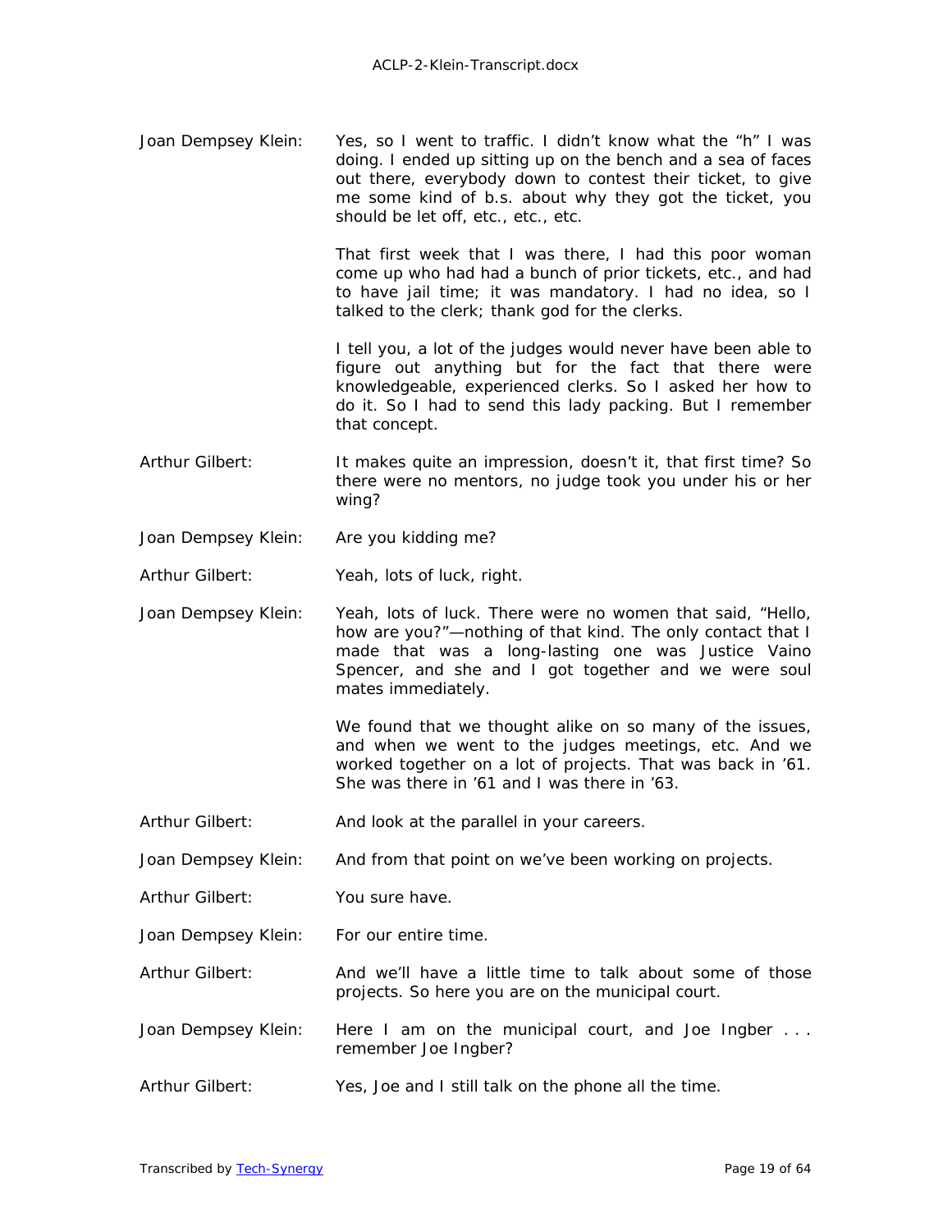Joan Dempsey Klein: Yes, so I went to traffic. I didn't know what the "h" I was doing. I ended up sitting up on the bench and a sea of faces out there, everybody down to contest their ticket, to give me some kind of b.s. about why they got the ticket, you should be let off, etc., etc., etc.

That first week that I was there, I had this poor woman come up who had had a bunch of prior tickets, etc., and had to have jail time; it was mandatory. I had no idea, so I talked to the clerk; thank god for the clerks.

I tell you, a lot of the judges would never have been able to figure out anything but for the fact that there were knowledgeable, experienced clerks. So I asked her how to do it. So I had to send this lady packing. But I remember that concept.

Arthur Gilbert: It makes quite an impression, doesn't it, that first time? So there were no mentors, no judge took you under his or her wing?

Joan Dempsey Klein: Are you kidding me?

Arthur Gilbert: Yeah, lots of luck, right.

Joan Dempsey Klein: Yeah, lots of luck. There were no women that said, "Hello, how are you?"—nothing of that kind. The only contact that I made that was a long-lasting one was Justice Vaino Spencer, and she and I got together and we were soul mates immediately.

We found that we thought alike on so many of the issues, and when we went to the judges meetings, etc. And we worked together on a lot of projects. That was back in '61. She was there in '61 and I was there in '63.

Arthur Gilbert: And look at the parallel in your careers.

Joan Dempsey Klein: And from that point on we've been working on projects.

Arthur Gilbert: You sure have.

Joan Dempsey Klein: For our entire time.

Arthur Gilbert: And we'll have a little time to talk about some of those projects. So here you are on the municipal court.

Joan Dempsey Klein: Here I am on the municipal court, and Joe Ingber . . . remember Joe Ingber?

Arthur Gilbert: Yes, Joe and I still talk on the phone all the time.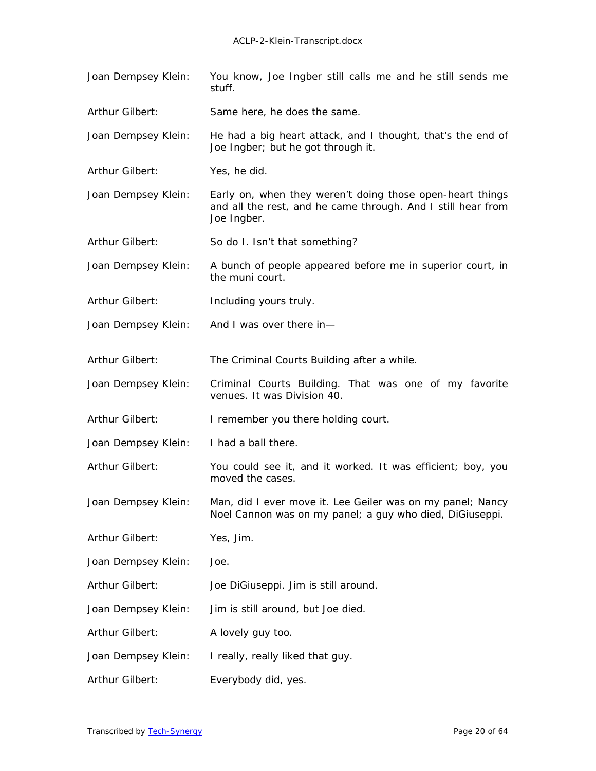Joan Dempsey Klein: You know, Joe Ingber still calls me and he still sends me stuff.

Arthur Gilbert: Same here, he does the same.

Joan Dempsey Klein: He had a big heart attack, and I thought, that's the end of Joe Ingber; but he got through it.

Arthur Gilbert: Yes, he did.

Joan Dempsey Klein: Early on, when they weren't doing those open-heart things and all the rest, and he came through. And I still hear from Joe Ingber.

Arthur Gilbert: So do I. Isn't that something?

Joan Dempsey Klein: A bunch of people appeared before me in superior court, in the muni court.

Arthur Gilbert: Including yours truly.

Joan Dempsey Klein: And I was over there in—

Arthur Gilbert: The Criminal Courts Building after a while.

Joan Dempsey Klein: Criminal Courts Building. That was one of my favorite venues. It was Division 40.

Arthur Gilbert: I remember you there holding court.

Joan Dempsey Klein: I had a ball there.

Arthur Gilbert: You could see it, and it worked. It was efficient; boy, you moved the cases.

Joan Dempsey Klein: Man, did I ever move it. Lee Geiler was on my panel; Nancy Noel Cannon was on my panel; a guy who died, DiGiuseppi.

Arthur Gilbert: Yes, Jim.

Joan Dempsey Klein: Joe.

Arthur Gilbert: Joe DiGiuseppi. Jim is still around.

Joan Dempsey Klein: Jim is still around, but Joe died.

Arthur Gilbert: A lovely guy too.

Joan Dempsey Klein: I really, really liked that guy.

Arthur Gilbert: Everybody did, yes.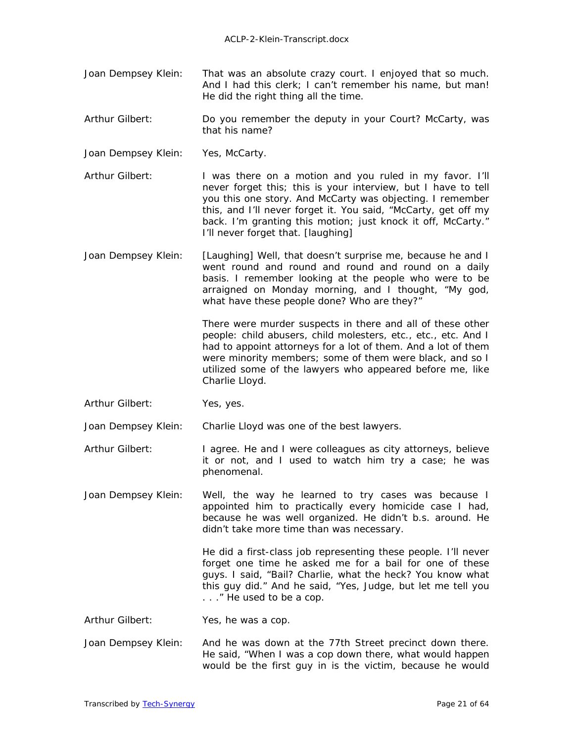**Joan Dempsey Klein:** That was an absolute crazy court. I enjoyed that so much. And I had this clerk; I can't remember his name, but man! He did the right thing all the time.

**Arthur Gilbert:** Do you remember the deputy in your Court? McCarty, was that his name?

**Joan Dempsey Klein:** Yes, McCarty.

**Arthur Gilbert:** I was there on a motion and you ruled in my favor. I'll never forget this; this is your interview, but I have to tell you this one story. And McCarty was objecting. I remember this, and I'll never forget it. You said, "McCarty, get off my back. I'm granting this motion; just knock it off, McCarty." I'll never forget that. [laughing]

**Joan Dempsey Klein:** [Laughing] Well, that doesn't surprise me, because he and I went round and round and round on a daily basis. I remember looking at the people who were to be arraigned on Monday morning, and I thought, "My god, what have these people done? Who are they?"

There were murder suspects in there and all of these other people: child abusers, child molesters, etc., etc., etc. And I had to appoint attorneys for a lot of them. And a lot of them were minority members; some of them were black, and so I utilized some of the lawyers who appeared before me, like Charlie Lloyd.

**Arthur Gilbert:** Yes, yes.

**Joan Dempsey Klein:** Charlie Lloyd was one of the best lawyers.

**Arthur Gilbert:** I agree. He and I were colleagues as city attorneys, believe it or not, and I used to watch him try a case; he was phenomenal.

**Joan Dempsey Klein:** Well, the way he learned to try cases was because I appointed him to practically every homicide case I had, because he was well organized. He didn't b.s. around. He didn't take more time than was necessary.

He did a first-class job representing these people. I'll never forget one time he asked me for a bail for one of these guys. I said, "Bail? Charlie, what the heck? You know what this guy did." And he said, "Yes, Judge, but let me tell you . . ." He used to be a cop.

**Arthur Gilbert:** Yes, he was a cop.

**Joan Dempsey Klein:** And he was down at the 77th Street precinct down there. He said, "When I was a cop down there, what would happen would be the first guy in is the victim, because he would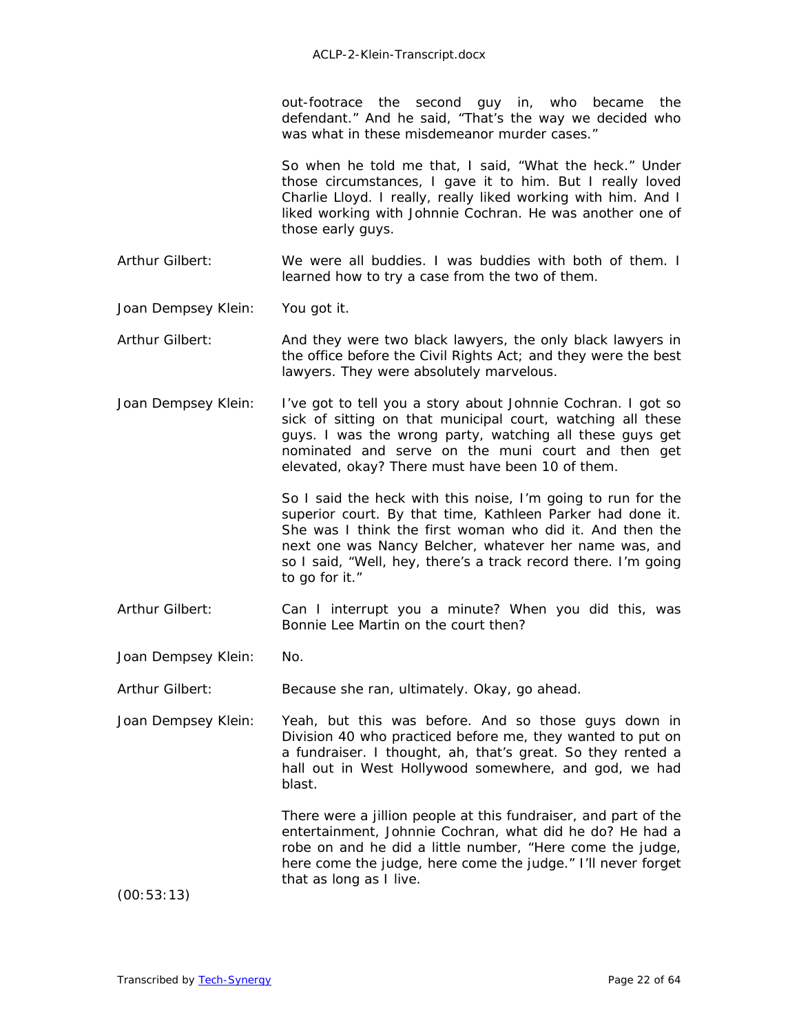out-footrace the second guy in, who became the defendant." And he said, "That's the way we decided who was what in these misdemeanor murder cases."

So when he told me that, I said, "What the heck." Under those circumstances, I gave it to him. But I really loved Charlie Lloyd. I really, really liked working with him. And I liked working with Johnnie Cochran. He was another one of those early guys.

Arthur Gilbert: We were all buddies. I was buddies with both of them. I learned how to try a case from the two of them.

Joan Dempsey Klein: You got it.

Arthur Gilbert: And they were two black lawyers, the only black lawyers in the office before the Civil Rights Act; and they were the best lawyers. They were absolutely marvelous.

Joan Dempsey Klein: I've got to tell you a story about Johnnie Cochran. I got so sick of sitting on that municipal court, watching all these guys. I was the wrong party, watching all these guys get nominated and serve on the muni court and then get elevated, okay? There must have been 10 of them.

So I said the heck with this noise, I'm going to run for the superior court. By that time, Kathleen Parker had done it. She was I think the first woman who did it. And then the next one was Nancy Belcher, whatever her name was, and so I said, "Well, hey, there's a track record there. I'm going to go for it."

Arthur Gilbert: Can I interrupt you a minute? When you did this, was Bonnie Lee Martin on the court then?

Joan Dempsey Klein: No.

Arthur Gilbert: Because she ran, ultimately. Okay, go ahead.

Joan Dempsey Klein: Yeah, but this was before. And so those guys down in Division 40 who practiced before me, they wanted to put on a fundraiser. I thought, ah, that's great. So they rented a hall out in West Hollywood somewhere, and god, we had blast.

There were a jillion people at this fundraiser, and part of the entertainment, Johnnie Cochran, what did he do? He had a robe on and he did a little number, "Here come the judge, here come the judge, here come the judge." I'll never forget that as long as I live.

(00:53:13)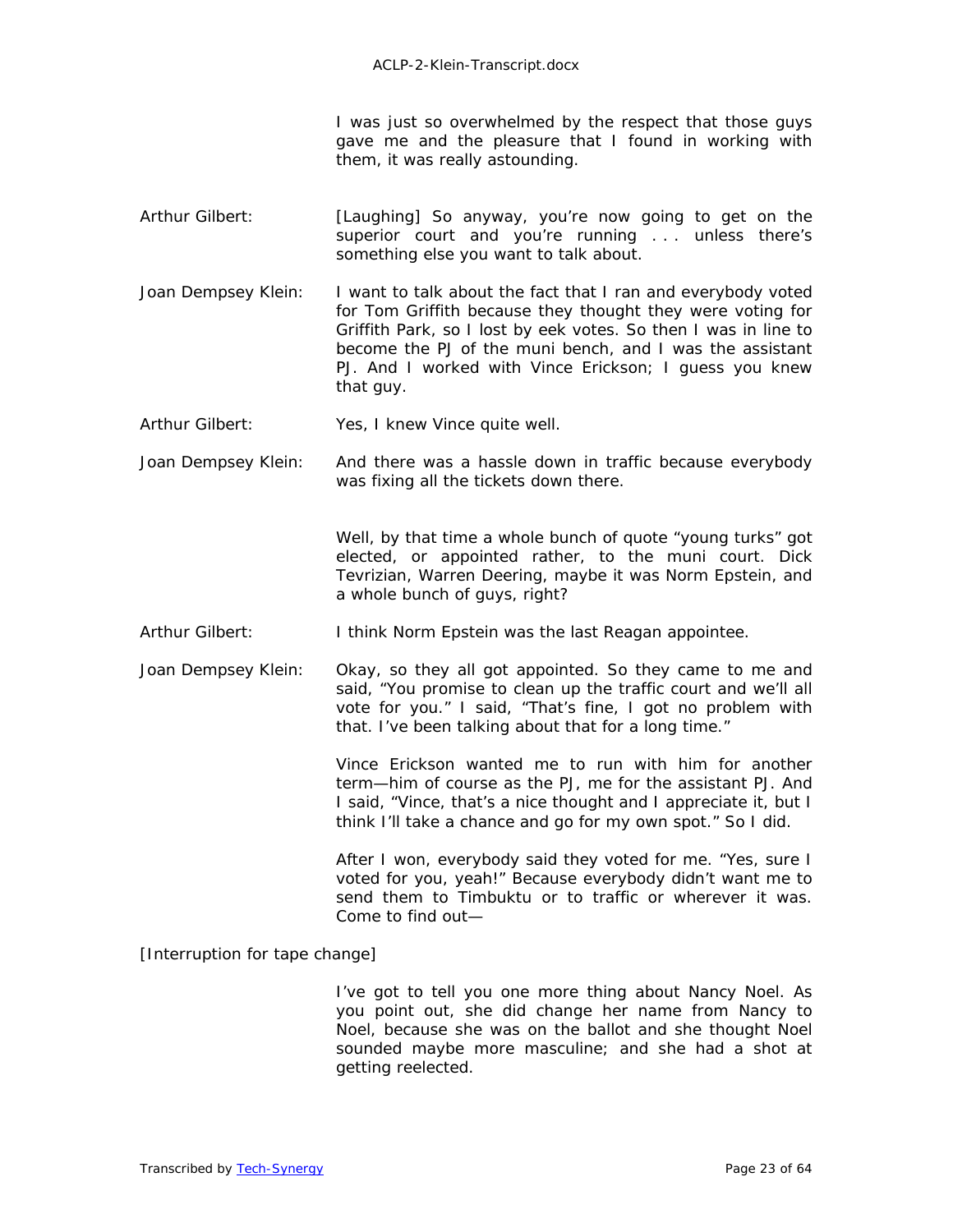I was just so overwhelmed by the respect that those guys gave me and the pleasure that I found in working with them, it was really astounding.

Arthur Gilbert: [Laughing] So anyway, you're now going to get on the superior court and you're running . . . unless there's something else you want to talk about.

Joan Dempsey Klein: I want to talk about the fact that I ran and everybody voted for Tom Griffith because they thought they were voting for Griffith Park, so I lost by eek votes. So then I was in line to become the PJ of the muni bench, and I was the assistant PJ. And I worked with Vince Erickson; I guess you knew that guy.

Arthur Gilbert: Yes, I knew Vince quite well.

Joan Dempsey Klein: And there was a hassle down in traffic because everybody was fixing all the tickets down there.

Well, by that time a whole bunch of quote "young turks" got elected, or appointed rather, to the muni court. Dick Tevrizian, Warren Deering, maybe it was Norm Epstein, and a whole bunch of guys, right?

Arthur Gilbert: I think Norm Epstein was the last Reagan appointee.

Joan Dempsey Klein: Okay, so they all got appointed. So they came to me and said, "You promise to clean up the traffic court and we'll all vote for you." I said, "That's fine, I got no problem with that. I've been talking about that for a long time."

Vince Erickson wanted me to run with him for another term—him of course as the PJ, me for the assistant PJ. And I said, "Vince, that's a nice thought and I appreciate it, but I think I'll take a chance and go for my own spot." So I did.

After I won, everybody said they voted for me. "Yes, sure I voted for you, yeah!" Because everybody didn't want me to send them to Timbuktu or to traffic or wherever it was. Come to find out—

[Interruption for tape change]

I've got to tell you one more thing about Nancy Noel. As you point out, she did change her name from Nancy to Noel, because she was on the ballot and she thought Noel sounded maybe more masculine; and she had a shot at getting reelected.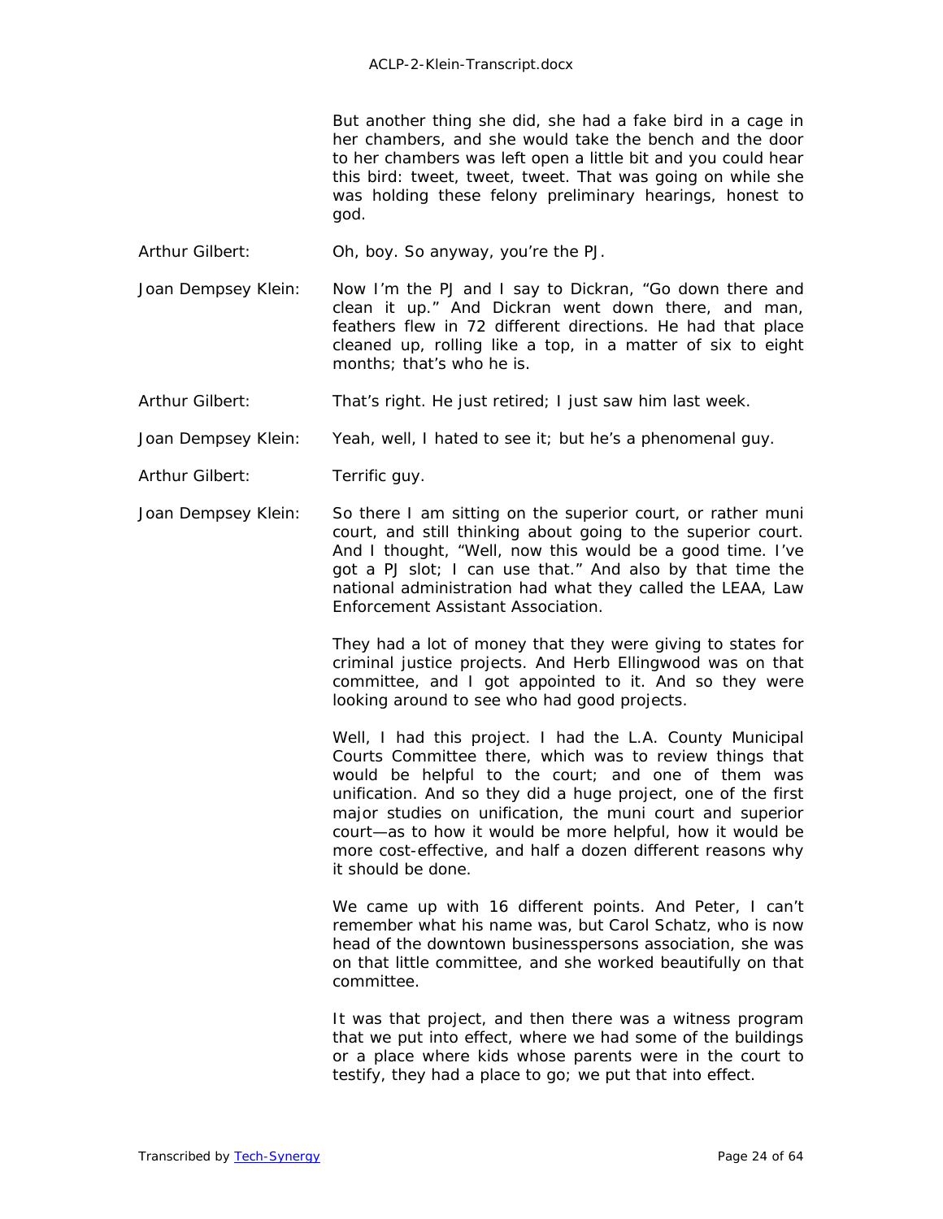But another thing she did, she had a fake bird in a cage in her chambers, and she would take the bench and the door to her chambers was left open a little bit and you could hear this bird: tweet, tweet, tweet. That was going on while she was holding these felony preliminary hearings, honest to god.

Arthur Gilbert: Oh, boy. So anyway, you're the PJ.

Joan Dempsey Klein: Now I'm the PJ and I say to Dickran, "Go down there and clean it up." And Dickran went down there, and man, feathers flew in 72 different directions. He had that place cleaned up, rolling like a top, in a matter of six to eight months; that's who he is.

Arthur Gilbert: That's right. He just retired; I just saw him last week.

Joan Dempsey Klein: Yeah, well, I hated to see it; but he's a phenomenal guy.

Arthur Gilbert: Terrific guy.

Joan Dempsey Klein: So there I am sitting on the superior court, or rather muni court, and still thinking about going to the superior court. And I thought, "Well, now this would be a good time. I've got a PJ slot; I can use that." And also by that time the national administration had what they called the LEAA, Law Enforcement Assistant Association.

They had a lot of money that they were giving to states for criminal justice projects. And Herb Ellingwood was on that committee, and I got appointed to it. And so they were looking around to see who had good projects.

Well, I had this project. I had the L.A. County Municipal Courts Committee there, which was to review things that would be helpful to the court; and one of them was unification. And so they did a huge project, one of the first major studies on unification, the muni court and superior court—as to how it would be more helpful, how it would be more cost-effective, and half a dozen different reasons why it should be done.

We came up with 16 different points. And Peter, I can't remember what his name was, but Carol Schatz, who is now head of the downtown businesspersons association, she was on that little committee, and she worked beautifully on that committee.

It was that project, and then there was a witness program that we put into effect, where we had some of the buildings or a place where kids whose parents were in the court to testify, they had a place to go; we put that into effect.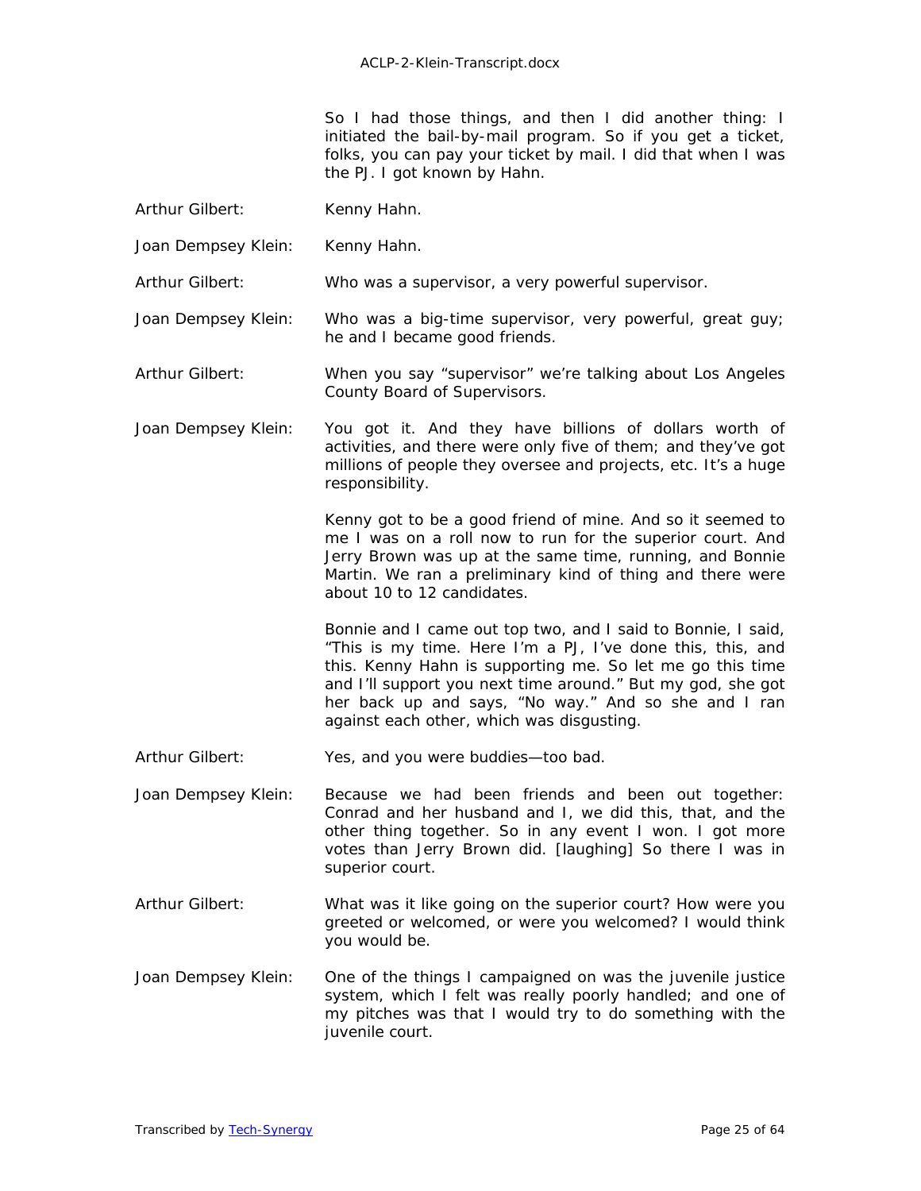So I had those things, and then I did another thing: I initiated the bail-by-mail program. So if you get a ticket, folks, you can pay your ticket by mail. I did that when I was the PJ. I got known by Hahn.

Arthur Gilbert: Kenny Hahn.

Joan Dempsey Klein: Kenny Hahn.

Arthur Gilbert: Who was a supervisor, a very powerful supervisor.

Joan Dempsey Klein: Who was a big-time supervisor, very powerful, great guy; he and I became good friends.

Arthur Gilbert: When you say "supervisor" we're talking about Los Angeles County Board of Supervisors.

Joan Dempsey Klein: You got it. And they have billions of dollars worth of activities, and there were only five of them; and they've got millions of people they oversee and projects, etc. It's a huge responsibility.

Kenny got to be a good friend of mine. And so it seemed to me I was on a roll now to run for the superior court. And Jerry Brown was up at the same time, running, and Bonnie Martin. We ran a preliminary kind of thing and there were about 10 to 12 candidates.

Bonnie and I came out top two, and I said to Bonnie, I said, "This is my time. Here I'm a PJ, I've done this, this, and this. Kenny Hahn is supporting me. So let me go this time and I'll support you next time around." But my god, she got her back up and says, "No way." And so she and I ran against each other, which was disgusting.

Arthur Gilbert: Yes, and you were buddies—too bad.

Joan Dempsey Klein: Because we had been friends and been out together: Conrad and her husband and I, we did this, that, and the other thing together. So in any event I won. I got more votes than Jerry Brown did. [laughing] So there I was in superior court.

Arthur Gilbert: What was it like going on the superior court? How were you greeted or welcomed, or were you welcomed? I would think you would be.

Joan Dempsey Klein: One of the things I campaigned on was the juvenile justice system, which I felt was really poorly handled; and one of my pitches was that I would try to do something with the juvenile court.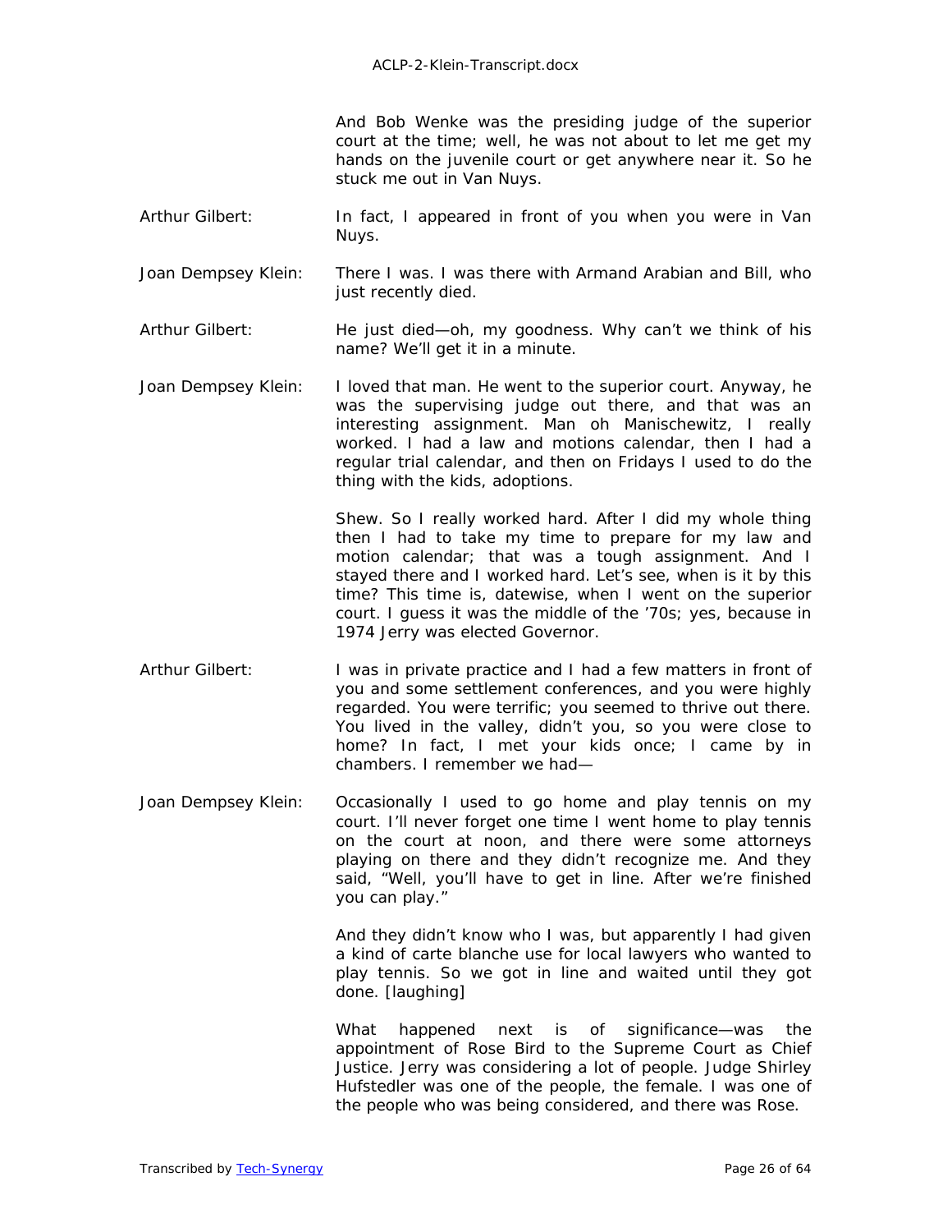And Bob Wenke was the presiding judge of the superior court at the time; well, he was not about to let me get my hands on the juvenile court or get anywhere near it. So he stuck me out in Van Nuys.

Arthur Gilbert: In fact, I appeared in front of you when you were in Van Nuys.

Joan Dempsey Klein: There I was. I was there with Armand Arabian and Bill, who just recently died.

Arthur Gilbert: He just died—oh, my goodness. Why can't we think of his name? We'll get it in a minute.

Joan Dempsey Klein: I loved that man. He went to the superior court. Anyway, he was the supervising judge out there, and that was an interesting assignment. Man oh Manischewitz, I really worked. I had a law and motions calendar, then I had a regular trial calendar, and then on Fridays I used to do the thing with the kids, adoptions.

Shew. So I really worked hard. After I did my whole thing then I had to take my time to prepare for my law and motion calendar; that was a tough assignment. And I stayed there and I worked hard. Let's see, when is it by this time? This time is, datewise, when I went on the superior court. I guess it was the middle of the '70s; yes, because in 1974 Jerry was elected Governor.

Arthur Gilbert: I was in private practice and I had a few matters in front of you and some settlement conferences, and you were highly regarded. You were terrific; you seemed to thrive out there. You lived in the valley, didn't you, so you were close to home? In fact, I met your kids once; I came by in chambers. I remember we had—

Joan Dempsey Klein: Occasionally I used to go home and play tennis on my court. I'll never forget one time I went home to play tennis on the court at noon, and there were some attorneys playing on there and they didn't recognize me. And they said, "Well, you'll have to get in line. After we're finished you can play."

And they didn't know who I was, but apparently I had given a kind of carte blanche use for local lawyers who wanted to play tennis. So we got in line and waited until they got done. [laughing]

What happened next is of significance—was the appointment of Rose Bird to the Supreme Court as Chief Justice. Jerry was considering a lot of people. Judge Shirley Hufstedler was one of the people, the female. I was one of the people who was being considered, and there was Rose.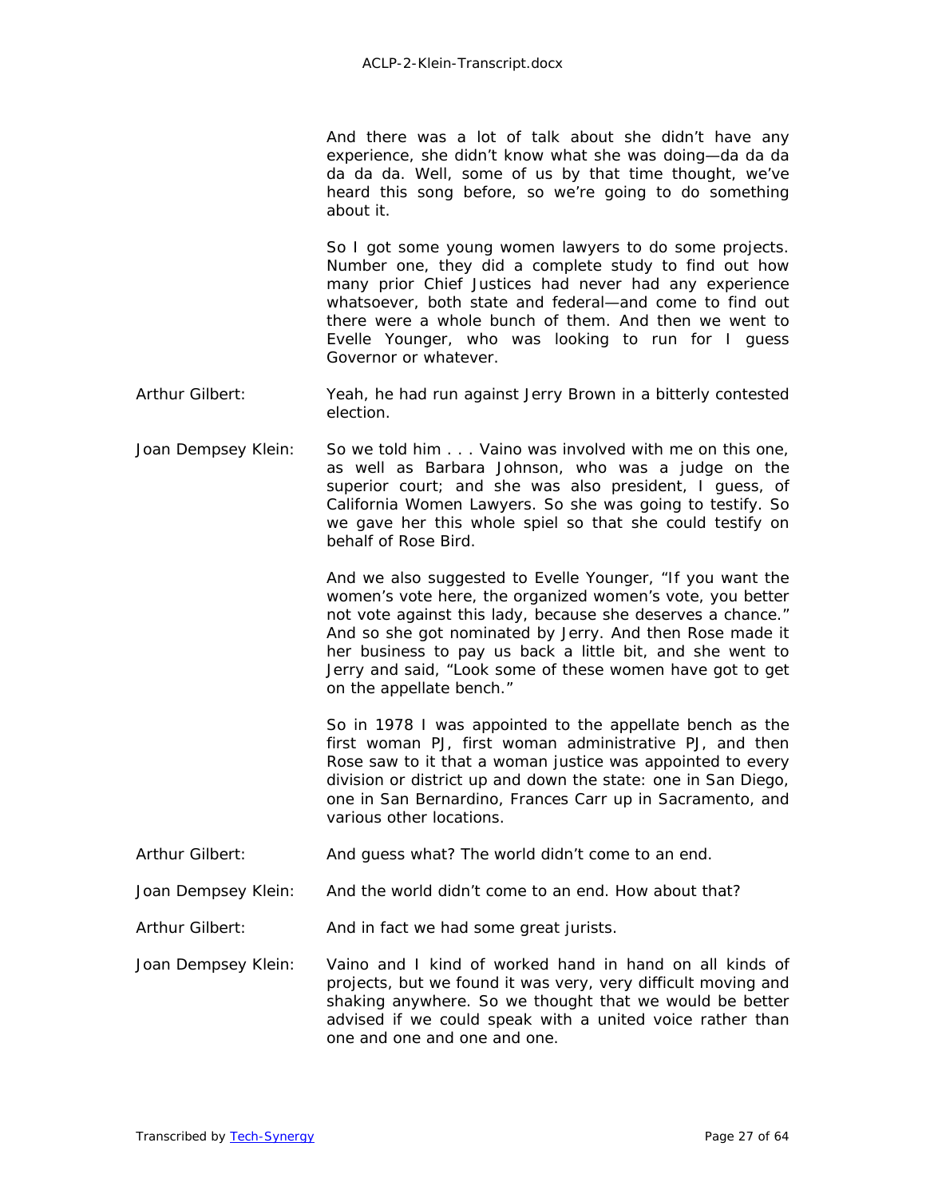And there was a lot of talk about she didn't have any experience, she didn't know what she was doing—da da da da da da. Well, some of us by that time thought, we've heard this song before, so we're going to do something about it.

So I got some young women lawyers to do some projects. Number one, they did a complete study to find out how many prior Chief Justices had never had any experience whatsoever, both state and federal—and come to find out there were a whole bunch of them. And then we went to Evelle Younger, who was looking to run for I guess Governor or whatever.

Arthur Gilbert: Yeah, he had run against Jerry Brown in a bitterly contested election.

Joan Dempsey Klein: So we told him . . . Vaino was involved with me on this one, as well as Barbara Johnson, who was a judge on the superior court; and she was also president, I guess, of California Women Lawyers. So she was going to testify. So we gave her this whole spiel so that she could testify on behalf of Rose Bird.

And we also suggested to Evelle Younger, "If you want the women's vote here, the organized women's vote, you better not vote against this lady, because she deserves a chance." And so she got nominated by Jerry. And then Rose made it her business to pay us back a little bit, and she went to Jerry and said, "Look some of these women have got to get on the appellate bench."

So in 1978 I was appointed to the appellate bench as the first woman PJ, first woman administrative PJ, and then Rose saw to it that a woman justice was appointed to every division or district up and down the state: one in San Diego, one in San Bernardino, Frances Carr up in Sacramento, and various other locations.

Arthur Gilbert: And guess what? The world didn't come to an end.

Joan Dempsey Klein: And the world didn't come to an end. How about that?

Arthur Gilbert: And in fact we had some great jurists.

Joan Dempsey Klein: Vaino and I kind of worked hand in hand on all kinds of projects, but we found it was very, very difficult moving and shaking anywhere. So we thought that we would be better advised if we could speak with a united voice rather than one and one and one and one.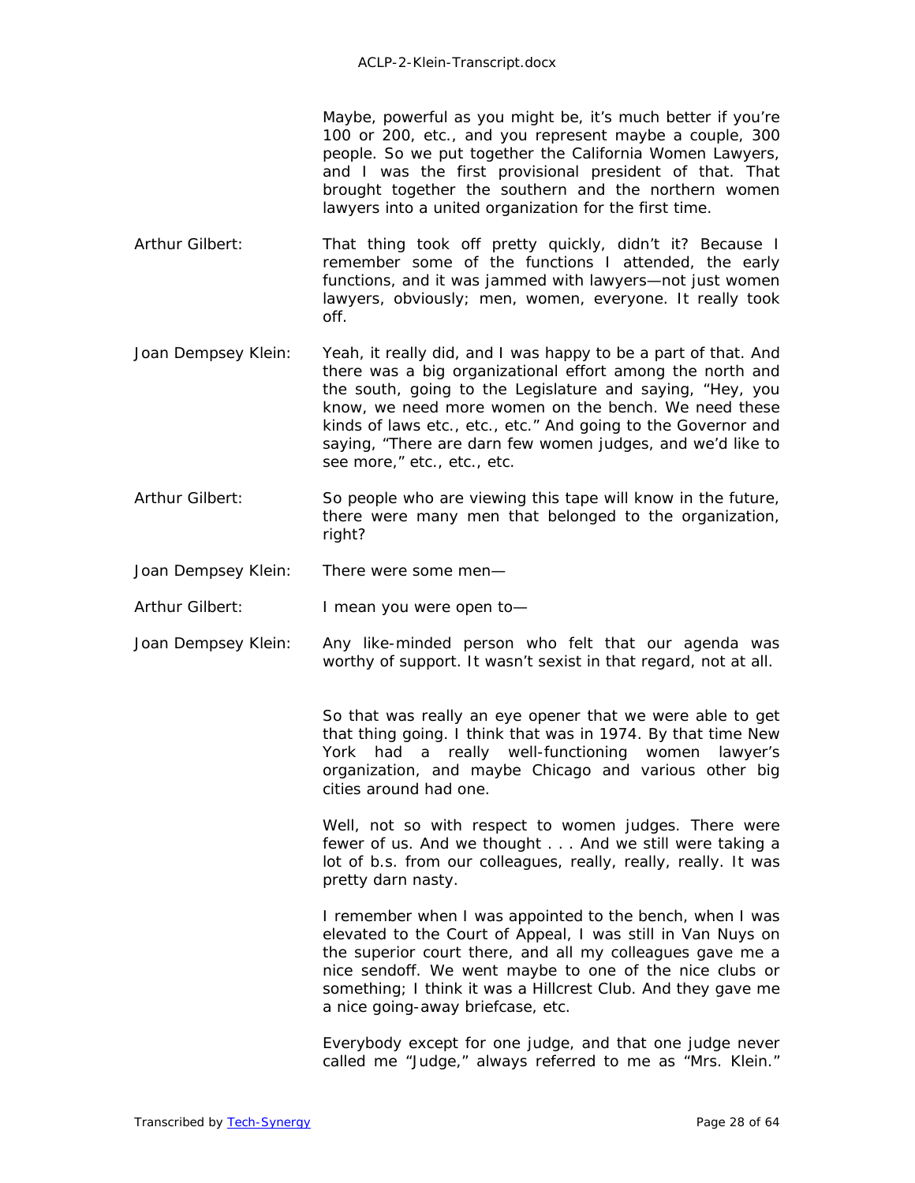Maybe, powerful as you might be, it's much better if you're 100 or 200, etc., and you represent maybe a couple, 300 people. So we put together the California Women Lawyers, and I was the first provisional president of that. That brought together the southern and the northern women lawyers into a united organization for the first time.

**Arthur Gilbert:** That thing took off pretty quickly, didn't it? Because I remember some of the functions I attended, the early functions, and it was jammed with lawyers—not just women lawyers, obviously; men, women, everyone. It really took off.

**Joan Dempsey Klein:** Yeah, it really did, and I was happy to be a part of that. And there was a big organizational effort among the north and the south, going to the Legislature and saying, "Hey, you know, we need more women on the bench. We need these kinds of laws etc., etc., etc." And going to the Governor and saying, "There are darn few women judges, and we'd like to see more," etc., etc., etc.

**Arthur Gilbert:** So people who are viewing this tape will know in the future, there were many men that belonged to the organization, right?

**Joan Dempsey Klein:** There were some men—

**Arthur Gilbert:** I mean you were open to—

**Joan Dempsey Klein:** Any like-minded person who felt that our agenda was worthy of support. It wasn't sexist in that regard, not at all.

So that was really an eye opener that we were able to get that thing going. I think that was in 1974. By that time New York had a really well-functioning women lawyer's organization, and maybe Chicago and various other big cities around had one.

Well, not so with respect to women judges. There were fewer of us. And we thought . . . And we still were taking a lot of b.s. from our colleagues, really, really, really. It was pretty darn nasty.

I remember when I was appointed to the bench, when I was elevated to the Court of Appeal, I was still in Van Nuys on the superior court there, and all my colleagues gave me a nice sendoff. We went maybe to one of the nice clubs or something; I think it was a Hillcrest Club. And they gave me a nice going-away briefcase, etc.

Everybody except for one judge, and that one judge never called me "Judge," always referred to me as "Mrs. Klein."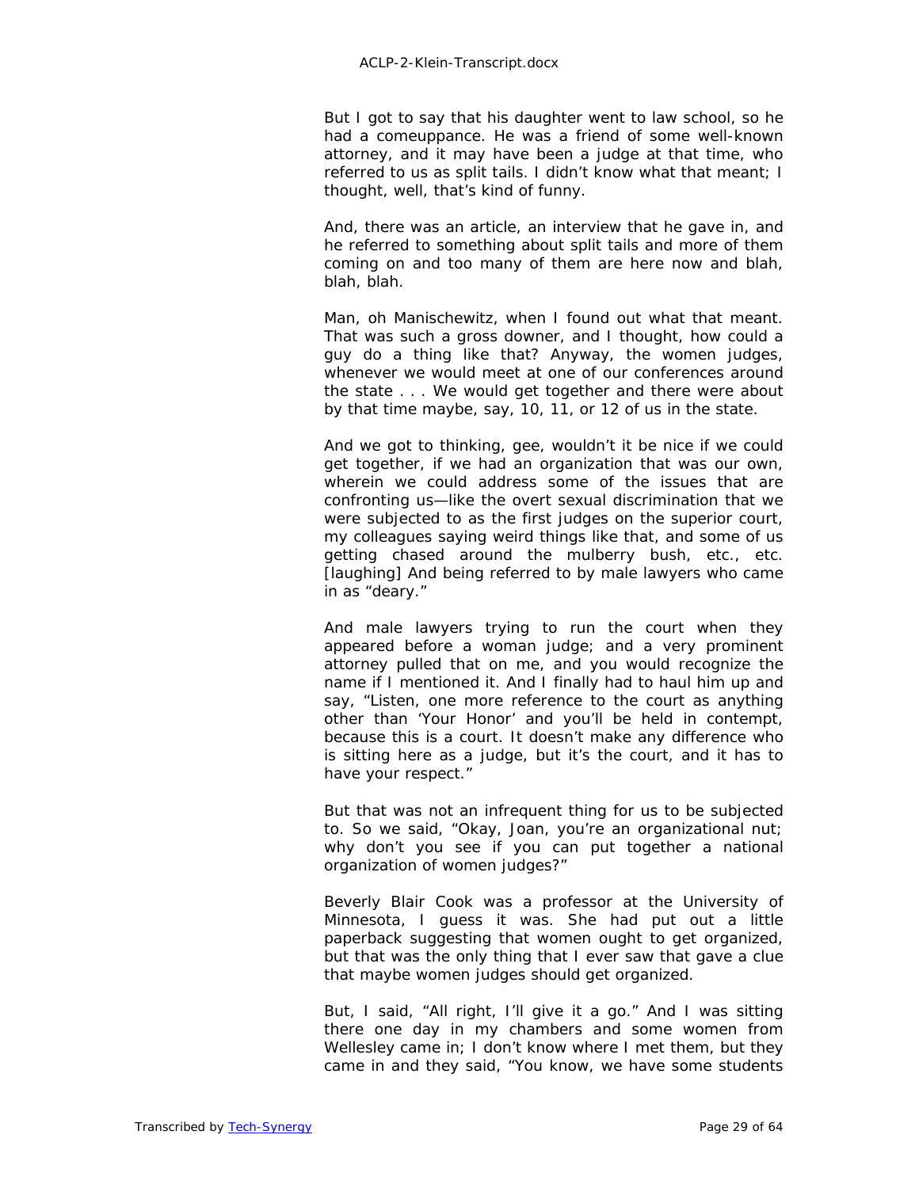But I got to say that his daughter went to law school, so he had a comeuppance. He was a friend of some well-known attorney, and it may have been a judge at that time, who referred to us as split tails. I didn't know what that meant; I thought, well, that's kind of funny.

And, there was an article, an interview that he gave in, and he referred to something about split tails and more of them coming on and too many of them are here now and blah, blah, blah.

Man, oh Manischewitz, when I found out what that meant. That was such a gross downer, and I thought, how could a guy do a thing like that? Anyway, the women judges, whenever we would meet at one of our conferences around the state . . . We would get together and there were about by that time maybe, say, 10, 11, or 12 of us in the state.

And we got to thinking, gee, wouldn't it be nice if we could get together, if we had an organization that was our own, wherein we could address some of the issues that are confronting us—like the overt sexual discrimination that we were subjected to as the first judges on the superior court, my colleagues saying weird things like that, and some of us getting chased around the mulberry bush, etc., etc. [laughing] And being referred to by male lawyers who came in as "deary."

And male lawyers trying to run the court when they appeared before a woman judge; and a very prominent attorney pulled that on me, and you would recognize the name if I mentioned it. And I finally had to haul him up and say, "Listen, one more reference to the court as anything other than 'Your Honor' and you'll be held in contempt, because this is a court. It doesn't make any difference who is sitting here as a judge, but it's the court, and it has to have your respect."

But that was not an infrequent thing for us to be subjected to. So we said, "Okay, Joan, you're an organizational nut; why don't you see if you can put together a national organization of women judges?"

Beverly Blair Cook was a professor at the University of Minnesota, I guess it was. She had put out a little paperback suggesting that women ought to get organized, but that was the only thing that I ever saw that gave a clue that maybe women judges should get organized.

But, I said, "All right, I'll give it a go." And I was sitting there one day in my chambers and some women from Wellesley came in; I don't know where I met them, but they came in and they said, "You know, we have some students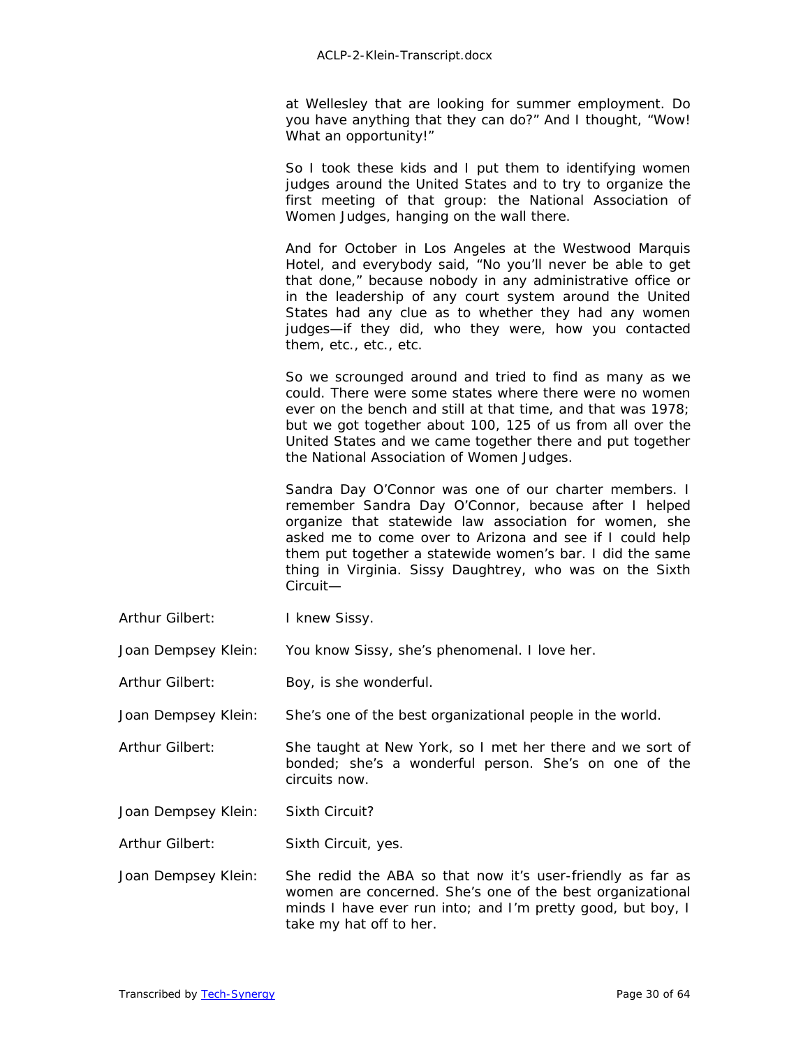at Wellesley that are looking for summer employment. Do you have anything that they can do?" And I thought, "Wow! What an opportunity!"

So I took these kids and I put them to identifying women judges around the United States and to try to organize the first meeting of that group: the National Association of Women Judges, hanging on the wall there.

And for October in Los Angeles at the Westwood Marquis Hotel, and everybody said, "No you'll never be able to get that done," because nobody in any administrative office or in the leadership of any court system around the United States had any clue as to whether they had any women judges—if they did, who they were, how you contacted them, etc., etc., etc.

So we scrounged around and tried to find as many as we could. There were some states where there were no women ever on the bench and still at that time, and that was 1978; but we got together about 100, 125 of us from all over the United States and we came together there and put together the National Association of Women Judges.

Sandra Day O'Connor was one of our charter members. I remember Sandra Day O'Connor, because after I helped organize that statewide law association for women, she asked me to come over to Arizona and see if I could help them put together a statewide women's bar. I did the same thing in Virginia. Sissy Daughtrey, who was on the Sixth Circuit—

Arthur Gilbert: I knew Sissy.

Joan Dempsey Klein: You know Sissy, she's phenomenal. I love her.

Arthur Gilbert: Boy, is she wonderful.

Joan Dempsey Klein: She's one of the best organizational people in the world.

Arthur Gilbert: She taught at New York, so I met her there and we sort of bonded; she's a wonderful person. She's on one of the circuits now.

Joan Dempsey Klein: Sixth Circuit?

Arthur Gilbert: Sixth Circuit, yes.

Joan Dempsey Klein: She redid the ABA so that now it's user-friendly as far as women are concerned. She's one of the best organizational minds I have ever run into; and I'm pretty good, but boy, I take my hat off to her.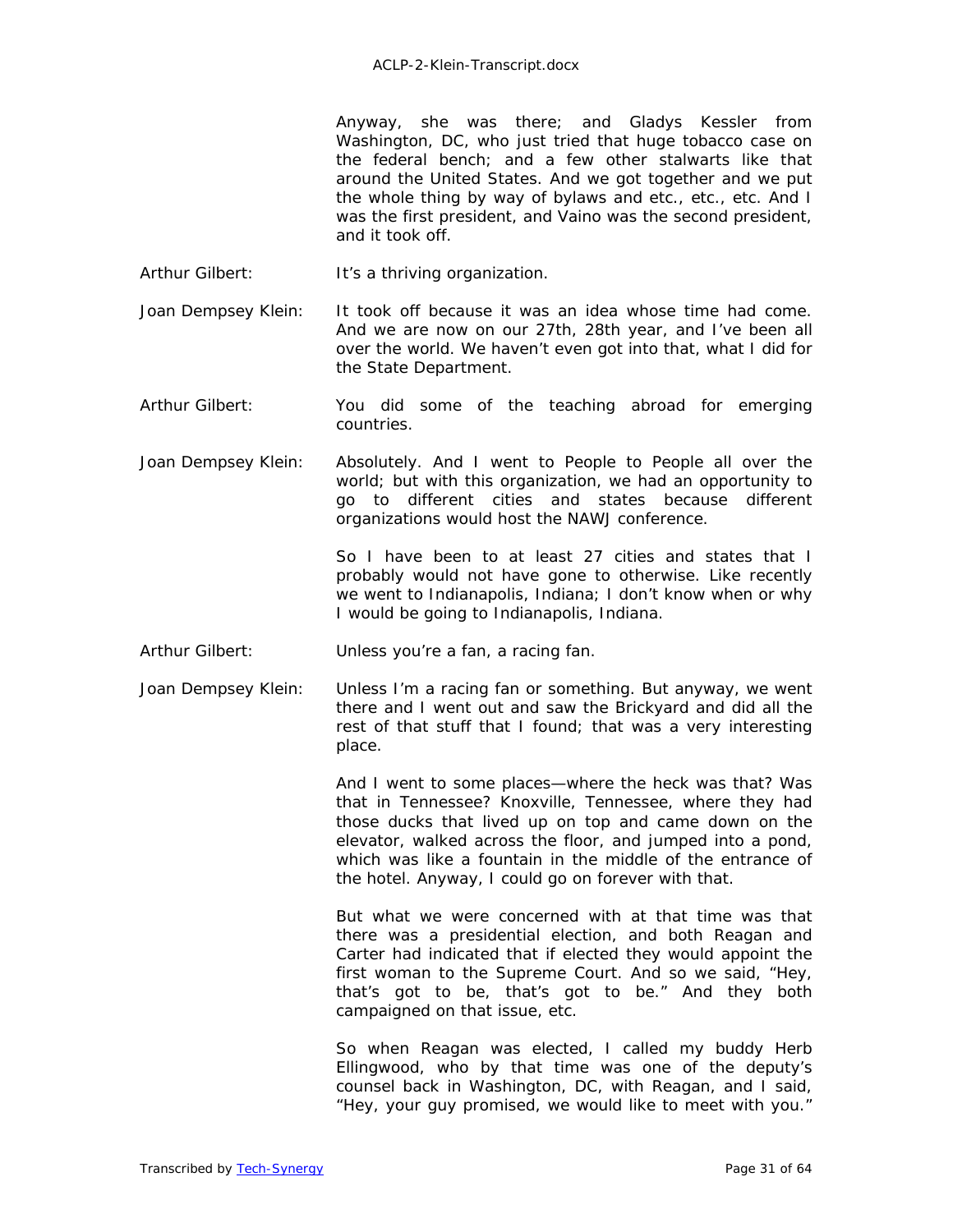Anyway, she was there; and Gladys Kessler from Washington, DC, who just tried that huge tobacco case on the federal bench; and a few other stalwarts like that around the United States. And we got together and we put the whole thing by way of bylaws and etc., etc., etc. And I was the first president, and Vaino was the second president, and it took off.

Arthur Gilbert: It's a thriving organization.

Joan Dempsey Klein: It took off because it was an idea whose time had come. And we are now on our 27th, 28th year, and I've been all over the world. We haven't even got into that, what I did for the State Department.

Arthur Gilbert: You did some of the teaching abroad for emerging countries.

Joan Dempsey Klein: Absolutely. And I went to People to People all over the world; but with this organization, we had an opportunity to go to different cities and states because different organizations would host the NAWJ conference.

So I have been to at least 27 cities and states that I probably would not have gone to otherwise. Like recently we went to Indianapolis, Indiana; I don't know when or why I would be going to Indianapolis, Indiana.

Arthur Gilbert: Unless you're a fan, a racing fan.

Joan Dempsey Klein: Unless I'm a racing fan or something. But anyway, we went there and I went out and saw the Brickyard and did all the rest of that stuff that I found; that was a very interesting place.

And I went to some places—where the heck was that? Was that in Tennessee? Knoxville, Tennessee, where they had those ducks that lived up on top and came down on the elevator, walked across the floor, and jumped into a pond, which was like a fountain in the middle of the entrance of the hotel. Anyway, I could go on forever with that.

But what we were concerned with at that time was that there was a presidential election, and both Reagan and Carter had indicated that if elected they would appoint the first woman to the Supreme Court. And so we said, "Hey, that's got to be, that's got to be." And they both campaigned on that issue, etc.

So when Reagan was elected, I called my buddy Herb Ellingwood, who by that time was one of the deputy's counsel back in Washington, DC, with Reagan, and I said, "Hey, your guy promised, we would like to meet with you."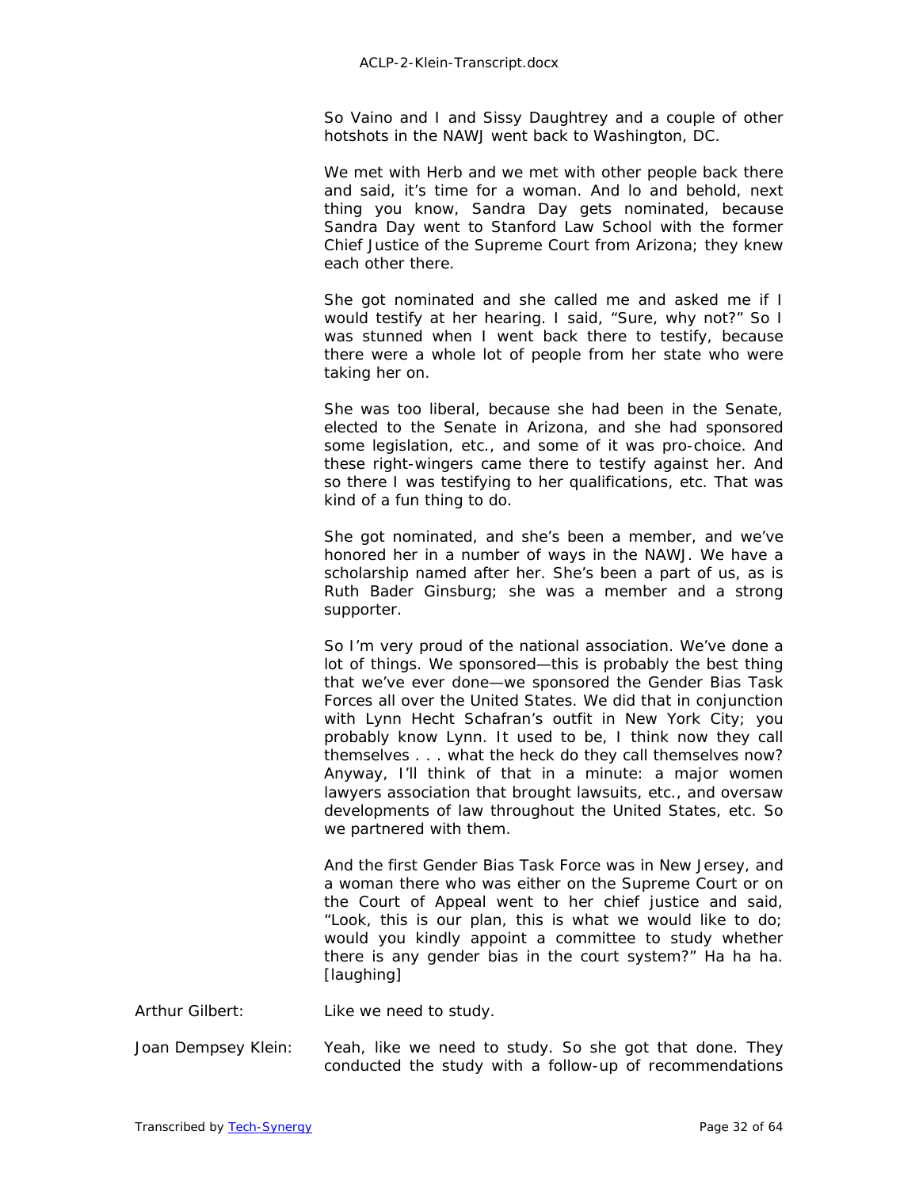So Vaino and I and Sissy Daughtrey and a couple of other hotshots in the NAWJ went back to Washington, DC.

We met with Herb and we met with other people back there and said, it's time for a woman. And lo and behold, next thing you know, Sandra Day gets nominated, because Sandra Day went to Stanford Law School with the former Chief Justice of the Supreme Court from Arizona; they knew each other there.

She got nominated and she called me and asked me if I would testify at her hearing. I said, "Sure, why not?" So I was stunned when I went back there to testify, because there were a whole lot of people from her state who were taking her on.

She was too liberal, because she had been in the Senate, elected to the Senate in Arizona, and she had sponsored some legislation, etc., and some of it was pro-choice. And these right-wingers came there to testify against her. And so there I was testifying to her qualifications, etc. That was kind of a fun thing to do.

She got nominated, and she's been a member, and we've honored her in a number of ways in the NAWJ. We have a scholarship named after her. She's been a part of us, as is Ruth Bader Ginsburg; she was a member and a strong supporter.

So I'm very proud of the national association. We've done a lot of things. We sponsored—this is probably the best thing that we've ever done—we sponsored the Gender Bias Task Forces all over the United States. We did that in conjunction with Lynn Hecht Schafran's outfit in New York City; you probably know Lynn. It used to be, I think now they call themselves . . . what the heck do they call themselves now? Anyway, I'll think of that in a minute: a major women lawyers association that brought lawsuits, etc., and oversaw developments of law throughout the United States, etc. So we partnered with them.

And the first Gender Bias Task Force was in New Jersey, and a woman there who was either on the Supreme Court or on the Court of Appeal went to her chief justice and said, "Look, this is our plan, this is what we would like to do; would you kindly appoint a committee to study whether there is any gender bias in the court system?" Ha ha ha. [laughing]

Arthur Gilbert: Like we need to study.

Joan Dempsey Klein: Yeah, like we need to study. So she got that done. They conducted the study with a follow-up of recommendations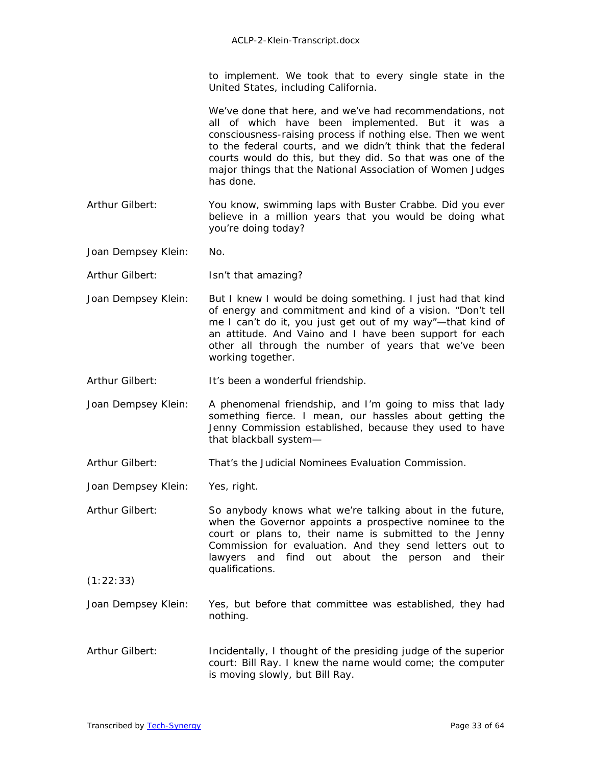to implement. We took that to every single state in the United States, including California.

We've done that here, and we've had recommendations, not all of which have been implemented. But it was a consciousness-raising process if nothing else. Then we went to the federal courts, and we didn't think that the federal courts would do this, but they did. So that was one of the major things that the National Association of Women Judges has done.

Arthur Gilbert: You know, swimming laps with Buster Crabbe. Did you ever believe in a million years that you would be doing what you're doing today?

Joan Dempsey Klein: No.

Arthur Gilbert: Isn't that amazing?

Joan Dempsey Klein: But I knew I would be doing something. I just had that kind of energy and commitment and kind of a vision. "Don't tell me I can't do it, you just get out of my way"—that kind of an attitude. And Vaino and I have been support for each other all through the number of years that we've been working together.

Arthur Gilbert: It's been a wonderful friendship.

Joan Dempsey Klein: A phenomenal friendship, and I'm going to miss that lady something fierce. I mean, our hassles about getting the Jenny Commission established, because they used to have that blackball system—

Arthur Gilbert: That's the Judicial Nominees Evaluation Commission.

Joan Dempsey Klein: Yes, right.

Arthur Gilbert: So anybody knows what we're talking about in the future, when the Governor appoints a prospective nominee to the court or plans to, their name is submitted to the Jenny Commission for evaluation. And they send letters out to lawyers and find out about the person and their qualifications.

(1:22:33)

Joan Dempsey Klein: Yes, but before that committee was established, they had nothing.

Arthur Gilbert: Incidentally, I thought of the presiding judge of the superior court: Bill Ray. I knew the name would come; the computer is moving slowly, but Bill Ray.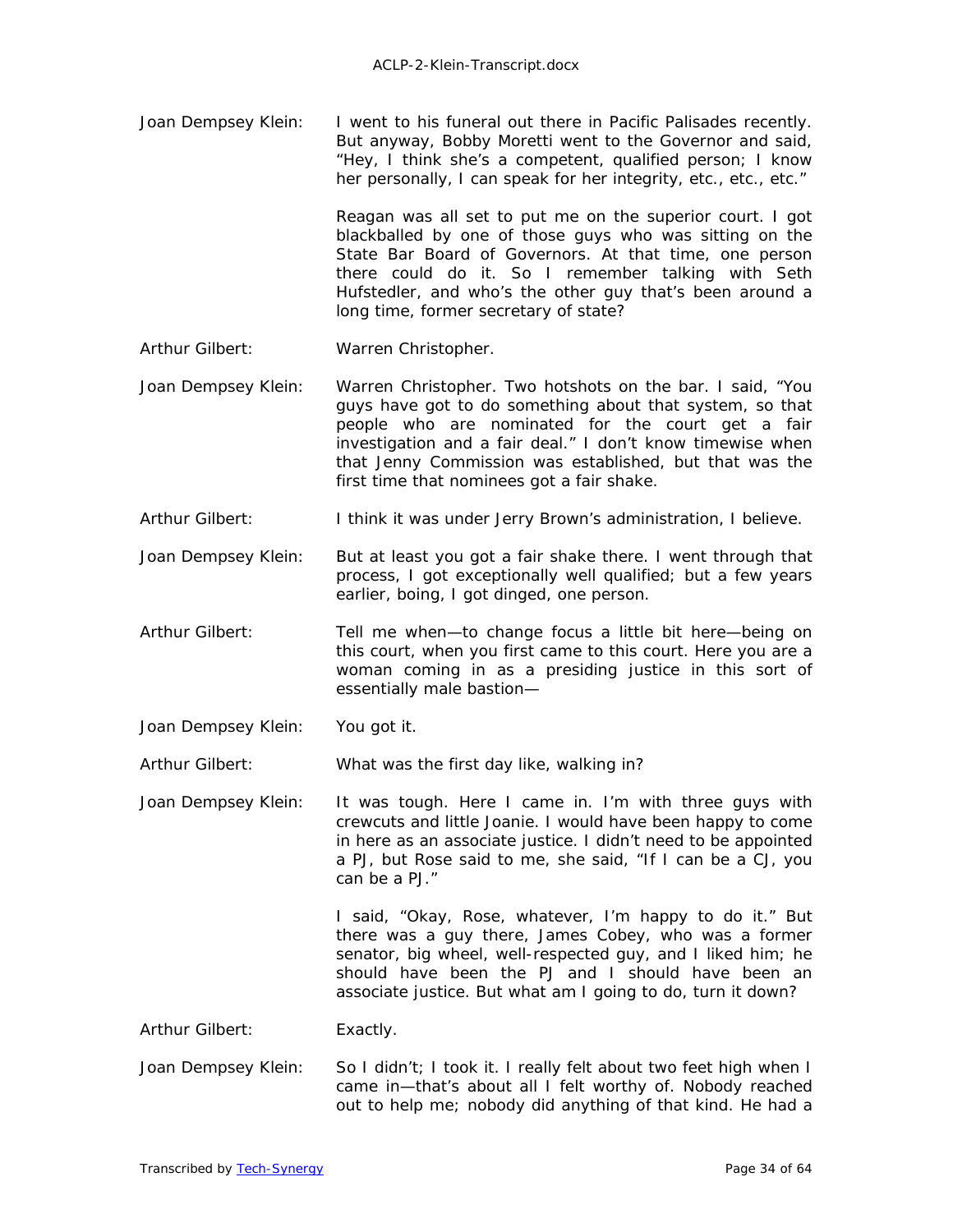Joan Dempsey Klein: I went to his funeral out there in Pacific Palisades recently. But anyway, Bobby Moretti went to the Governor and said, "Hey, I think she's a competent, qualified person; I know her personally, I can speak for her integrity, etc., etc., etc."

Reagan was all set to put me on the superior court. I got blackballed by one of those guys who was sitting on the State Bar Board of Governors. At that time, one person there could do it. So I remember talking with Seth Hufstedler, and who's the other guy that's been around a long time, former secretary of state?

Arthur Gilbert: Warren Christopher.

Joan Dempsey Klein: Warren Christopher. Two hotshots on the bar. I said, "You guys have got to do something about that system, so that people who are nominated for the court get a fair investigation and a fair deal." I don't know timewise when that Jenny Commission was established, but that was the first time that nominees got a fair shake.

Arthur Gilbert: I think it was under Jerry Brown's administration, I believe.

Joan Dempsey Klein: But at least you got a fair shake there. I went through that process, I got exceptionally well qualified; but a few years earlier, boing, I got dinged, one person.

Arthur Gilbert: Tell me when—to change focus a little bit here—being on this court, when you first came to this court. Here you are a woman coming in as a presiding justice in this sort of essentially male bastion—

Joan Dempsey Klein: You got it.

Arthur Gilbert: What was the first day like, walking in?

Joan Dempsey Klein: It was tough. Here I came in. I'm with three guys with crewcuts and little Joanie. I would have been happy to come in here as an associate justice. I didn't need to be appointed a PJ, but Rose said to me, she said, "If I can be a CJ, you can be a PJ."

I said, "Okay, Rose, whatever, I'm happy to do it." But there was a guy there, James Cobey, who was a former senator, big wheel, well-respected guy, and I liked him; he should have been the PJ and I should have been an associate justice. But what am I going to do, turn it down?

Arthur Gilbert: Exactly.

Joan Dempsey Klein: So I didn't; I took it. I really felt about two feet high when I came in—that's about all I felt worthy of. Nobody reached out to help me; nobody did anything of that kind. He had a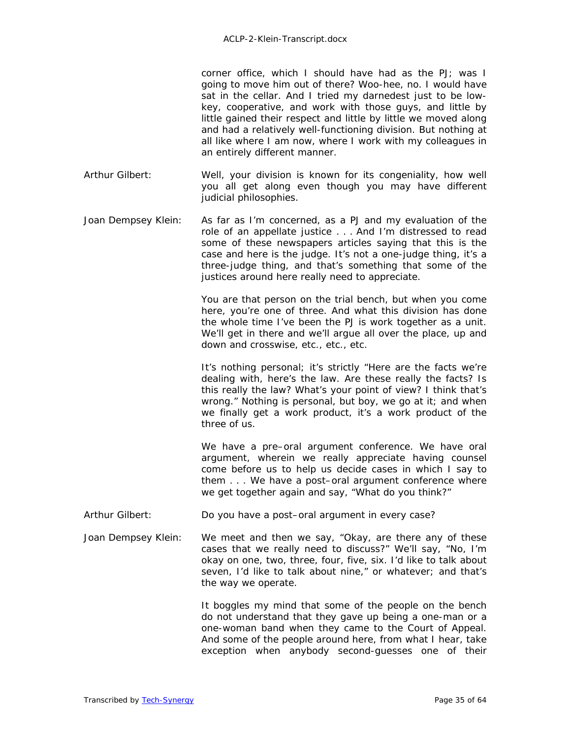corner office, which I should have had as the PJ; was I going to move him out of there? Woo-hee, no. I would have sat in the cellar. And I tried my darnedest just to be low-key, cooperative, and work with those guys, and little by little gained their respect and little by little we moved along and had a relatively well-functioning division. But nothing at all like where I am now, where I work with my colleagues in an entirely different manner.

**Arthur Gilbert:** Well, your division is known for its congeniality, how well you all get along even though you may have different judicial philosophies.

**Joan Dempsey Klein:** As far as I'm concerned, as a PJ and my evaluation of the role of an appellate justice . . . And I'm distressed to read some of these newspapers articles saying that this is the case and here is the judge. It's not a one-judge thing, it's a three-judge thing, and that's something that some of the justices around here really need to appreciate.

You are that person on the trial bench, but when you come here, you're one of three. And what this division has done the whole time I've been the PJ is work together as a unit. We'll get in there and we'll argue all over the place, up and down and crosswise, etc., etc., etc.

It's nothing personal; it's strictly "Here are the facts we're dealing with, here's the law. Are these really the facts? Is this really the law? What's your point of view? I think that's wrong." Nothing is personal, but boy, we go at it; and when we finally get a work product, it's a work product of the three of us.

We have a pre–oral argument conference. We have oral argument, wherein we really appreciate having counsel come before us to help us decide cases in which I say to them . . . We have a post–oral argument conference where we get together again and say, "What do you think?"

**Arthur Gilbert:** Do you have a post–oral argument in every case?

**Joan Dempsey Klein:** We meet and then we say, "Okay, are there any of these cases that we really need to discuss?" We'll say, "No, I'm okay on one, two, three, four, five, six. I'd like to talk about seven, I'd like to talk about nine," or whatever; and that's the way we operate.

It boggles my mind that some of the people on the bench do not understand that they gave up being a one-man or a one-woman band when they came to the Court of Appeal. And some of the people around here, from what I hear, take exception when anybody second-guesses one of their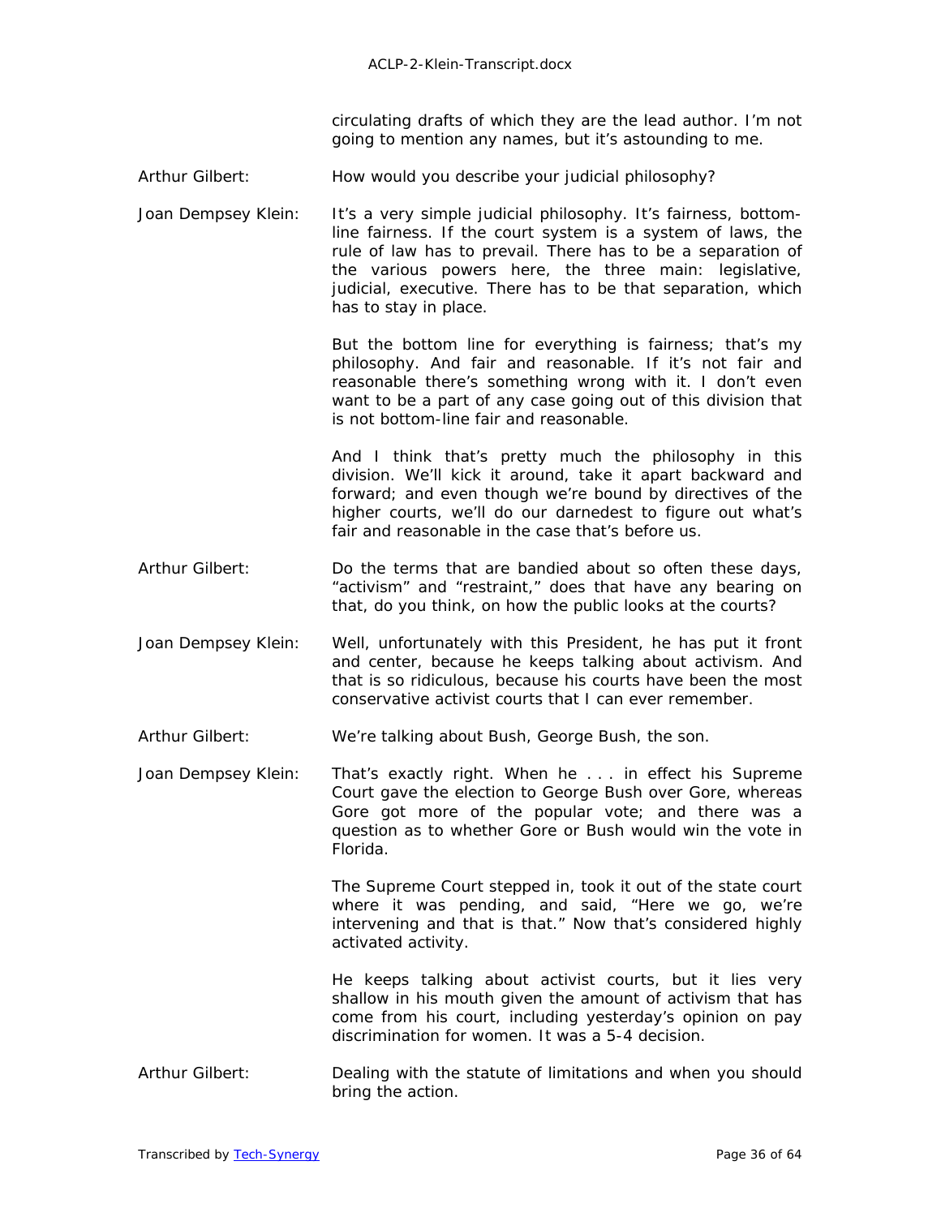circulating drafts of which they are the lead author. I'm not going to mention any names, but it's astounding to me.

**Arthur Gilbert:** How would you describe your judicial philosophy?

**Joan Dempsey Klein:** It's a very simple judicial philosophy. It's fairness, bottom-line fairness. If the court system is a system of laws, the rule of law has to prevail. There has to be a separation of the various powers here, the three main: legislative, judicial, executive. There has to be that separation, which has to stay in place.

But the bottom line for everything is fairness; that's my philosophy. And fair and reasonable. If it's not fair and reasonable there's something wrong with it. I don't even want to be a part of any case going out of this division that is not bottom-line fair and reasonable.

And I think that's pretty much the philosophy in this division. We'll kick it around, take it apart backward and forward; and even though we're bound by directives of the higher courts, we'll do our darnedest to figure out what's fair and reasonable in the case that's before us.

**Arthur Gilbert:** Do the terms that are bandied about so often these days, "activism" and "restraint," does that have any bearing on that, do you think, on how the public looks at the courts?

**Joan Dempsey Klein:** Well, unfortunately with this President, he has put it front and center, because he keeps talking about activism. And that is so ridiculous, because his courts have been the most conservative activist courts that I can ever remember.

**Arthur Gilbert:** We're talking about Bush, George Bush, the son.

**Joan Dempsey Klein:** That's exactly right. When he . . . in effect his Supreme Court gave the election to George Bush over Gore, whereas Gore got more of the popular vote; and there was a question as to whether Gore or Bush would win the vote in Florida.

The Supreme Court stepped in, took it out of the state court where it was pending, and said, "Here we go, we're intervening and that is that." Now that's considered highly activated activity.

He keeps talking about activist courts, but it lies very shallow in his mouth given the amount of activism that has come from his court, including yesterday's opinion on pay discrimination for women. It was a 5-4 decision.

**Arthur Gilbert:** Dealing with the statute of limitations and when you should bring the action.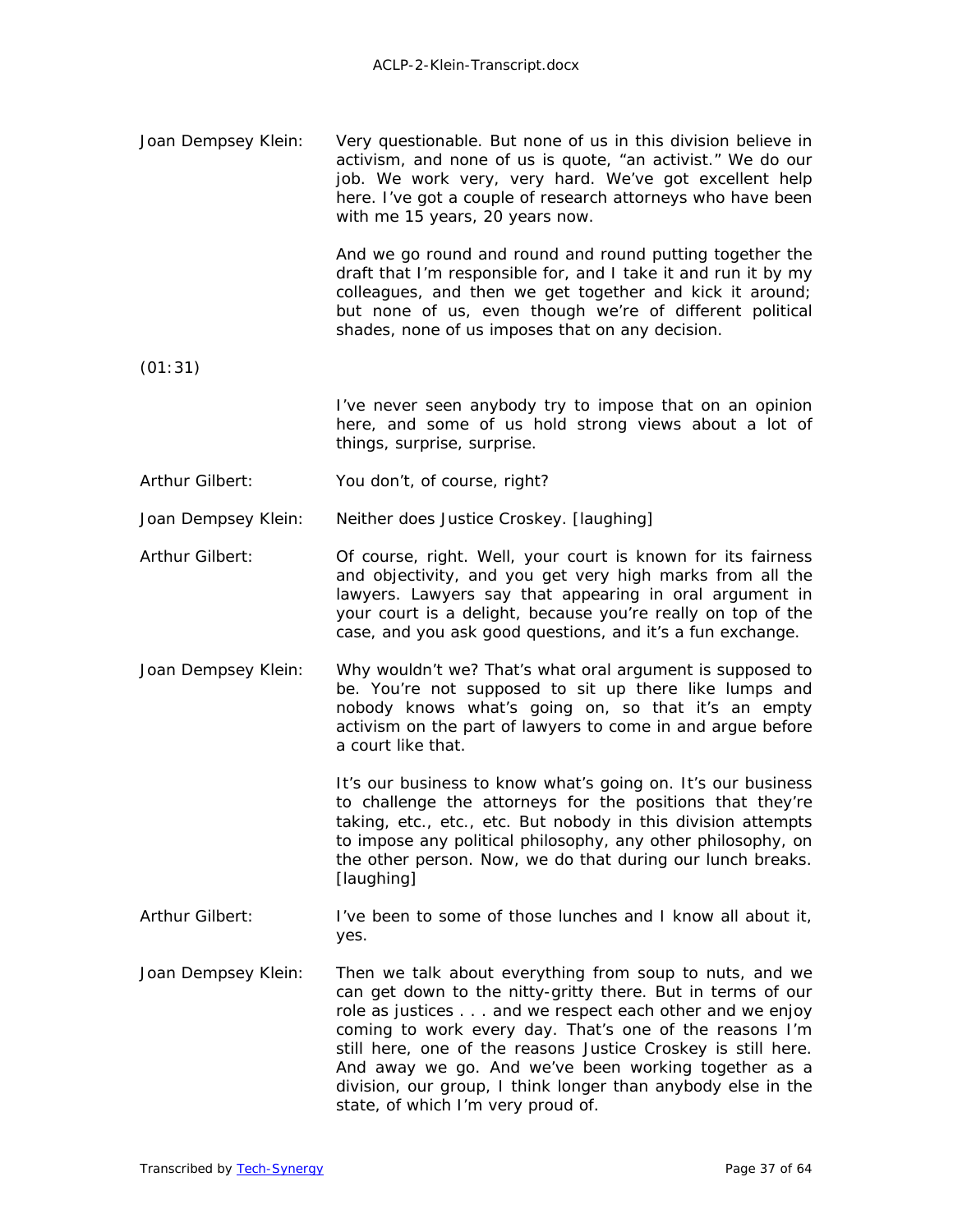Joan Dempsey Klein: Very questionable. But none of us in this division believe in activism, and none of us is quote, "an activist." We do our job. We work very, very hard. We've got excellent help here. I've got a couple of research attorneys who have been with me 15 years, 20 years now.

And we go round and round and round putting together the draft that I'm responsible for, and I take it and run it by my colleagues, and then we get together and kick it around; but none of us, even though we're of different political shades, none of us imposes that on any decision.

(01:31)

I've never seen anybody try to impose that on an opinion here, and some of us hold strong views about a lot of things, surprise, surprise.

Arthur Gilbert: You don't, of course, right?

Joan Dempsey Klein: Neither does Justice Croskey. [laughing]

Arthur Gilbert: Of course, right. Well, your court is known for its fairness and objectivity, and you get very high marks from all the lawyers. Lawyers say that appearing in oral argument in your court is a delight, because you're really on top of the case, and you ask good questions, and it's a fun exchange.

Joan Dempsey Klein: Why wouldn't we? That's what oral argument is supposed to be. You're not supposed to sit up there like lumps and nobody knows what's going on, so that it's an empty activism on the part of lawyers to come in and argue before a court like that.

It's our business to know what's going on. It's our business to challenge the attorneys for the positions that they're taking, etc., etc., etc. But nobody in this division attempts to impose any political philosophy, any other philosophy, on the other person. Now, we do that during our lunch breaks. [laughing]

Arthur Gilbert: I've been to some of those lunches and I know all about it, yes.

Joan Dempsey Klein: Then we talk about everything from soup to nuts, and we can get down to the nitty-gritty there. But in terms of our role as justices . . . and we respect each other and we enjoy coming to work every day. That's one of the reasons I'm still here, one of the reasons Justice Croskey is still here. And away we go. And we've been working together as a division, our group, I think longer than anybody else in the state, of which I'm very proud of.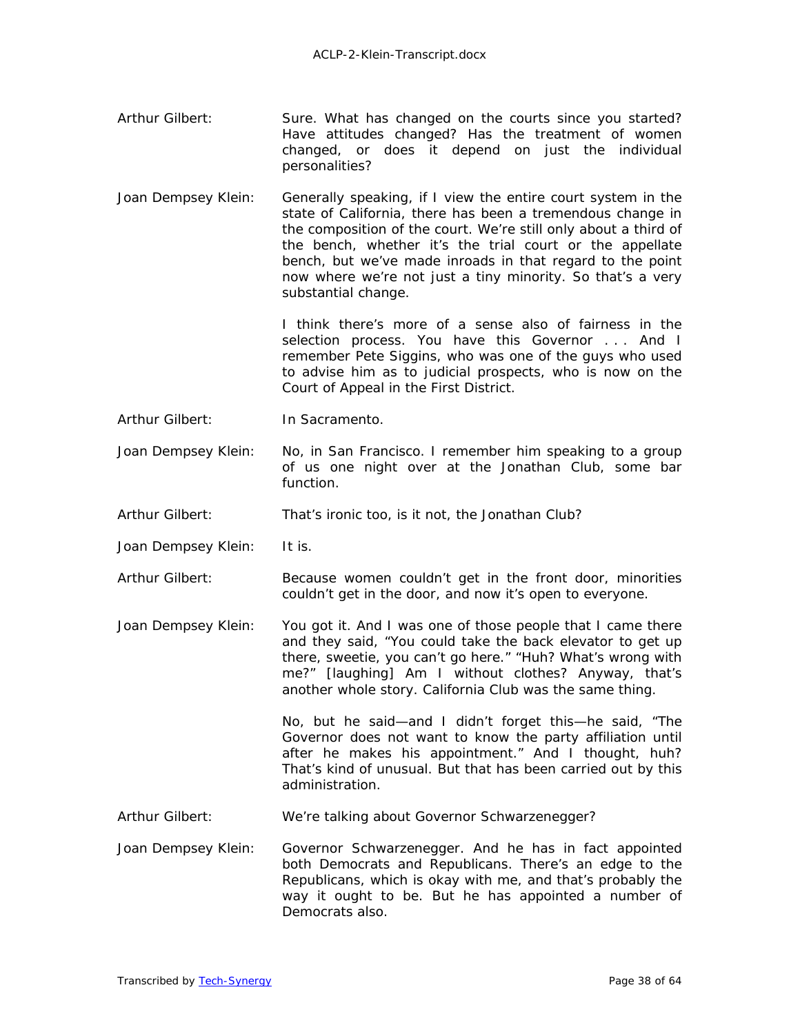Arthur Gilbert: Sure. What has changed on the courts since you started? Have attitudes changed? Has the treatment of women changed, or does it depend on just the individual personalities?

Joan Dempsey Klein: Generally speaking, if I view the entire court system in the state of California, there has been a tremendous change in the composition of the court. We're still only about a third of the bench, whether it's the trial court or the appellate bench, but we've made inroads in that regard to the point now where we're not just a tiny minority. So that's a very substantial change.

I think there's more of a sense also of fairness in the selection process. You have this Governor . . . And I remember Pete Siggins, who was one of the guys who used to advise him as to judicial prospects, who is now on the Court of Appeal in the First District.

Arthur Gilbert: In Sacramento.

Joan Dempsey Klein: No, in San Francisco. I remember him speaking to a group of us one night over at the Jonathan Club, some bar function.

Arthur Gilbert: That's ironic too, is it not, the Jonathan Club?

Joan Dempsey Klein: It is.

Arthur Gilbert: Because women couldn't get in the front door, minorities couldn't get in the door, and now it's open to everyone.

Joan Dempsey Klein: You got it. And I was one of those people that I came there and they said, "You could take the back elevator to get up there, sweetie, you can't go here." "Huh? What's wrong with me?" [laughing] Am I without clothes? Anyway, that's another whole story. California Club was the same thing.

No, but he said—and I didn't forget this—he said, "The Governor does not want to know the party affiliation until after he makes his appointment." And I thought, huh? That's kind of unusual. But that has been carried out by this administration.

Arthur Gilbert: We're talking about Governor Schwarzenegger?

Joan Dempsey Klein: Governor Schwarzenegger. And he has in fact appointed both Democrats and Republicans. There's an edge to the Republicans, which is okay with me, and that's probably the way it ought to be. But he has appointed a number of Democrats also.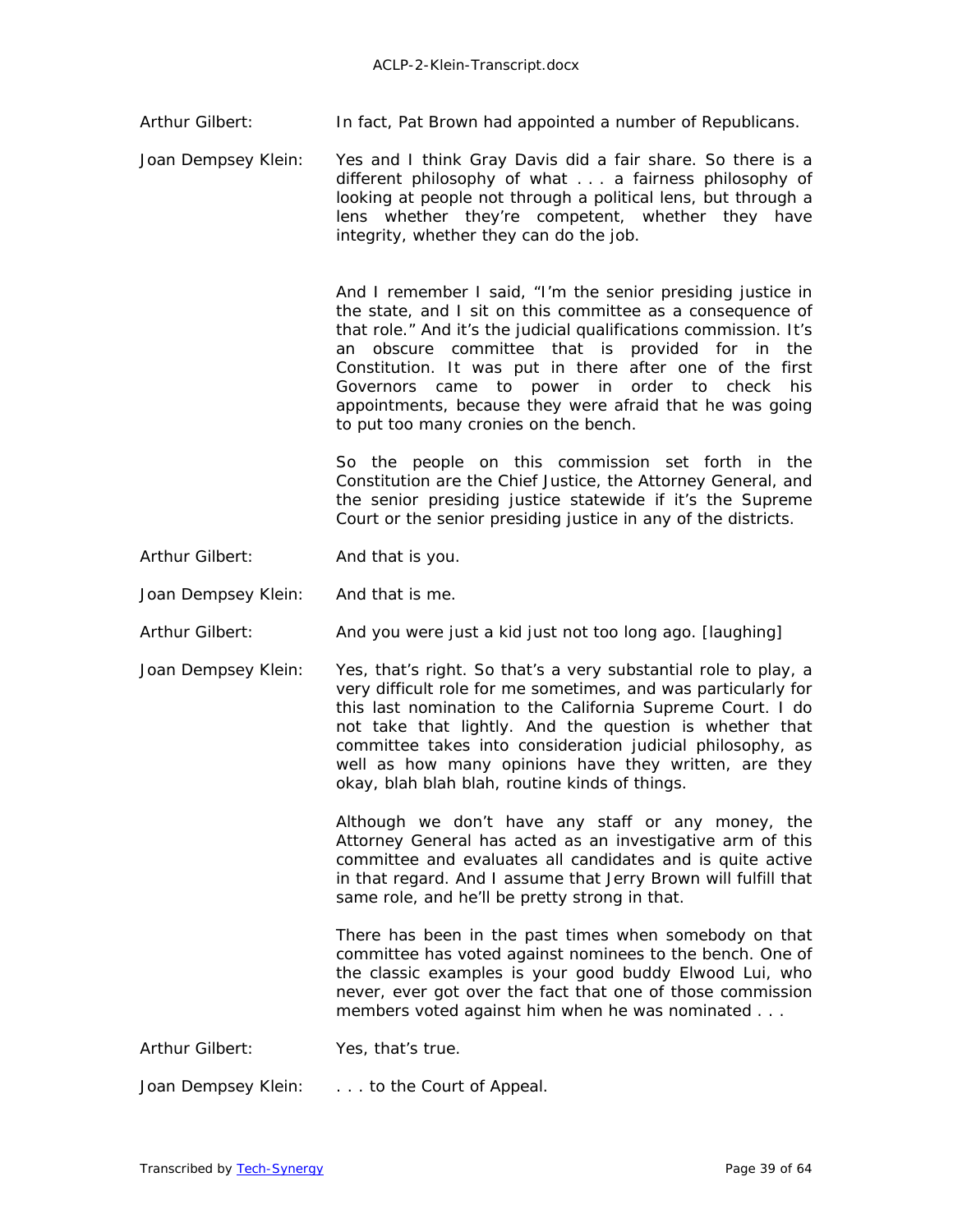Arthur Gilbert: In fact, Pat Brown had appointed a number of Republicans.

Joan Dempsey Klein: Yes and I think Gray Davis did a fair share. So there is a different philosophy of what . . . a fairness philosophy of looking at people not through a political lens, but through a lens whether they're competent, whether they have integrity, whether they can do the job.

And I remember I said, "I'm the senior presiding justice in the state, and I sit on this committee as a consequence of that role." And it's the judicial qualifications commission. It's an obscure committee that is provided for in the Constitution. It was put in there after one of the first Governors came to power in order to check his appointments, because they were afraid that he was going to put too many cronies on the bench.

So the people on this commission set forth in the Constitution are the Chief Justice, the Attorney General, and the senior presiding justice statewide if it's the Supreme Court or the senior presiding justice in any of the districts.

Arthur Gilbert: And that is you.

Joan Dempsey Klein: And that is me.

Arthur Gilbert: And you were just a kid just not too long ago. [laughing]

Joan Dempsey Klein: Yes, that's right. So that's a very substantial role to play, a very difficult role for me sometimes, and was particularly for this last nomination to the California Supreme Court. I do not take that lightly. And the question is whether that committee takes into consideration judicial philosophy, as well as how many opinions have they written, are they okay, blah blah blah, routine kinds of things.

Although we don't have any staff or any money, the Attorney General has acted as an investigative arm of this committee and evaluates all candidates and is quite active in that regard. And I assume that Jerry Brown will fulfill that same role, and he'll be pretty strong in that.

There has been in the past times when somebody on that committee has voted against nominees to the bench. One of the classic examples is your good buddy Elwood Lui, who never, ever got over the fact that one of those commission members voted against him when he was nominated . . .

Arthur Gilbert: Yes, that's true.

Joan Dempsey Klein: . . . to the Court of Appeal.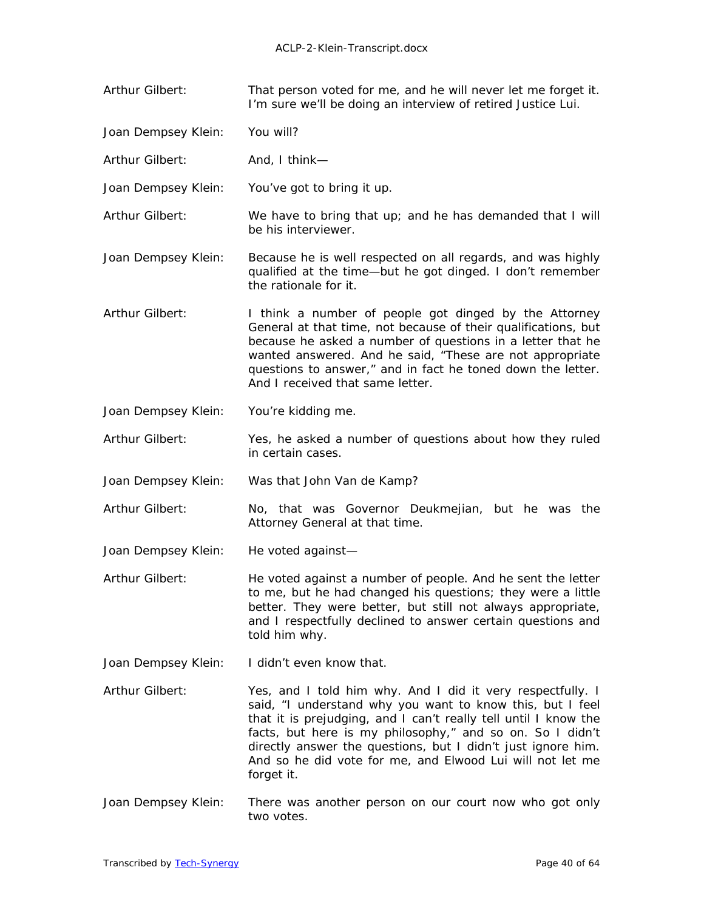Arthur Gilbert: That person voted for me, and he will never let me forget it. I'm sure we'll be doing an interview of retired Justice Lui.

Joan Dempsey Klein: You will?

Arthur Gilbert: And, I think—

Joan Dempsey Klein: You've got to bring it up.

Arthur Gilbert: We have to bring that up; and he has demanded that I will be his interviewer.

Joan Dempsey Klein: Because he is well respected on all regards, and was highly qualified at the time—but he got dinged. I don't remember the rationale for it.

Arthur Gilbert: I think a number of people got dinged by the Attorney General at that time, not because of their qualifications, but because he asked a number of questions in a letter that he wanted answered. And he said, "These are not appropriate questions to answer," and in fact he toned down the letter. And I received that same letter.

Joan Dempsey Klein: You're kidding me.

Arthur Gilbert: Yes, he asked a number of questions about how they ruled in certain cases.

Joan Dempsey Klein: Was that John Van de Kamp?

Arthur Gilbert: No, that was Governor Deukmejian, but he was the Attorney General at that time.

Joan Dempsey Klein: He voted against—

Arthur Gilbert: He voted against a number of people. And he sent the letter to me, but he had changed his questions; they were a little better. They were better, but still not always appropriate, and I respectfully declined to answer certain questions and told him why.

Joan Dempsey Klein: I didn't even know that.

Arthur Gilbert: Yes, and I told him why. And I did it very respectfully. I said, "I understand why you want to know this, but I feel that it is prejudging, and I can't really tell until I know the facts, but here is my philosophy," and so on. So I didn't directly answer the questions, but I didn't just ignore him. And so he did vote for me, and Elwood Lui will not let me forget it.

Joan Dempsey Klein: There was another person on our court now who got only two votes.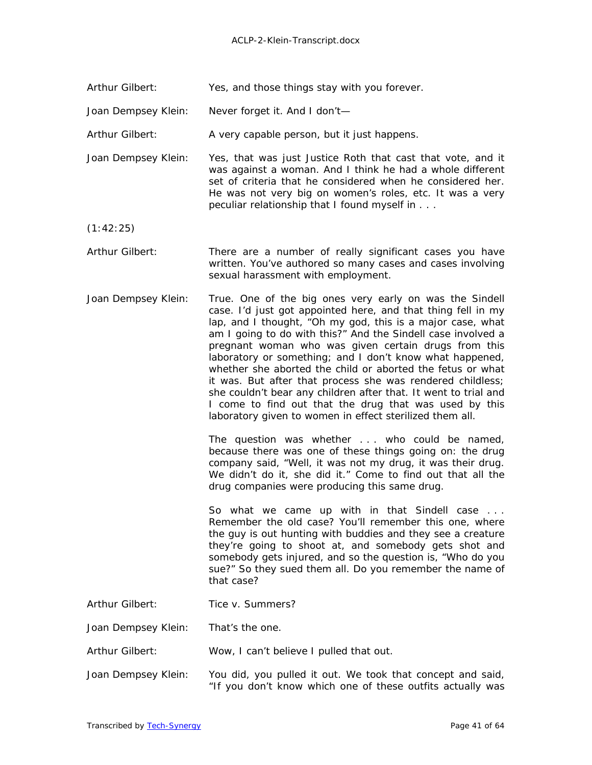Arthur Gilbert: Yes, and those things stay with you forever.

Joan Dempsey Klein: Never forget it. And I don't—

Arthur Gilbert: A very capable person, but it just happens.

Joan Dempsey Klein: Yes, that was just Justice Roth that cast that vote, and it was against a woman. And I think he had a whole different set of criteria that he considered when he considered her. He was not very big on women's roles, etc. It was a very peculiar relationship that I found myself in . . .

(1:42:25)

Arthur Gilbert: There are a number of really significant cases you have written. You've authored so many cases and cases involving sexual harassment with employment.

Joan Dempsey Klein: True. One of the big ones very early on was the Sindell case. I'd just got appointed here, and that thing fell in my lap, and I thought, "Oh my god, this is a major case, what am I going to do with this?" And the Sindell case involved a pregnant woman who was given certain drugs from this laboratory or something; and I don't know what happened, whether she aborted the child or aborted the fetus or what it was. But after that process she was rendered childless; she couldn't bear any children after that. It went to trial and I come to find out that the drug that was used by this laboratory given to women in effect sterilized them all.

The question was whether . . . who could be named, because there was one of these things going on: the drug company said, "Well, it was not my drug, it was their drug. We didn't do it, she did it." Come to find out that all the drug companies were producing this same drug.

So what we came up with in that Sindell case . . . Remember the old case? You'll remember this one, where the guy is out hunting with buddies and they see a creature they're going to shoot at, and somebody gets shot and somebody gets injured, and so the question is, "Who do you sue?" So they sued them all. Do you remember the name of that case?

Arthur Gilbert: Tice v. Summers?

Joan Dempsey Klein: That's the one.

Arthur Gilbert: Wow, I can't believe I pulled that out.

Joan Dempsey Klein: You did, you pulled it out. We took that concept and said, "If you don't know which one of these outfits actually was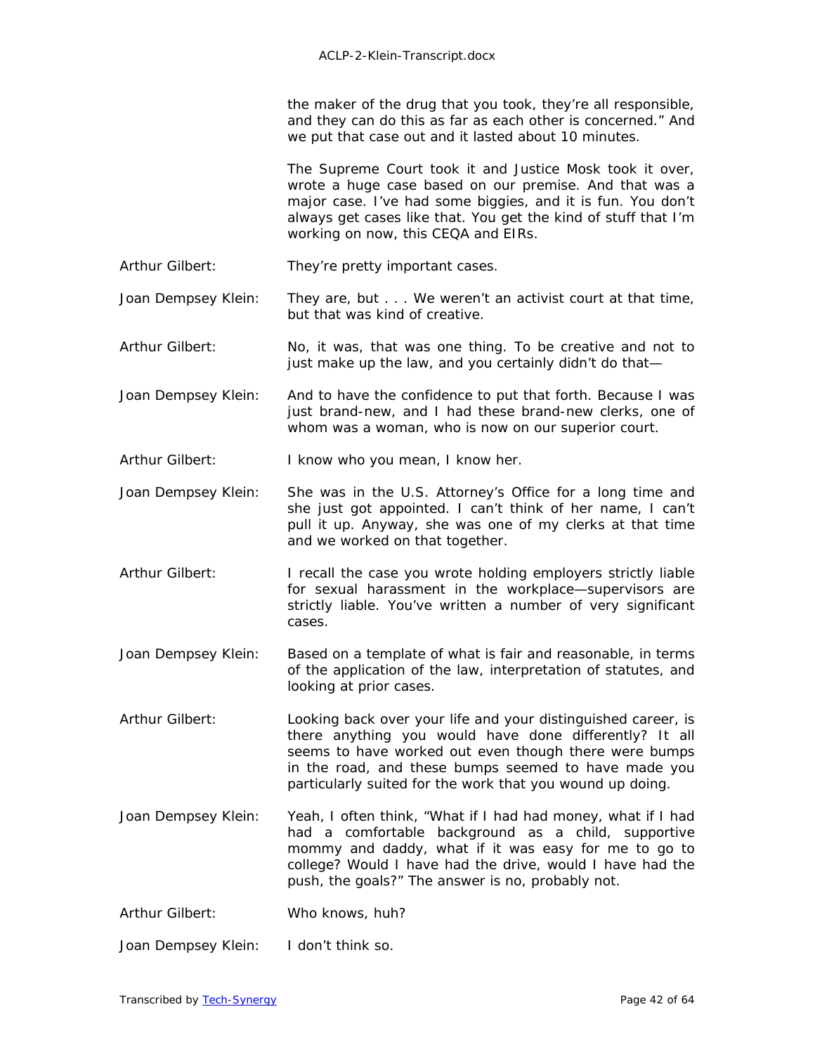the maker of the drug that you took, they're all responsible, and they can do this as far as each other is concerned." And we put that case out and it lasted about 10 minutes.

The Supreme Court took it and Justice Mosk took it over, wrote a huge case based on our premise. And that was a major case. I've had some biggies, and it is fun. You don't always get cases like that. You get the kind of stuff that I'm working on now, this CEQA and EIRs.

**Arthur Gilbert:** They're pretty important cases.

**Joan Dempsey Klein:** They are, but . . . We weren't an activist court at that time, but that was kind of creative.

**Arthur Gilbert:** No, it was, that was one thing. To be creative and not to just make up the law, and you certainly didn't do that—

**Joan Dempsey Klein:** And to have the confidence to put that forth. Because I was just brand-new, and I had these brand-new clerks, one of whom was a woman, who is now on our superior court.

**Arthur Gilbert:** I know who you mean, I know her.

**Joan Dempsey Klein:** She was in the U.S. Attorney's Office for a long time and she just got appointed. I can't think of her name, I can't pull it up. Anyway, she was one of my clerks at that time and we worked on that together.

**Arthur Gilbert:** I recall the case you wrote holding employers strictly liable for sexual harassment in the workplace—supervisors are strictly liable. You've written a number of very significant cases.

**Joan Dempsey Klein:** Based on a template of what is fair and reasonable, in terms of the application of the law, interpretation of statutes, and looking at prior cases.

**Arthur Gilbert:** Looking back over your life and your distinguished career, is there anything you would have done differently? It all seems to have worked out even though there were bumps in the road, and these bumps seemed to have made you particularly suited for the work that you wound up doing.

**Joan Dempsey Klein:** Yeah, I often think, "What if I had had money, what if I had had a comfortable background as a child, supportive mommy and daddy, what if it was easy for me to go to college? Would I have had the drive, would I have had the push, the goals?" The answer is no, probably not.

**Arthur Gilbert:** Who knows, huh?

**Joan Dempsey Klein:** I don't think so.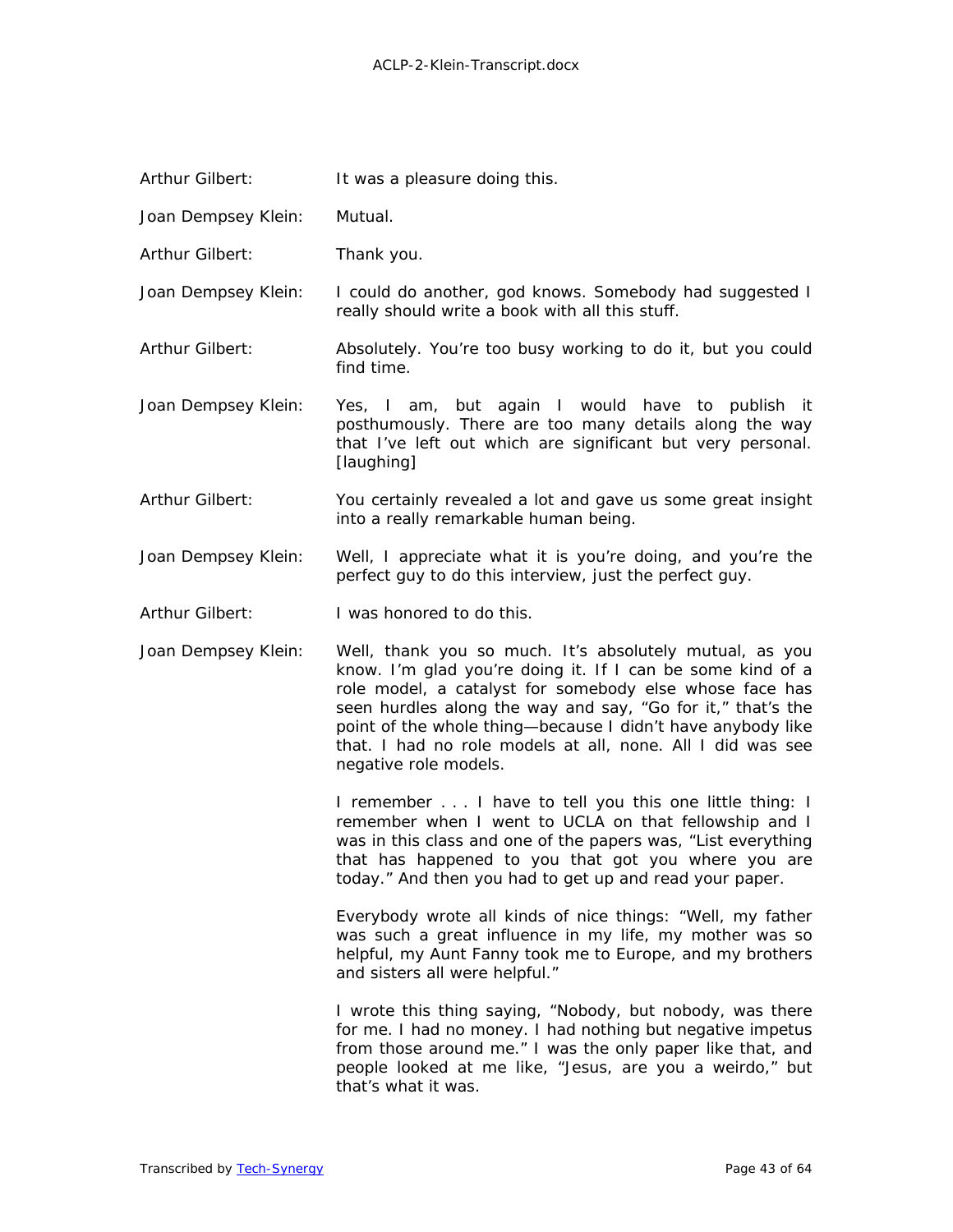Arthur Gilbert: It was a pleasure doing this.

Joan Dempsey Klein: Mutual.

Arthur Gilbert: Thank you.

Joan Dempsey Klein: I could do another, god knows. Somebody had suggested I really should write a book with all this stuff.

Arthur Gilbert: Absolutely. You're too busy working to do it, but you could find time.

Joan Dempsey Klein: Yes, I am, but again I would have to publish it posthumously. There are too many details along the way that I've left out which are significant but very personal. [laughing]

Arthur Gilbert: You certainly revealed a lot and gave us some great insight into a really remarkable human being.

Joan Dempsey Klein: Well, I appreciate what it is you're doing, and you're the perfect guy to do this interview, just the perfect guy.

Arthur Gilbert: I was honored to do this.

Joan Dempsey Klein: Well, thank you so much. It's absolutely mutual, as you know. I'm glad you're doing it. If I can be some kind of a role model, a catalyst for somebody else whose face has seen hurdles along the way and say, "Go for it," that's the point of the whole thing—because I didn't have anybody like that. I had no role models at all, none. All I did was see negative role models.

I remember . . . I have to tell you this one little thing: I remember when I went to UCLA on that fellowship and I was in this class and one of the papers was, "List everything that has happened to you that got you where you are today." And then you had to get up and read your paper.

Everybody wrote all kinds of nice things: "Well, my father was such a great influence in my life, my mother was so helpful, my Aunt Fanny took me to Europe, and my brothers and sisters all were helpful."

I wrote this thing saying, "Nobody, but nobody, was there for me. I had no money. I had nothing but negative impetus from those around me." I was the only paper like that, and people looked at me like, "Jesus, are you a weirdo," but that's what it was.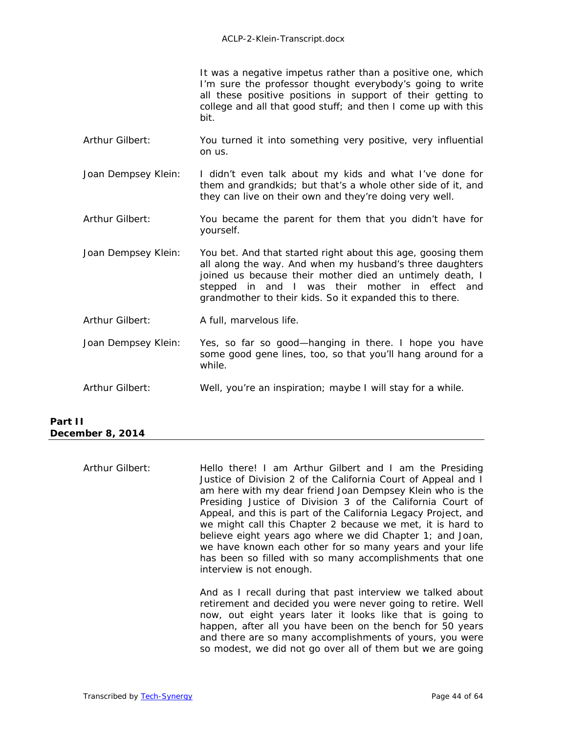It was a negative impetus rather than a positive one, which I'm sure the professor thought everybody's going to write all these positive positions in support of their getting to college and all that good stuff; and then I come up with this bit.

Arthur Gilbert: You turned it into something very positive, very influential on us.

Joan Dempsey Klein: I didn't even talk about my kids and what I've done for them and grandkids; but that's a whole other side of it, and they can live on their own and they're doing very well.

Arthur Gilbert: You became the parent for them that you didn't have for yourself.

Joan Dempsey Klein: You bet. And that started right about this age, goosing them all along the way. And when my husband's three daughters joined us because their mother died an untimely death, I stepped in and I was their mother in effect and grandmother to their kids. So it expanded this to there.

Arthur Gilbert: A full, marvelous life.

Joan Dempsey Klein: Yes, so far so good—hanging in there. I hope you have some good gene lines, too, so that you'll hang around for a while.

Arthur Gilbert: Well, you're an inspiration; maybe I will stay for a while.

**Part II**
**December 8, 2014**

---

Arthur Gilbert: Hello there! I am Arthur Gilbert and I am the Presiding Justice of Division 2 of the California Court of Appeal and I am here with my dear friend Joan Dempsey Klein who is the Presiding Justice of Division 3 of the California Court of Appeal, and this is part of the California Legacy Project, and we might call this Chapter 2 because we met, it is hard to believe eight years ago where we did Chapter 1; and Joan, we have known each other for so many years and your life has been so filled with so many accomplishments that one interview is not enough.

And as I recall during that past interview we talked about retirement and decided you were never going to retire. Well now, out eight years later it looks like that is going to happen, after all you have been on the bench for 50 years and there are so many accomplishments of yours, you were so modest, we did not go over all of them but we are going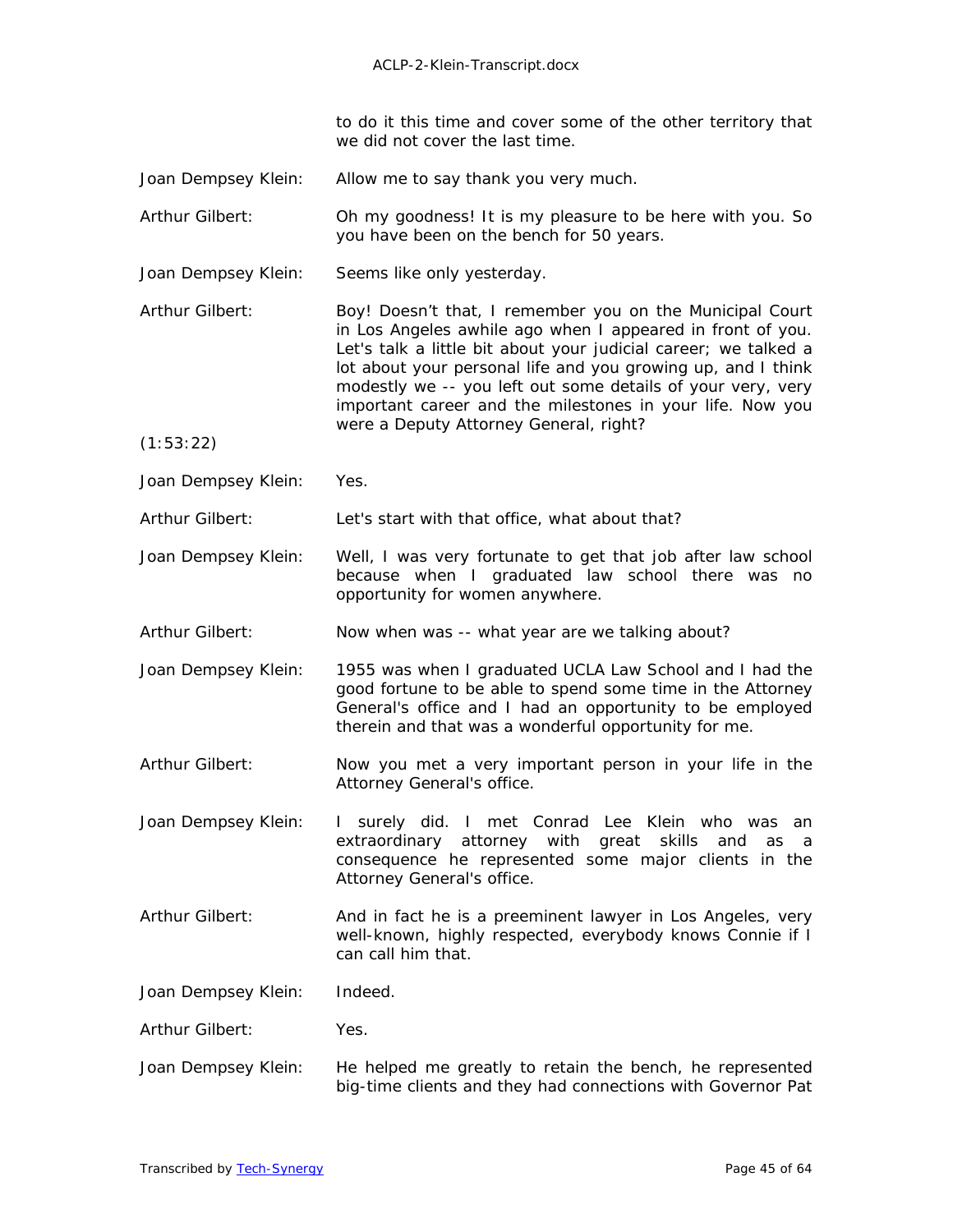to do it this time and cover some of the other territory that we did not cover the last time.

Joan Dempsey Klein: Allow me to say thank you very much.

Arthur Gilbert: Oh my goodness! It is my pleasure to be here with you. So you have been on the bench for 50 years.

Joan Dempsey Klein: Seems like only yesterday.

Arthur Gilbert: Boy! Doesn't that, I remember you on the Municipal Court in Los Angeles awhile ago when I appeared in front of you. Let's talk a little bit about your judicial career; we talked a lot about your personal life and you growing up, and I think modestly we -- you left out some details of your very, very important career and the milestones in your life. Now you were a Deputy Attorney General, right?

(1:53:22)

Joan Dempsey Klein: Yes.

Arthur Gilbert: Let's start with that office, what about that?

Joan Dempsey Klein: Well, I was very fortunate to get that job after law school because when I graduated law school there was no opportunity for women anywhere.

Arthur Gilbert: Now when was -- what year are we talking about?

Joan Dempsey Klein: 1955 was when I graduated UCLA Law School and I had the good fortune to be able to spend some time in the Attorney General's office and I had an opportunity to be employed therein and that was a wonderful opportunity for me.

Arthur Gilbert: Now you met a very important person in your life in the Attorney General's office.

Joan Dempsey Klein: I surely did. I met Conrad Lee Klein who was an extraordinary attorney with great skills and as a consequence he represented some major clients in the Attorney General's office.

Arthur Gilbert: And in fact he is a preeminent lawyer in Los Angeles, very well-known, highly respected, everybody knows Connie if I can call him that.

Joan Dempsey Klein: Indeed.

Arthur Gilbert: Yes.

Joan Dempsey Klein: He helped me greatly to retain the bench, he represented big-time clients and they had connections with Governor Pat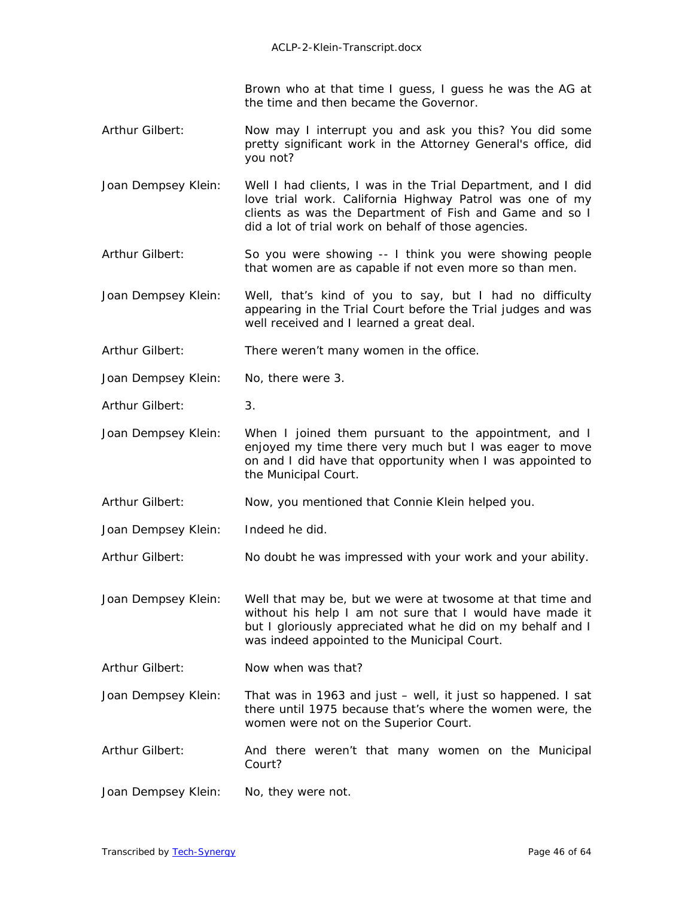Brown who at that time I guess, I guess he was the AG at the time and then became the Governor.

Arthur Gilbert: Now may I interrupt you and ask you this? You did some pretty significant work in the Attorney General's office, did you not?

Joan Dempsey Klein: Well I had clients, I was in the Trial Department, and I did love trial work. California Highway Patrol was one of my clients as was the Department of Fish and Game and so I did a lot of trial work on behalf of those agencies.

Arthur Gilbert: So you were showing -- I think you were showing people that women are as capable if not even more so than men.

Joan Dempsey Klein: Well, that's kind of you to say, but I had no difficulty appearing in the Trial Court before the Trial judges and was well received and I learned a great deal.

Arthur Gilbert: There weren't many women in the office.

Joan Dempsey Klein: No, there were 3.

Arthur Gilbert: 3.

Joan Dempsey Klein: When I joined them pursuant to the appointment, and I enjoyed my time there very much but I was eager to move on and I did have that opportunity when I was appointed to the Municipal Court.

Arthur Gilbert: Now, you mentioned that Connie Klein helped you.

Joan Dempsey Klein: Indeed he did.

Arthur Gilbert: No doubt he was impressed with your work and your ability.

Joan Dempsey Klein: Well that may be, but we were at twosome at that time and without his help I am not sure that I would have made it but I gloriously appreciated what he did on my behalf and I was indeed appointed to the Municipal Court.

Arthur Gilbert: Now when was that?

Joan Dempsey Klein: That was in 1963 and just – well, it just so happened. I sat there until 1975 because that's where the women were, the women were not on the Superior Court.

Arthur Gilbert: And there weren't that many women on the Municipal Court?

Joan Dempsey Klein: No, they were not.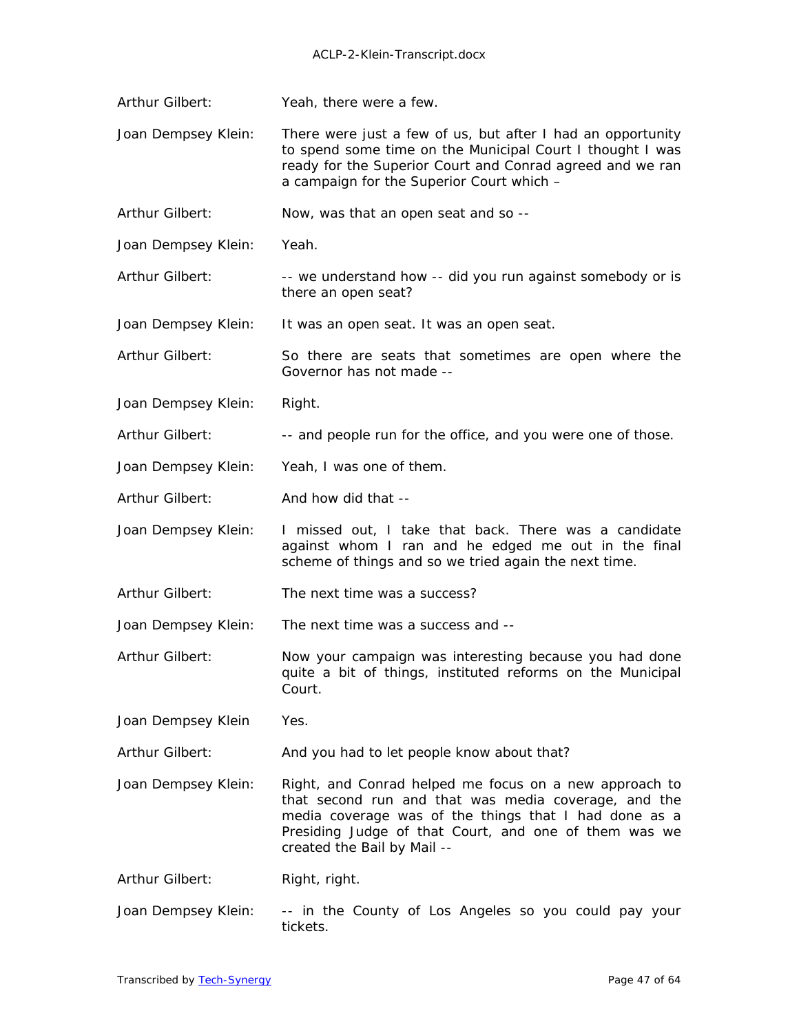Arthur Gilbert: Yeah, there were a few.

Joan Dempsey Klein: There were just a few of us, but after I had an opportunity to spend some time on the Municipal Court I thought I was ready for the Superior Court and Conrad agreed and we ran a campaign for the Superior Court which –

Arthur Gilbert: Now, was that an open seat and so --

Joan Dempsey Klein: Yeah.

Arthur Gilbert: -- we understand how -- did you run against somebody or is there an open seat?

Joan Dempsey Klein: It was an open seat. It was an open seat.

Arthur Gilbert: So there are seats that sometimes are open where the Governor has not made --

Joan Dempsey Klein: Right.

Arthur Gilbert: -- and people run for the office, and you were one of those.

Joan Dempsey Klein: Yeah, I was one of them.

Arthur Gilbert: And how did that --

Joan Dempsey Klein: I missed out, I take that back. There was a candidate against whom I ran and he edged me out in the final scheme of things and so we tried again the next time.

Arthur Gilbert: The next time was a success?

Joan Dempsey Klein: The next time was a success and --

Arthur Gilbert: Now your campaign was interesting because you had done quite a bit of things, instituted reforms on the Municipal Court.

Joan Dempsey Klein Yes.

Arthur Gilbert: And you had to let people know about that?

Joan Dempsey Klein: Right, and Conrad helped me focus on a new approach to that second run and that was media coverage, and the media coverage was of the things that I had done as a Presiding Judge of that Court, and one of them was we created the Bail by Mail --

Arthur Gilbert: Right, right.

Joan Dempsey Klein: -- in the County of Los Angeles so you could pay your tickets.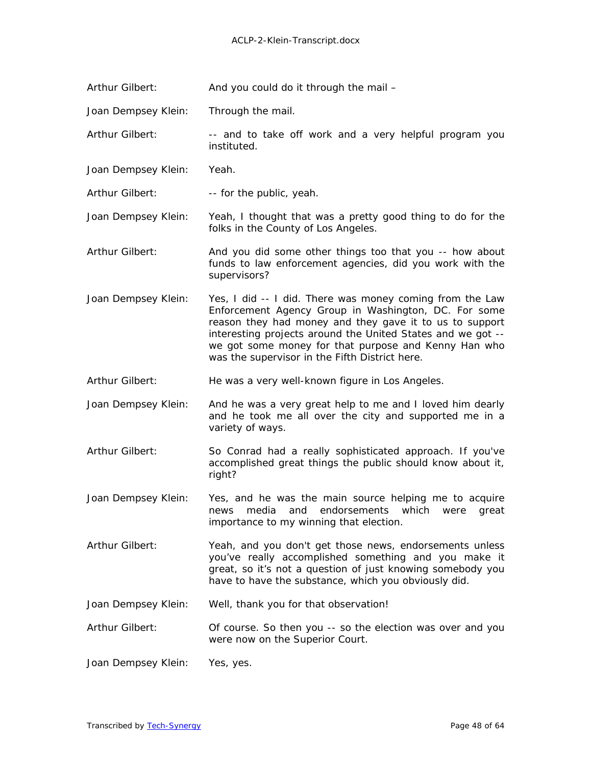Arthur Gilbert: And you could do it through the mail –

Joan Dempsey Klein: Through the mail.

Arthur Gilbert: -- and to take off work and a very helpful program you instituted.

Joan Dempsey Klein: Yeah.

Arthur Gilbert: -- for the public, yeah.

Joan Dempsey Klein: Yeah, I thought that was a pretty good thing to do for the folks in the County of Los Angeles.

Arthur Gilbert: And you did some other things too that you -- how about funds to law enforcement agencies, did you work with the supervisors?

Joan Dempsey Klein: Yes, I did -- I did. There was money coming from the Law Enforcement Agency Group in Washington, DC. For some reason they had money and they gave it to us to support interesting projects around the United States and we got -- we got some money for that purpose and Kenny Han who was the supervisor in the Fifth District here.

Arthur Gilbert: He was a very well-known figure in Los Angeles.

Joan Dempsey Klein: And he was a very great help to me and I loved him dearly and he took me all over the city and supported me in a variety of ways.

Arthur Gilbert: So Conrad had a really sophisticated approach. If you've accomplished great things the public should know about it, right?

Joan Dempsey Klein: Yes, and he was the main source helping me to acquire news media and endorsements which were great importance to my winning that election.

Arthur Gilbert: Yeah, and you don't get those news, endorsements unless you've really accomplished something and you make it great, so it's not a question of just knowing somebody you have to have the substance, which you obviously did.

Joan Dempsey Klein: Well, thank you for that observation!

Arthur Gilbert: Of course. So then you -- so the election was over and you were now on the Superior Court.

Joan Dempsey Klein: Yes, yes.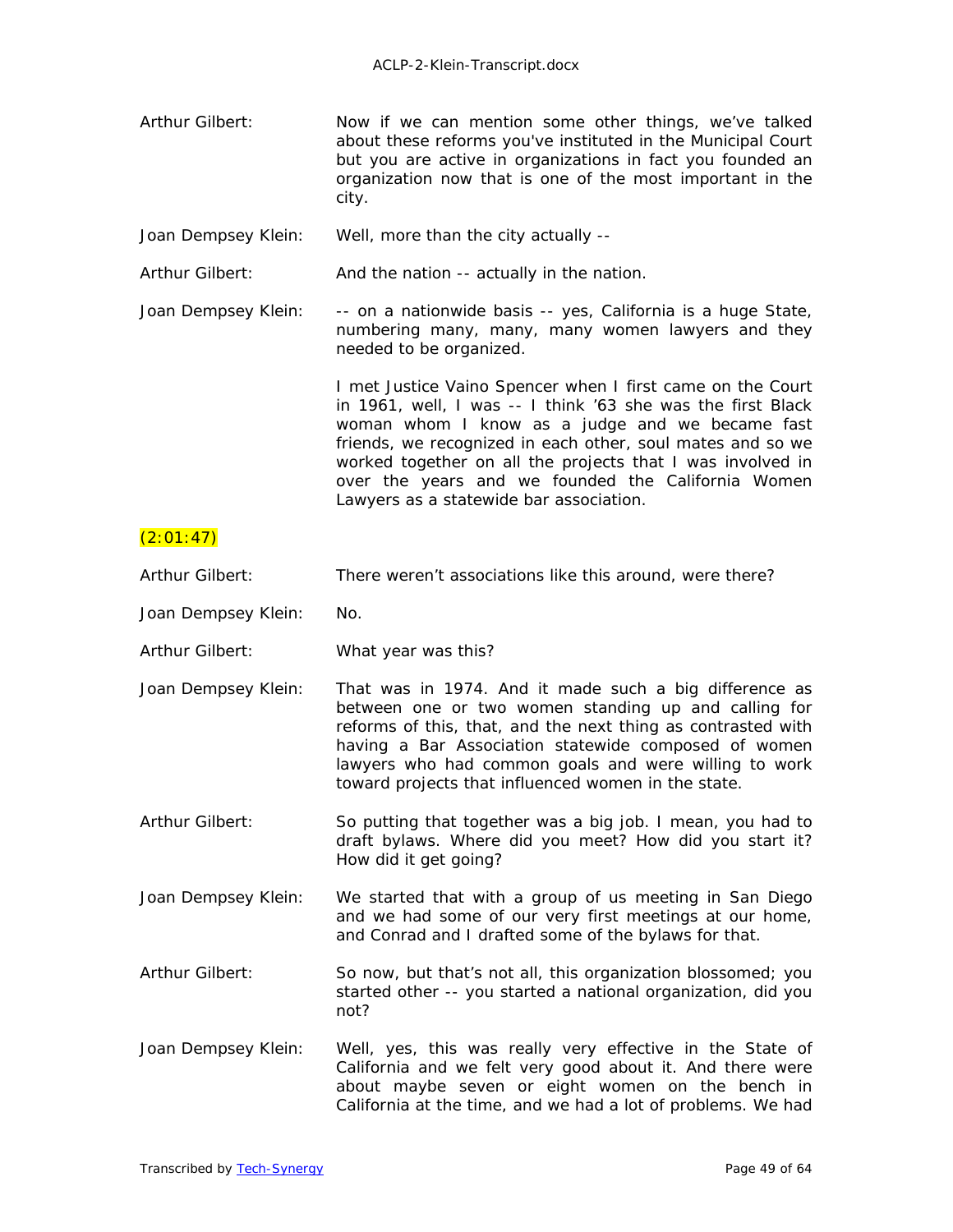Arthur Gilbert: Now if we can mention some other things, we've talked about these reforms you've instituted in the Municipal Court but you are active in organizations in fact you founded an organization now that is one of the most important in the city.

Joan Dempsey Klein: Well, more than the city actually --

Arthur Gilbert: And the nation -- actually in the nation.

Joan Dempsey Klein: -- on a nationwide basis -- yes, California is a huge State, numbering many, many, many women lawyers and they needed to be organized.

I met Justice Vaino Spencer when I first came on the Court in 1961, well, I was -- I think '63 she was the first Black woman whom I know as a judge and we became fast friends, we recognized in each other, soul mates and so we worked together on all the projects that I was involved in over the years and we founded the California Women Lawyers as a statewide bar association.

(2:01:47)

Arthur Gilbert: There weren't associations like this around, were there?

Joan Dempsey Klein: No.

Arthur Gilbert: What year was this?

Joan Dempsey Klein: That was in 1974. And it made such a big difference as between one or two women standing up and calling for reforms of this, that, and the next thing as contrasted with having a Bar Association statewide composed of women lawyers who had common goals and were willing to work toward projects that influenced women in the state.

Arthur Gilbert: So putting that together was a big job. I mean, you had to draft bylaws. Where did you meet? How did you start it? How did it get going?

Joan Dempsey Klein: We started that with a group of us meeting in San Diego and we had some of our very first meetings at our home, and Conrad and I drafted some of the bylaws for that.

Arthur Gilbert: So now, but that's not all, this organization blossomed; you started other -- you started a national organization, did you not?

Joan Dempsey Klein: Well, yes, this was really very effective in the State of California and we felt very good about it. And there were about maybe seven or eight women on the bench in California at the time, and we had a lot of problems. We had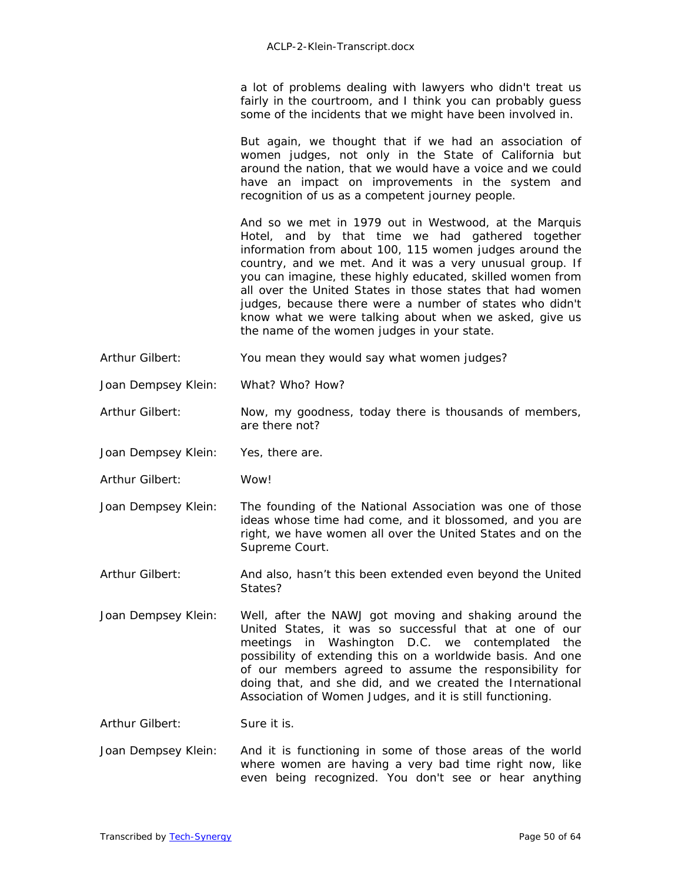a lot of problems dealing with lawyers who didn't treat us fairly in the courtroom, and I think you can probably guess some of the incidents that we might have been involved in.

But again, we thought that if we had an association of women judges, not only in the State of California but around the nation, that we would have a voice and we could have an impact on improvements in the system and recognition of us as a competent journey people.

And so we met in 1979 out in Westwood, at the Marquis Hotel, and by that time we had gathered together information from about 100, 115 women judges around the country, and we met. And it was a very unusual group. If you can imagine, these highly educated, skilled women from all over the United States in those states that had women judges, because there were a number of states who didn't know what we were talking about when we asked, give us the name of the women judges in your state.

Arthur Gilbert: You mean they would say what women judges?

Joan Dempsey Klein: What? Who? How?

Arthur Gilbert: Now, my goodness, today there is thousands of members, are there not?

Joan Dempsey Klein: Yes, there are.

Arthur Gilbert: Wow!

Joan Dempsey Klein: The founding of the National Association was one of those ideas whose time had come, and it blossomed, and you are right, we have women all over the United States and on the Supreme Court.

Arthur Gilbert: And also, hasn't this been extended even beyond the United States?

Joan Dempsey Klein: Well, after the NAWJ got moving and shaking around the United States, it was so successful that at one of our meetings in Washington D.C. we contemplated the possibility of extending this on a worldwide basis. And one of our members agreed to assume the responsibility for doing that, and she did, and we created the International Association of Women Judges, and it is still functioning.

Arthur Gilbert: Sure it is.

Joan Dempsey Klein: And it is functioning in some of those areas of the world where women are having a very bad time right now, like even being recognized. You don't see or hear anything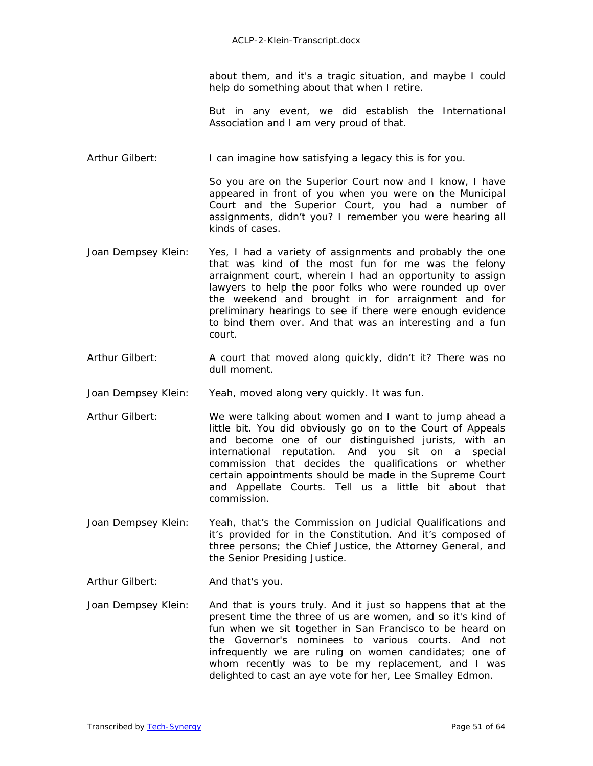about them, and it's a tragic situation, and maybe I could help do something about that when I retire.

But in any event, we did establish the International Association and I am very proud of that.

Arthur Gilbert: I can imagine how satisfying a legacy this is for you.

So you are on the Superior Court now and I know, I have appeared in front of you when you were on the Municipal Court and the Superior Court, you had a number of assignments, didn't you? I remember you were hearing all kinds of cases.

Joan Dempsey Klein: Yes, I had a variety of assignments and probably the one that was kind of the most fun for me was the felony arraignment court, wherein I had an opportunity to assign lawyers to help the poor folks who were rounded up over the weekend and brought in for arraignment and for preliminary hearings to see if there were enough evidence to bind them over. And that was an interesting and a fun court.

Arthur Gilbert: A court that moved along quickly, didn't it? There was no dull moment.

Joan Dempsey Klein: Yeah, moved along very quickly. It was fun.

Arthur Gilbert: We were talking about women and I want to jump ahead a little bit. You did obviously go on to the Court of Appeals and become one of our distinguished jurists, with an international reputation. And you sit on a special commission that decides the qualifications or whether certain appointments should be made in the Supreme Court and Appellate Courts. Tell us a little bit about that commission.

Joan Dempsey Klein: Yeah, that's the Commission on Judicial Qualifications and it's provided for in the Constitution. And it's composed of three persons; the Chief Justice, the Attorney General, and the Senior Presiding Justice.

Arthur Gilbert: And that's you.

Joan Dempsey Klein: And that is yours truly. And it just so happens that at the present time the three of us are women, and so it's kind of fun when we sit together in San Francisco to be heard on the Governor's nominees to various courts. And not infrequently we are ruling on women candidates; one of whom recently was to be my replacement, and I was delighted to cast an aye vote for her, Lee Smalley Edmon.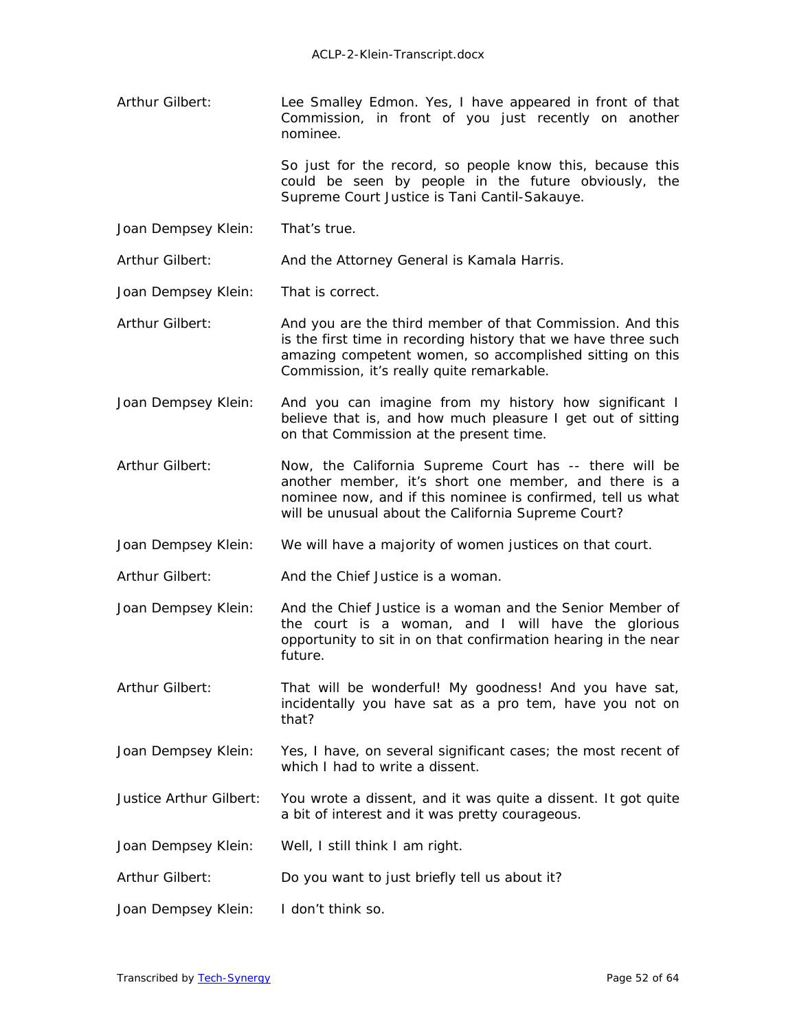Arthur Gilbert: Lee Smalley Edmon. Yes, I have appeared in front of that Commission, in front of you just recently on another nominee.

So just for the record, so people know this, because this could be seen by people in the future obviously, the Supreme Court Justice is Tani Cantil-Sakauye.

Joan Dempsey Klein: That's true.

Arthur Gilbert: And the Attorney General is Kamala Harris.

Joan Dempsey Klein: That is correct.

Arthur Gilbert: And you are the third member of that Commission. And this is the first time in recording history that we have three such amazing competent women, so accomplished sitting on this Commission, it's really quite remarkable.

Joan Dempsey Klein: And you can imagine from my history how significant I believe that is, and how much pleasure I get out of sitting on that Commission at the present time.

Arthur Gilbert: Now, the California Supreme Court has -- there will be another member, it's short one member, and there is a nominee now, and if this nominee is confirmed, tell us what will be unusual about the California Supreme Court?

Joan Dempsey Klein: We will have a majority of women justices on that court.

Arthur Gilbert: And the Chief Justice is a woman.

Joan Dempsey Klein: And the Chief Justice is a woman and the Senior Member of the court is a woman, and I will have the glorious opportunity to sit in on that confirmation hearing in the near future.

Arthur Gilbert: That will be wonderful! My goodness! And you have sat, incidentally you have sat as a pro tem, have you not on that?

Joan Dempsey Klein: Yes, I have, on several significant cases; the most recent of which I had to write a dissent.

Justice Arthur Gilbert: You wrote a dissent, and it was quite a dissent. It got quite a bit of interest and it was pretty courageous.

Joan Dempsey Klein: Well, I still think I am right.

Arthur Gilbert: Do you want to just briefly tell us about it?

Joan Dempsey Klein: I don't think so.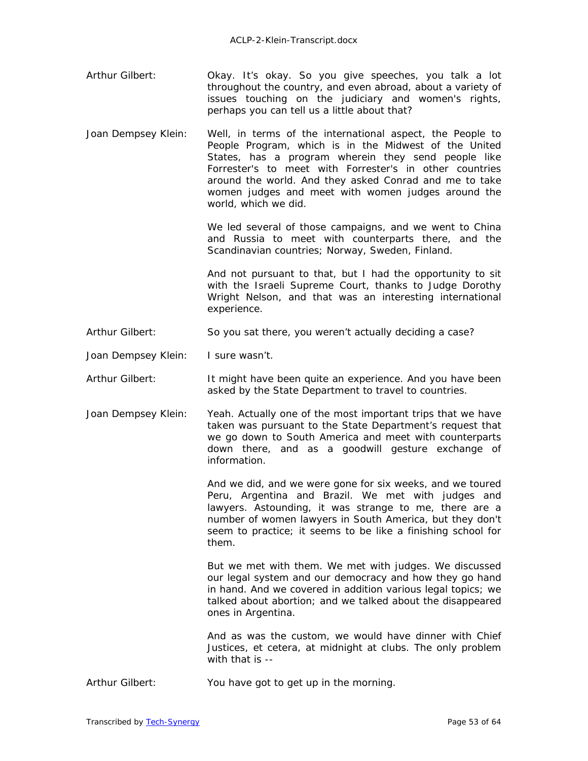Arthur Gilbert: Okay. It's okay. So you give speeches, you talk a lot throughout the country, and even abroad, about a variety of issues touching on the judiciary and women's rights, perhaps you can tell us a little about that?

Joan Dempsey Klein: Well, in terms of the international aspect, the People to People Program, which is in the Midwest of the United States, has a program wherein they send people like Forrester's to meet with Forrester's in other countries around the world. And they asked Conrad and me to take women judges and meet with women judges around the world, which we did.

We led several of those campaigns, and we went to China and Russia to meet with counterparts there, and the Scandinavian countries; Norway, Sweden, Finland.

And not pursuant to that, but I had the opportunity to sit with the Israeli Supreme Court, thanks to Judge Dorothy Wright Nelson, and that was an interesting international experience.

Arthur Gilbert: So you sat there, you weren't actually deciding a case?

Joan Dempsey Klein: I sure wasn't.

Arthur Gilbert: It might have been quite an experience. And you have been asked by the State Department to travel to countries.

Joan Dempsey Klein: Yeah. Actually one of the most important trips that we have taken was pursuant to the State Department's request that we go down to South America and meet with counterparts down there, and as a goodwill gesture exchange of information.

And we did, and we were gone for six weeks, and we toured Peru, Argentina and Brazil. We met with judges and lawyers. Astounding, it was strange to me, there are a number of women lawyers in South America, but they don't seem to practice; it seems to be like a finishing school for them.

But we met with them. We met with judges. We discussed our legal system and our democracy and how they go hand in hand. And we covered in addition various legal topics; we talked about abortion; and we talked about the disappeared ones in Argentina.

And as was the custom, we would have dinner with Chief Justices, et cetera, at midnight at clubs. The only problem with that is --

Arthur Gilbert: You have got to get up in the morning.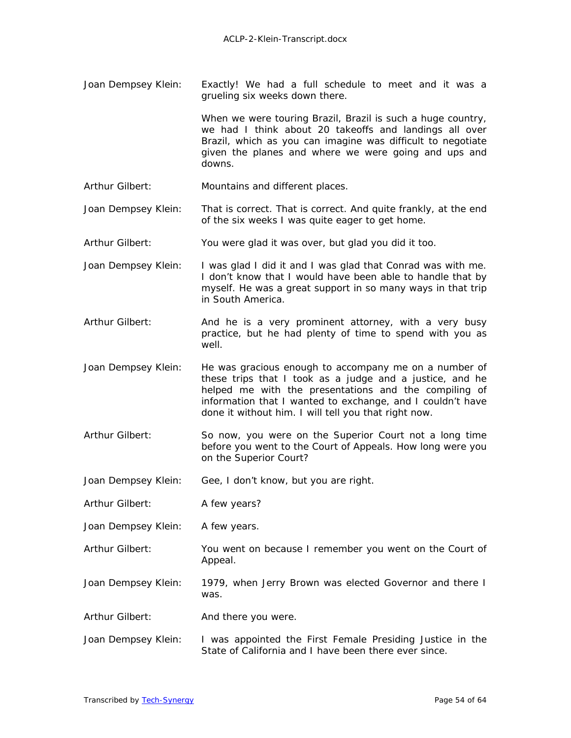Joan Dempsey Klein: Exactly! We had a full schedule to meet and it was a grueling six weeks down there.

When we were touring Brazil, Brazil is such a huge country, we had I think about 20 takeoffs and landings all over Brazil, which as you can imagine was difficult to negotiate given the planes and where we were going and ups and downs.

Arthur Gilbert: Mountains and different places.

Joan Dempsey Klein: That is correct. That is correct. And quite frankly, at the end of the six weeks I was quite eager to get home.

Arthur Gilbert: You were glad it was over, but glad you did it too.

Joan Dempsey Klein: I was glad I did it and I was glad that Conrad was with me. I don't know that I would have been able to handle that by myself. He was a great support in so many ways in that trip in South America.

Arthur Gilbert: And he is a very prominent attorney, with a very busy practice, but he had plenty of time to spend with you as well.

Joan Dempsey Klein: He was gracious enough to accompany me on a number of these trips that I took as a judge and a justice, and he helped me with the presentations and the compiling of information that I wanted to exchange, and I couldn't have done it without him. I will tell you that right now.

Arthur Gilbert: So now, you were on the Superior Court not a long time before you went to the Court of Appeals. How long were you on the Superior Court?

Joan Dempsey Klein: Gee, I don't know, but you are right.

Arthur Gilbert: A few years?

Joan Dempsey Klein: A few years.

Arthur Gilbert: You went on because I remember you went on the Court of Appeal.

Joan Dempsey Klein: 1979, when Jerry Brown was elected Governor and there I was.

Arthur Gilbert: And there you were.

Joan Dempsey Klein: I was appointed the First Female Presiding Justice in the State of California and I have been there ever since.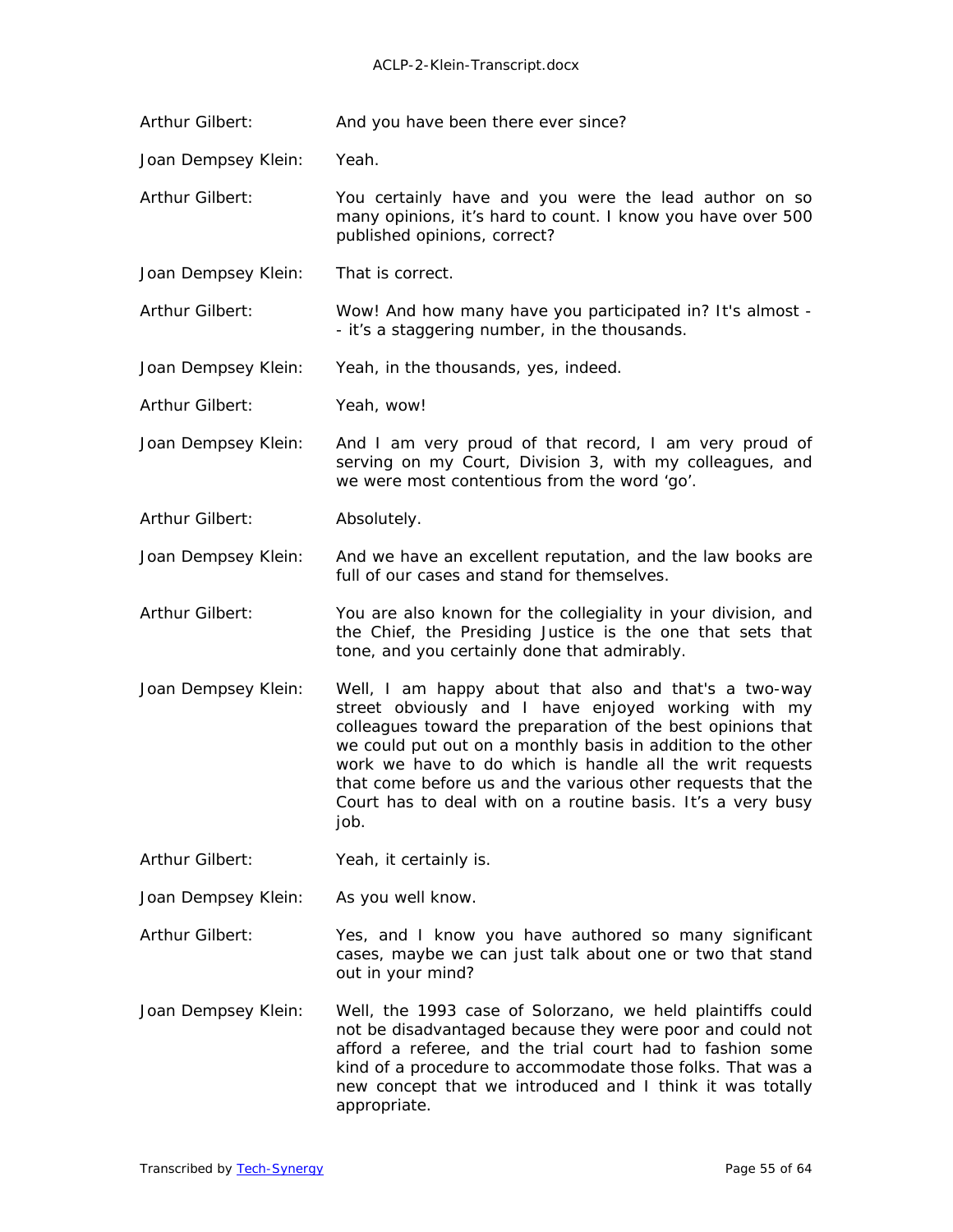Arthur Gilbert: And you have been there ever since?

Joan Dempsey Klein: Yeah.

Arthur Gilbert: You certainly have and you were the lead author on so many opinions, it's hard to count. I know you have over 500 published opinions, correct?

Joan Dempsey Klein: That is correct.

Arthur Gilbert: Wow! And how many have you participated in? It's almost -- it's a staggering number, in the thousands.

Joan Dempsey Klein: Yeah, in the thousands, yes, indeed.

Arthur Gilbert: Yeah, wow!

Joan Dempsey Klein: And I am very proud of that record, I am very proud of serving on my Court, Division 3, with my colleagues, and we were most contentious from the word 'go'.

Arthur Gilbert: Absolutely.

Joan Dempsey Klein: And we have an excellent reputation, and the law books are full of our cases and stand for themselves.

Arthur Gilbert: You are also known for the collegiality in your division, and the Chief, the Presiding Justice is the one that sets that tone, and you certainly done that admirably.

Joan Dempsey Klein: Well, I am happy about that also and that's a two-way street obviously and I have enjoyed working with my colleagues toward the preparation of the best opinions that we could put out on a monthly basis in addition to the other work we have to do which is handle all the writ requests that come before us and the various other requests that the Court has to deal with on a routine basis. It's a very busy job.

Arthur Gilbert: Yeah, it certainly is.

Joan Dempsey Klein: As you well know.

Arthur Gilbert: Yes, and I know you have authored so many significant cases, maybe we can just talk about one or two that stand out in your mind?

Joan Dempsey Klein: Well, the 1993 case of Solorzano, we held plaintiffs could not be disadvantaged because they were poor and could not afford a referee, and the trial court had to fashion some kind of a procedure to accommodate those folks. That was a new concept that we introduced and I think it was totally appropriate.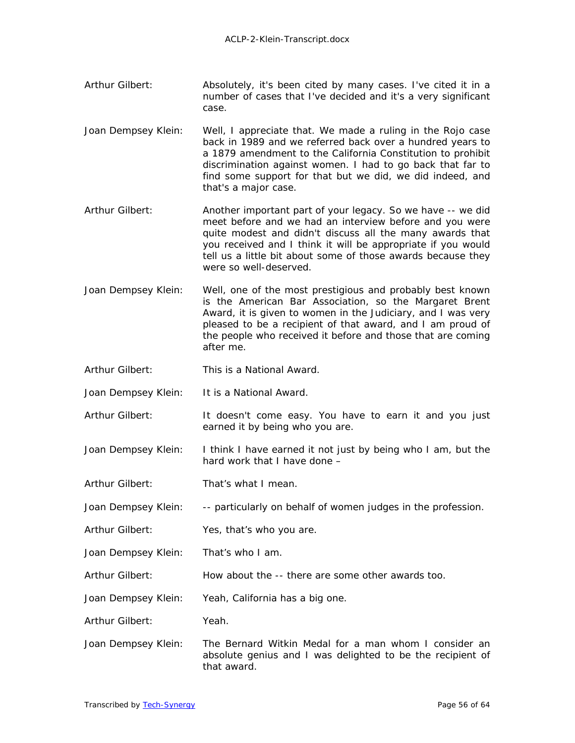Arthur Gilbert: Absolutely, it's been cited by many cases. I've cited it in a number of cases that I've decided and it's a very significant case.

Joan Dempsey Klein: Well, I appreciate that. We made a ruling in the Rojo case back in 1989 and we referred back over a hundred years to a 1879 amendment to the California Constitution to prohibit discrimination against women. I had to go back that far to find some support for that but we did, we did indeed, and that's a major case.

Arthur Gilbert: Another important part of your legacy. So we have -- we did meet before and we had an interview before and you were quite modest and didn't discuss all the many awards that you received and I think it will be appropriate if you would tell us a little bit about some of those awards because they were so well-deserved.

Joan Dempsey Klein: Well, one of the most prestigious and probably best known is the American Bar Association, so the Margaret Brent Award, it is given to women in the Judiciary, and I was very pleased to be a recipient of that award, and I am proud of the people who received it before and those that are coming after me.

Arthur Gilbert: This is a National Award.

Joan Dempsey Klein: It is a National Award.

Arthur Gilbert: It doesn't come easy. You have to earn it and you just earned it by being who you are.

Joan Dempsey Klein: I think I have earned it not just by being who I am, but the hard work that I have done –

Arthur Gilbert: That's what I mean.

Joan Dempsey Klein: -- particularly on behalf of women judges in the profession.

Arthur Gilbert: Yes, that's who you are.

Joan Dempsey Klein: That's who I am.

Arthur Gilbert: How about the -- there are some other awards too.

Joan Dempsey Klein: Yeah, California has a big one.

Arthur Gilbert: Yeah.

Joan Dempsey Klein: The Bernard Witkin Medal for a man whom I consider an absolute genius and I was delighted to be the recipient of that award.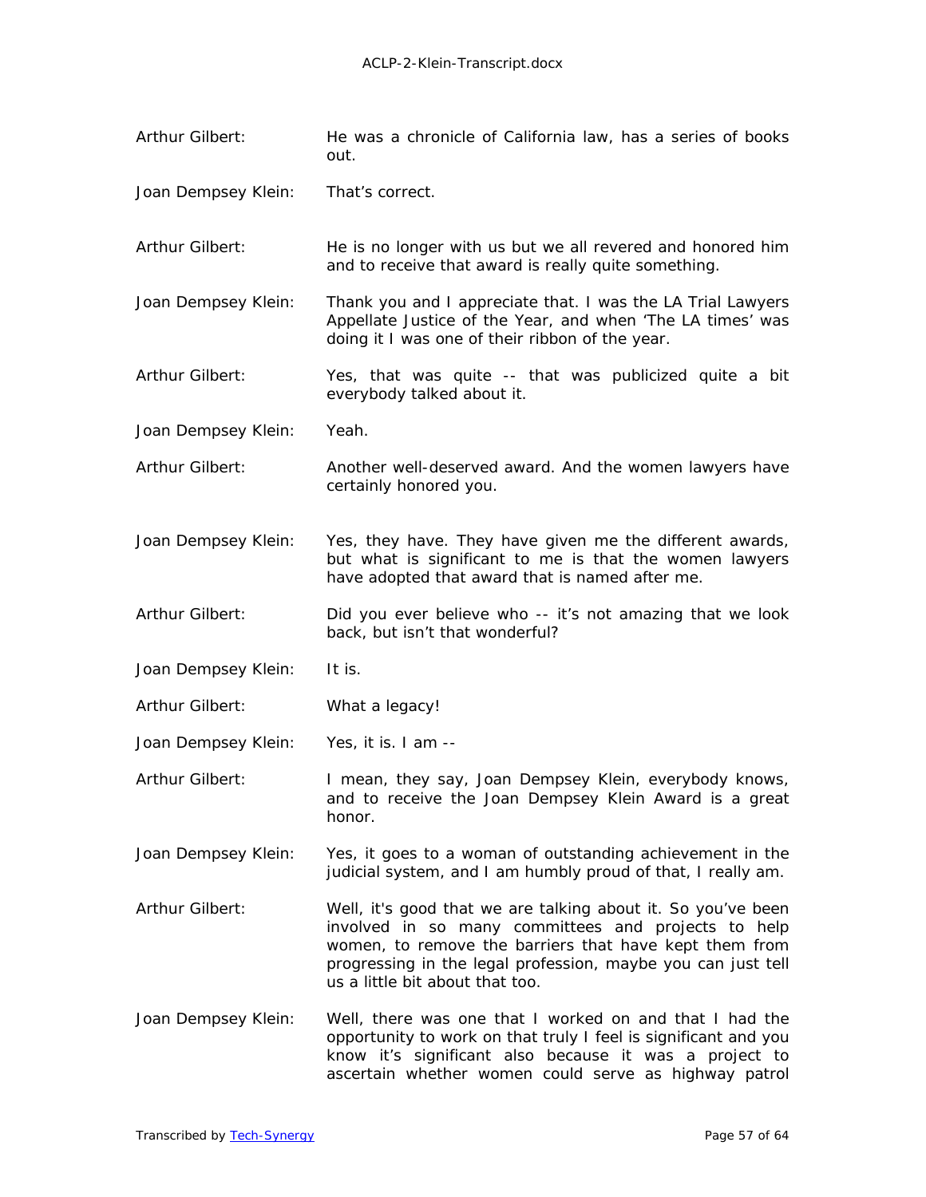Arthur Gilbert: He was a chronicle of California law, has a series of books out.

Joan Dempsey Klein: That's correct.

Arthur Gilbert: He is no longer with us but we all revered and honored him and to receive that award is really quite something.

Joan Dempsey Klein: Thank you and I appreciate that. I was the LA Trial Lawyers Appellate Justice of the Year, and when 'The LA times' was doing it I was one of their ribbon of the year.

Arthur Gilbert: Yes, that was quite -- that was publicized quite a bit everybody talked about it.

Joan Dempsey Klein: Yeah.

Arthur Gilbert: Another well-deserved award. And the women lawyers have certainly honored you.

Joan Dempsey Klein: Yes, they have. They have given me the different awards, but what is significant to me is that the women lawyers have adopted that award that is named after me.

Arthur Gilbert: Did you ever believe who -- it's not amazing that we look back, but isn't that wonderful?

Joan Dempsey Klein: It is.

Arthur Gilbert: What a legacy!

Joan Dempsey Klein: Yes, it is. I am --

Arthur Gilbert: I mean, they say, Joan Dempsey Klein, everybody knows, and to receive the Joan Dempsey Klein Award is a great honor.

Joan Dempsey Klein: Yes, it goes to a woman of outstanding achievement in the judicial system, and I am humbly proud of that, I really am.

Arthur Gilbert: Well, it's good that we are talking about it. So you've been involved in so many committees and projects to help women, to remove the barriers that have kept them from progressing in the legal profession, maybe you can just tell us a little bit about that too.

Joan Dempsey Klein: Well, there was one that I worked on and that I had the opportunity to work on that truly I feel is significant and you know it's significant also because it was a project to ascertain whether women could serve as highway patrol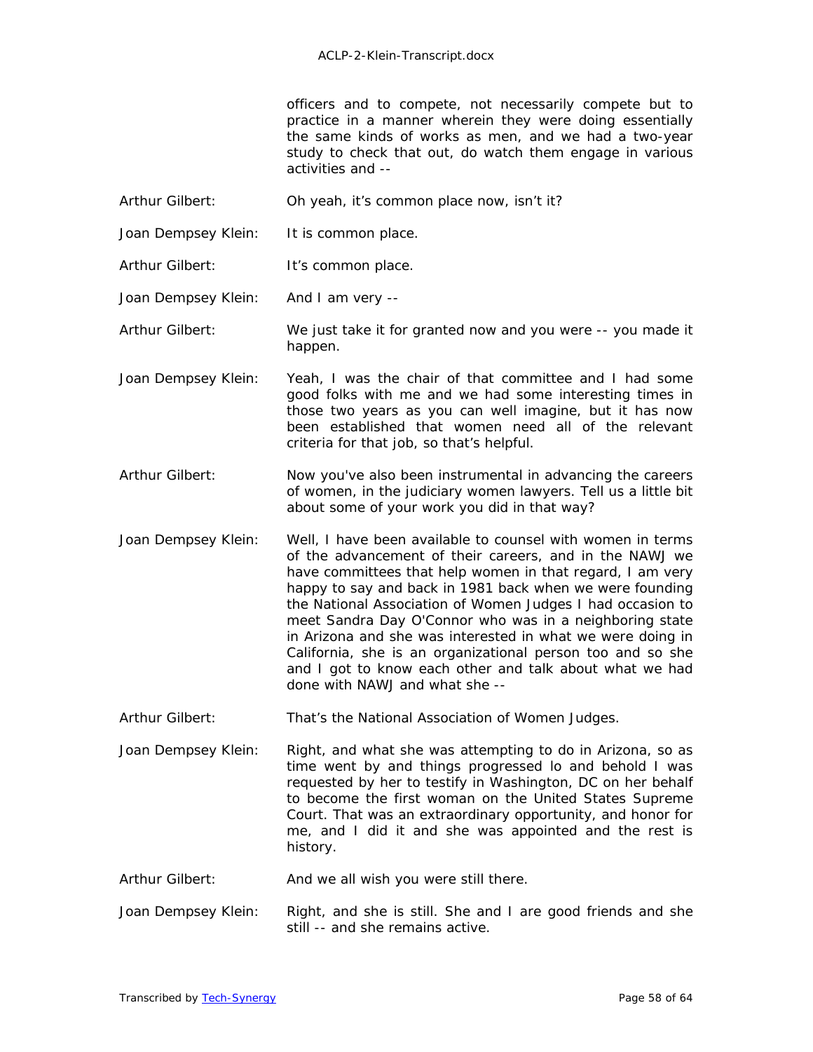officers and to compete, not necessarily compete but to practice in a manner wherein they were doing essentially the same kinds of works as men, and we had a two-year study to check that out, do watch them engage in various activities and --

Arthur Gilbert: Oh yeah, it's common place now, isn't it?

Joan Dempsey Klein: It is common place.

Arthur Gilbert: It's common place.

Joan Dempsey Klein: And I am very --

Arthur Gilbert: We just take it for granted now and you were -- you made it happen.

Joan Dempsey Klein: Yeah, I was the chair of that committee and I had some good folks with me and we had some interesting times in those two years as you can well imagine, but it has now been established that women need all of the relevant criteria for that job, so that's helpful.

Arthur Gilbert: Now you've also been instrumental in advancing the careers of women, in the judiciary women lawyers. Tell us a little bit about some of your work you did in that way?

Joan Dempsey Klein: Well, I have been available to counsel with women in terms of the advancement of their careers, and in the NAWJ we have committees that help women in that regard, I am very happy to say and back in 1981 back when we were founding the National Association of Women Judges I had occasion to meet Sandra Day O'Connor who was in a neighboring state in Arizona and she was interested in what we were doing in California, she is an organizational person too and so she and I got to know each other and talk about what we had done with NAWJ and what she --

Arthur Gilbert: That's the National Association of Women Judges.

Joan Dempsey Klein: Right, and what she was attempting to do in Arizona, so as time went by and things progressed lo and behold I was requested by her to testify in Washington, DC on her behalf to become the first woman on the United States Supreme Court. That was an extraordinary opportunity, and honor for me, and I did it and she was appointed and the rest is history.

Arthur Gilbert: And we all wish you were still there.

Joan Dempsey Klein: Right, and she is still. She and I are good friends and she still -- and she remains active.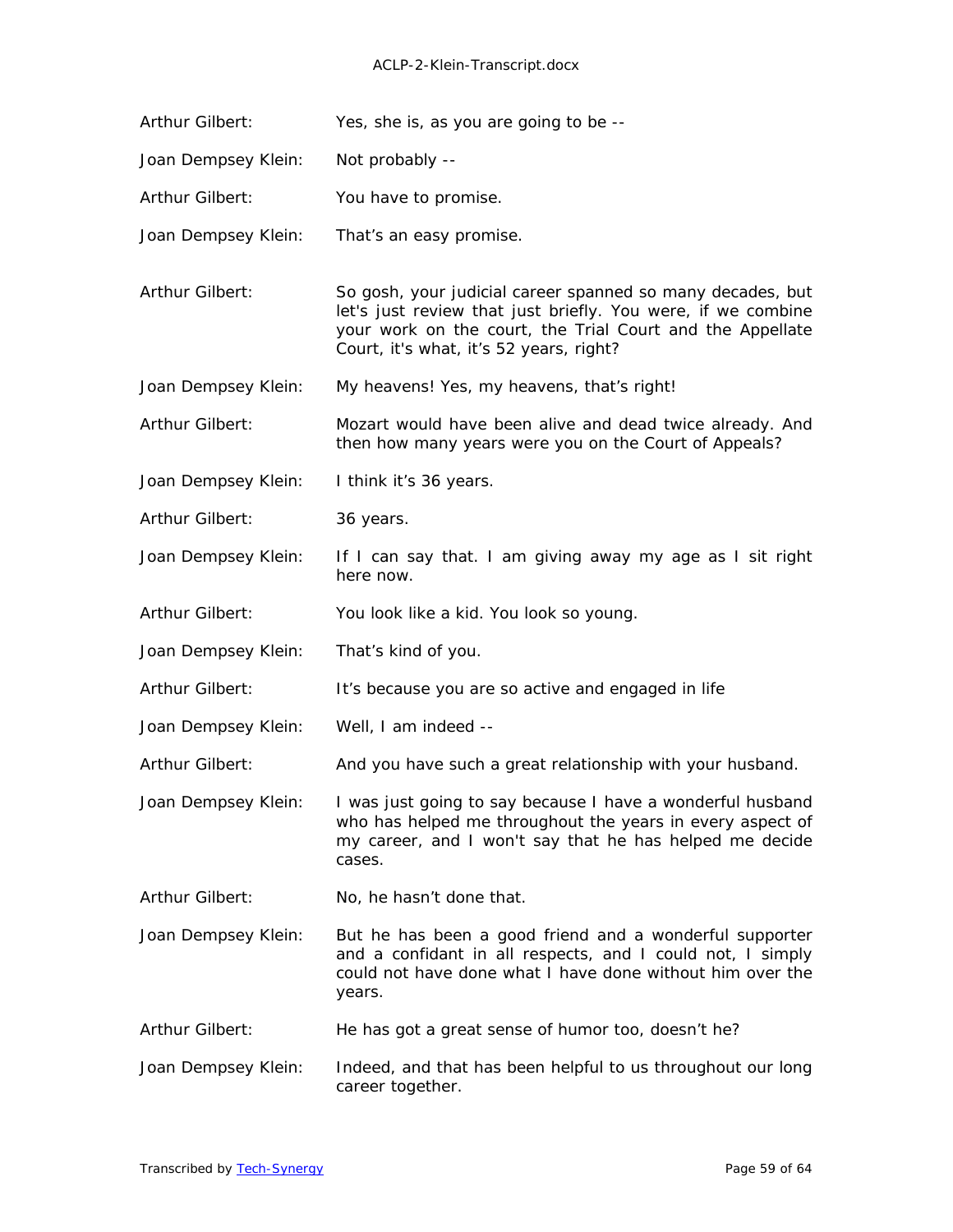Arthur Gilbert: Yes, she is, as you are going to be --

Joan Dempsey Klein: Not probably --

Arthur Gilbert: You have to promise.

Joan Dempsey Klein: That's an easy promise.

Arthur Gilbert: So gosh, your judicial career spanned so many decades, but let's just review that just briefly. You were, if we combine your work on the court, the Trial Court and the Appellate Court, it's what, it's 52 years, right?

Joan Dempsey Klein: My heavens! Yes, my heavens, that's right!

Arthur Gilbert: Mozart would have been alive and dead twice already. And then how many years were you on the Court of Appeals?

Joan Dempsey Klein: I think it's 36 years.

Arthur Gilbert: 36 years.

Joan Dempsey Klein: If I can say that. I am giving away my age as I sit right here now.

Arthur Gilbert: You look like a kid. You look so young.

Joan Dempsey Klein: That's kind of you.

Arthur Gilbert: It's because you are so active and engaged in life

Joan Dempsey Klein: Well, I am indeed --

Arthur Gilbert: And you have such a great relationship with your husband.

Joan Dempsey Klein: I was just going to say because I have a wonderful husband who has helped me throughout the years in every aspect of my career, and I won't say that he has helped me decide cases.

Arthur Gilbert: No, he hasn't done that.

Joan Dempsey Klein: But he has been a good friend and a wonderful supporter and a confidant in all respects, and I could not, I simply could not have done what I have done without him over the years.

Arthur Gilbert: He has got a great sense of humor too, doesn't he?

Joan Dempsey Klein: Indeed, and that has been helpful to us throughout our long career together.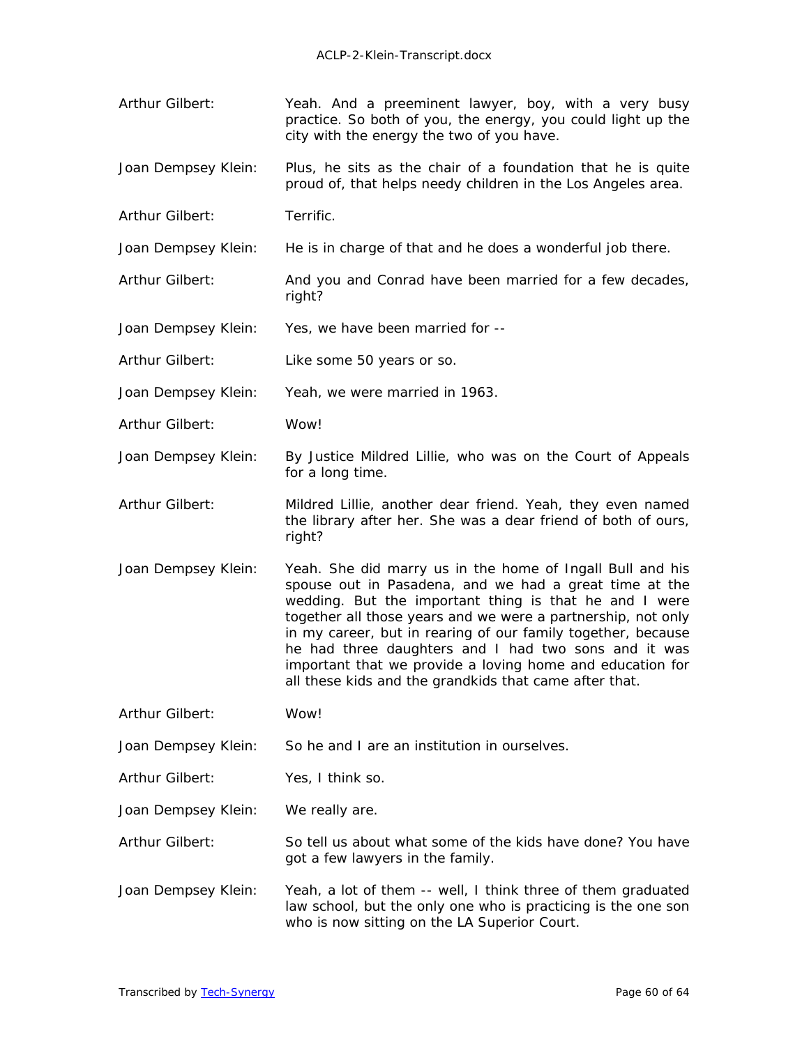Arthur Gilbert: Yeah. And a preeminent lawyer, boy, with a very busy practice. So both of you, the energy, you could light up the city with the energy the two of you have.

Joan Dempsey Klein: Plus, he sits as the chair of a foundation that he is quite proud of, that helps needy children in the Los Angeles area.

Arthur Gilbert: Terrific.

Joan Dempsey Klein: He is in charge of that and he does a wonderful job there.

Arthur Gilbert: And you and Conrad have been married for a few decades, right?

Joan Dempsey Klein: Yes, we have been married for --

Arthur Gilbert: Like some 50 years or so.

Joan Dempsey Klein: Yeah, we were married in 1963.

Arthur Gilbert: Wow!

Joan Dempsey Klein: By Justice Mildred Lillie, who was on the Court of Appeals for a long time.

Arthur Gilbert: Mildred Lillie, another dear friend. Yeah, they even named the library after her. She was a dear friend of both of ours, right?

Joan Dempsey Klein: Yeah. She did marry us in the home of Ingall Bull and his spouse out in Pasadena, and we had a great time at the wedding. But the important thing is that he and I were together all those years and we were a partnership, not only in my career, but in rearing of our family together, because he had three daughters and I had two sons and it was important that we provide a loving home and education for all these kids and the grandkids that came after that.

Arthur Gilbert: Wow!

Joan Dempsey Klein: So he and I are an institution in ourselves.

Arthur Gilbert: Yes, I think so.

Joan Dempsey Klein: We really are.

Arthur Gilbert: So tell us about what some of the kids have done? You have got a few lawyers in the family.

Joan Dempsey Klein: Yeah, a lot of them -- well, I think three of them graduated law school, but the only one who is practicing is the one son who is now sitting on the LA Superior Court.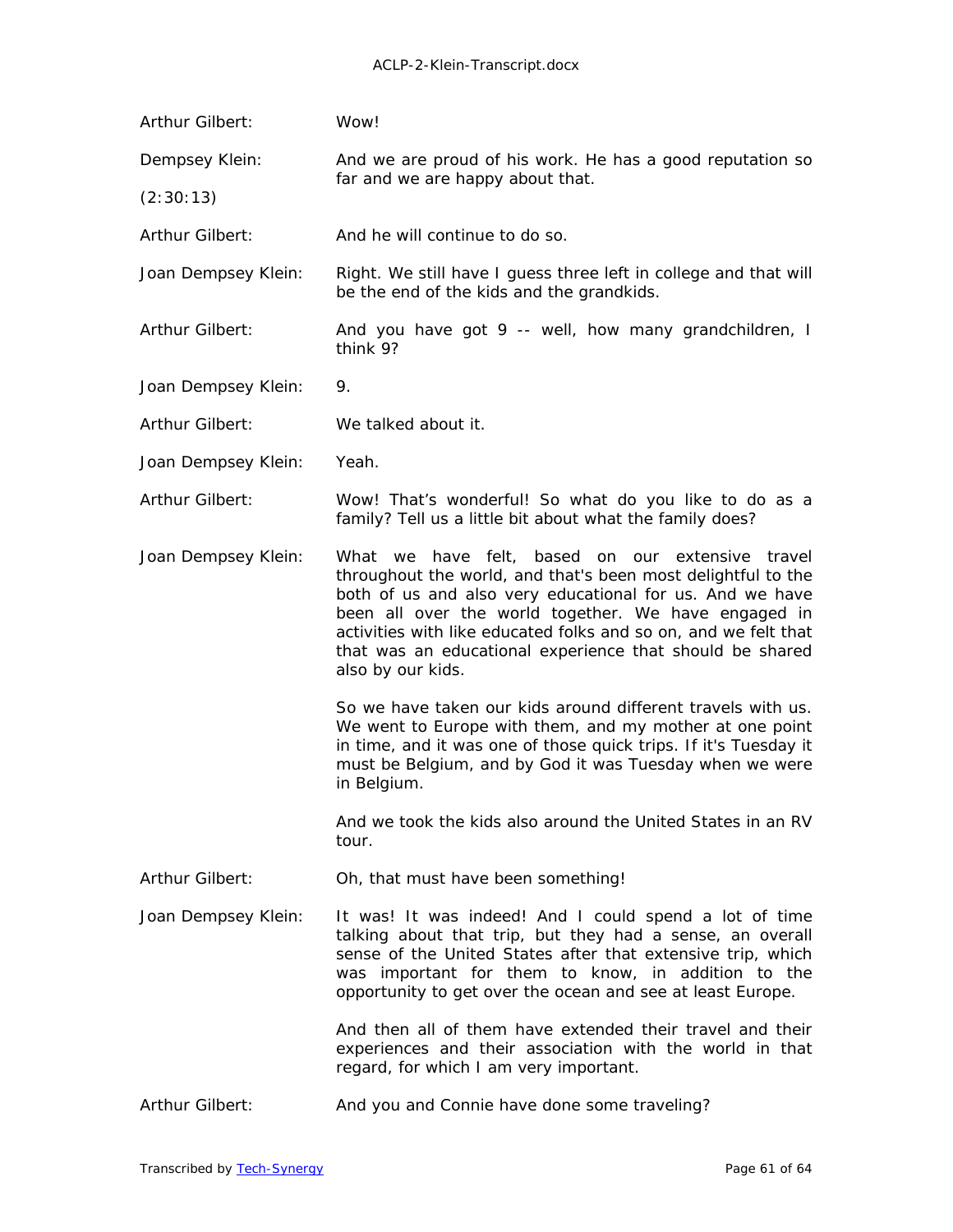Arthur Gilbert: Wow!

Dempsey Klein: And we are proud of his work. He has a good reputation so far and we are happy about that.

(2:30:13)

Arthur Gilbert: And he will continue to do so.

Joan Dempsey Klein: Right. We still have I guess three left in college and that will be the end of the kids and the grandkids.

Arthur Gilbert: And you have got 9 -- well, how many grandchildren, I think 9?

Joan Dempsey Klein: 9.

Arthur Gilbert: We talked about it.

Joan Dempsey Klein: Yeah.

Arthur Gilbert: Wow! That's wonderful! So what do you like to do as a family? Tell us a little bit about what the family does?

Joan Dempsey Klein: What we have felt, based on our extensive travel throughout the world, and that's been most delightful to the both of us and also very educational for us. And we have been all over the world together. We have engaged in activities with like educated folks and so on, and we felt that that was an educational experience that should be shared also by our kids.

So we have taken our kids around different travels with us. We went to Europe with them, and my mother at one point in time, and it was one of those quick trips. If it's Tuesday it must be Belgium, and by God it was Tuesday when we were in Belgium.

And we took the kids also around the United States in an RV tour.

Arthur Gilbert: Oh, that must have been something!

Joan Dempsey Klein: It was! It was indeed! And I could spend a lot of time talking about that trip, but they had a sense, an overall sense of the United States after that extensive trip, which was important for them to know, in addition to the opportunity to get over the ocean and see at least Europe.

And then all of them have extended their travel and their experiences and their association with the world in that regard, for which I am very important.

Arthur Gilbert: And you and Connie have done some traveling?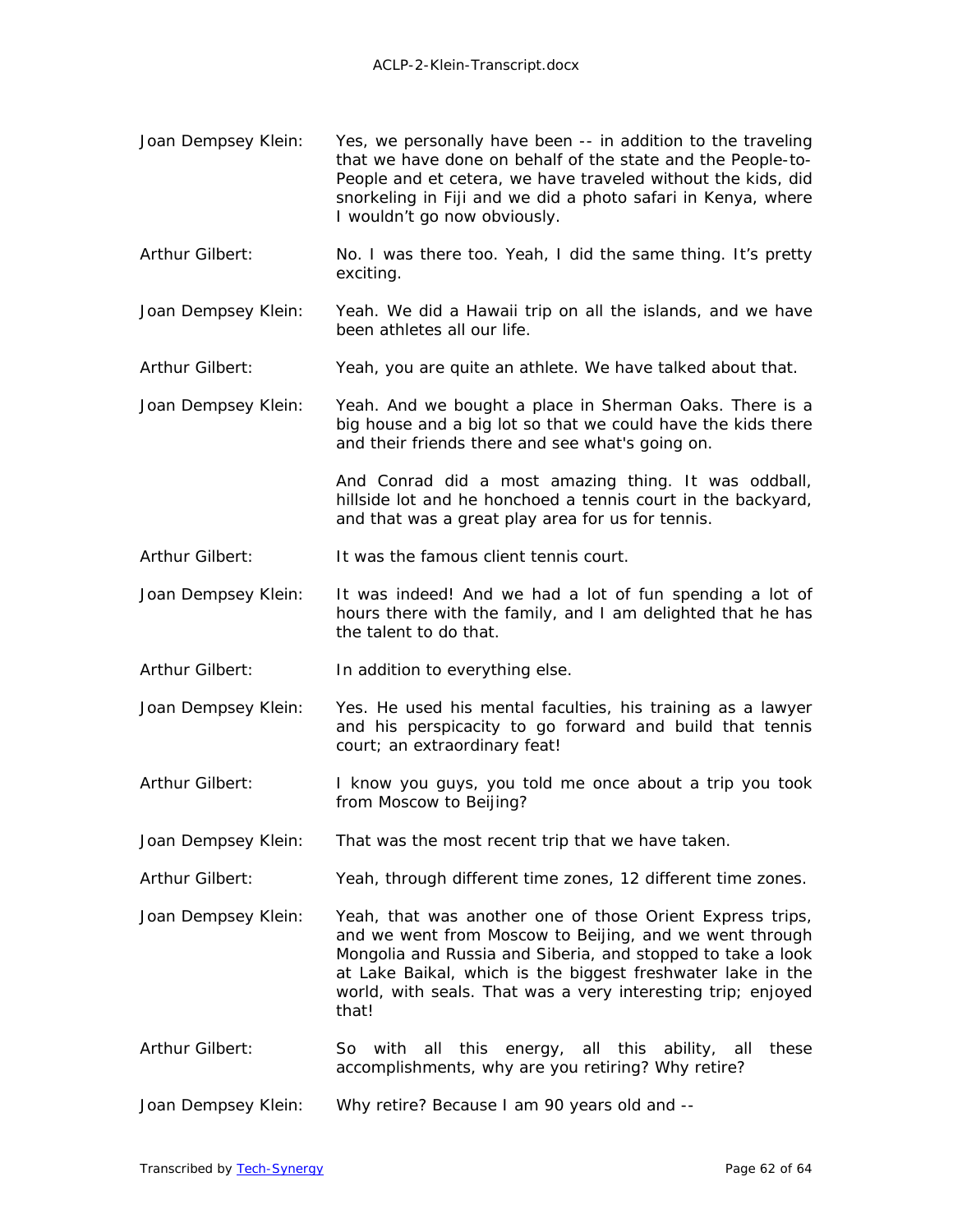Joan Dempsey Klein: Yes, we personally have been -- in addition to the traveling that we have done on behalf of the state and the People-to-People and et cetera, we have traveled without the kids, did snorkeling in Fiji and we did a photo safari in Kenya, where I wouldn't go now obviously.

Arthur Gilbert: No. I was there too. Yeah, I did the same thing. It's pretty exciting.

Joan Dempsey Klein: Yeah. We did a Hawaii trip on all the islands, and we have been athletes all our life.

Arthur Gilbert: Yeah, you are quite an athlete. We have talked about that.

Joan Dempsey Klein: Yeah. And we bought a place in Sherman Oaks. There is a big house and a big lot so that we could have the kids there and their friends there and see what's going on.

And Conrad did a most amazing thing. It was oddball, hillside lot and he honchoed a tennis court in the backyard, and that was a great play area for us for tennis.

Arthur Gilbert: It was the famous client tennis court.

Joan Dempsey Klein: It was indeed! And we had a lot of fun spending a lot of hours there with the family, and I am delighted that he has the talent to do that.

Arthur Gilbert: In addition to everything else.

Joan Dempsey Klein: Yes. He used his mental faculties, his training as a lawyer and his perspicacity to go forward and build that tennis court; an extraordinary feat!

Arthur Gilbert: I know you guys, you told me once about a trip you took from Moscow to Beijing?

Joan Dempsey Klein: That was the most recent trip that we have taken.

Arthur Gilbert: Yeah, through different time zones, 12 different time zones.

Joan Dempsey Klein: Yeah, that was another one of those Orient Express trips, and we went from Moscow to Beijing, and we went through Mongolia and Russia and Siberia, and stopped to take a look at Lake Baikal, which is the biggest freshwater lake in the world, with seals. That was a very interesting trip; enjoyed that!

Arthur Gilbert: So with all this energy, all this ability, all these accomplishments, why are you retiring? Why retire?

Joan Dempsey Klein: Why retire? Because I am 90 years old and --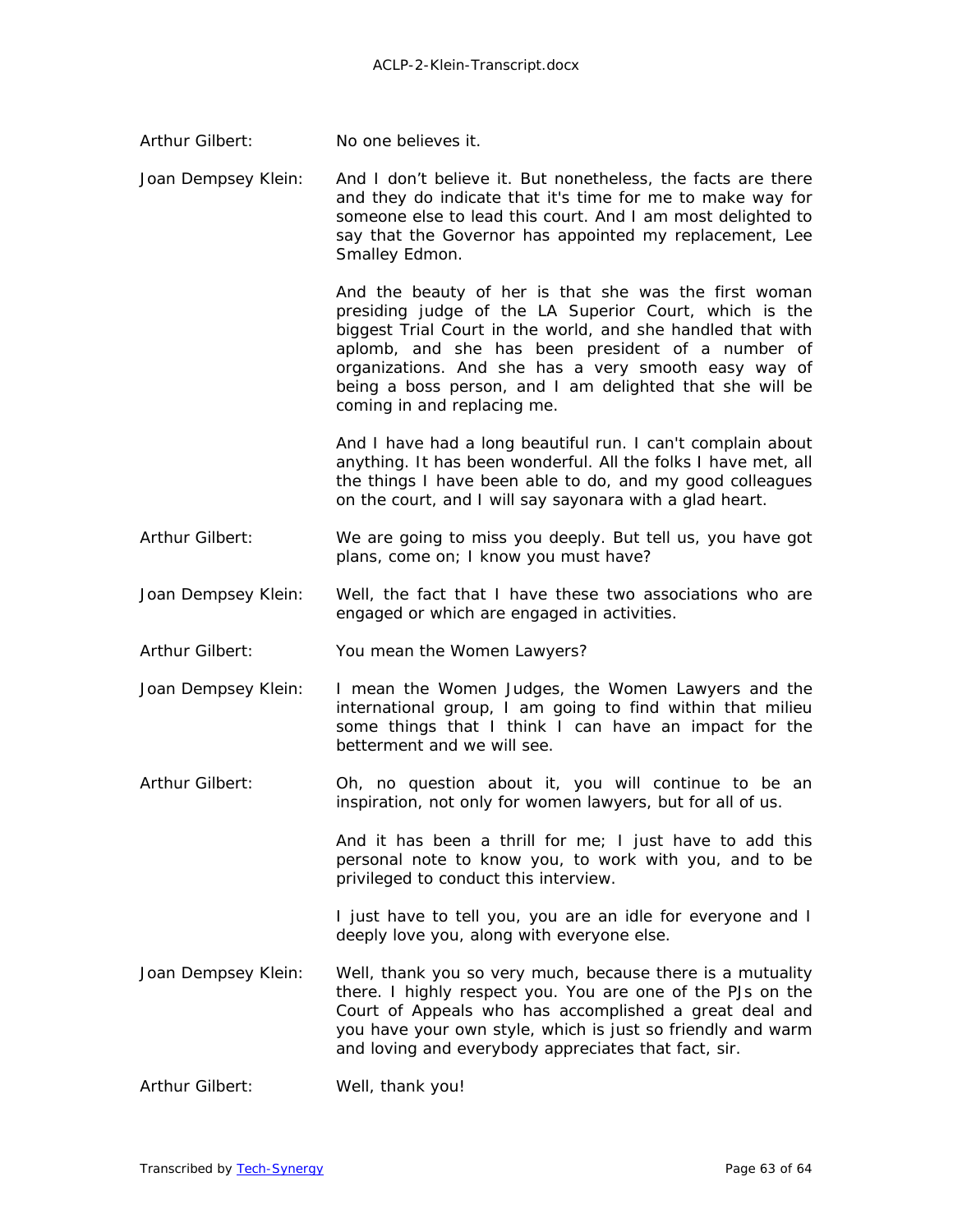Arthur Gilbert: No one believes it.

Joan Dempsey Klein: And I don't believe it. But nonetheless, the facts are there and they do indicate that it's time for me to make way for someone else to lead this court. And I am most delighted to say that the Governor has appointed my replacement, Lee Smalley Edmon.

And the beauty of her is that she was the first woman presiding judge of the LA Superior Court, which is the biggest Trial Court in the world, and she handled that with aplomb, and she has been president of a number of organizations. And she has a very smooth easy way of being a boss person, and I am delighted that she will be coming in and replacing me.

And I have had a long beautiful run. I can't complain about anything. It has been wonderful. All the folks I have met, all the things I have been able to do, and my good colleagues on the court, and I will say sayonara with a glad heart.

Arthur Gilbert: We are going to miss you deeply. But tell us, you have got plans, come on; I know you must have?

Joan Dempsey Klein: Well, the fact that I have these two associations who are engaged or which are engaged in activities.

Arthur Gilbert: You mean the Women Lawyers?

Joan Dempsey Klein: I mean the Women Judges, the Women Lawyers and the international group, I am going to find within that milieu some things that I think I can have an impact for the betterment and we will see.

Arthur Gilbert: Oh, no question about it, you will continue to be an inspiration, not only for women lawyers, but for all of us.

And it has been a thrill for me; I just have to add this personal note to know you, to work with you, and to be privileged to conduct this interview.

I just have to tell you, you are an idle for everyone and I deeply love you, along with everyone else.

Joan Dempsey Klein: Well, thank you so very much, because there is a mutuality there. I highly respect you. You are one of the PJs on the Court of Appeals who has accomplished a great deal and you have your own style, which is just so friendly and warm and loving and everybody appreciates that fact, sir.

Arthur Gilbert: Well, thank you!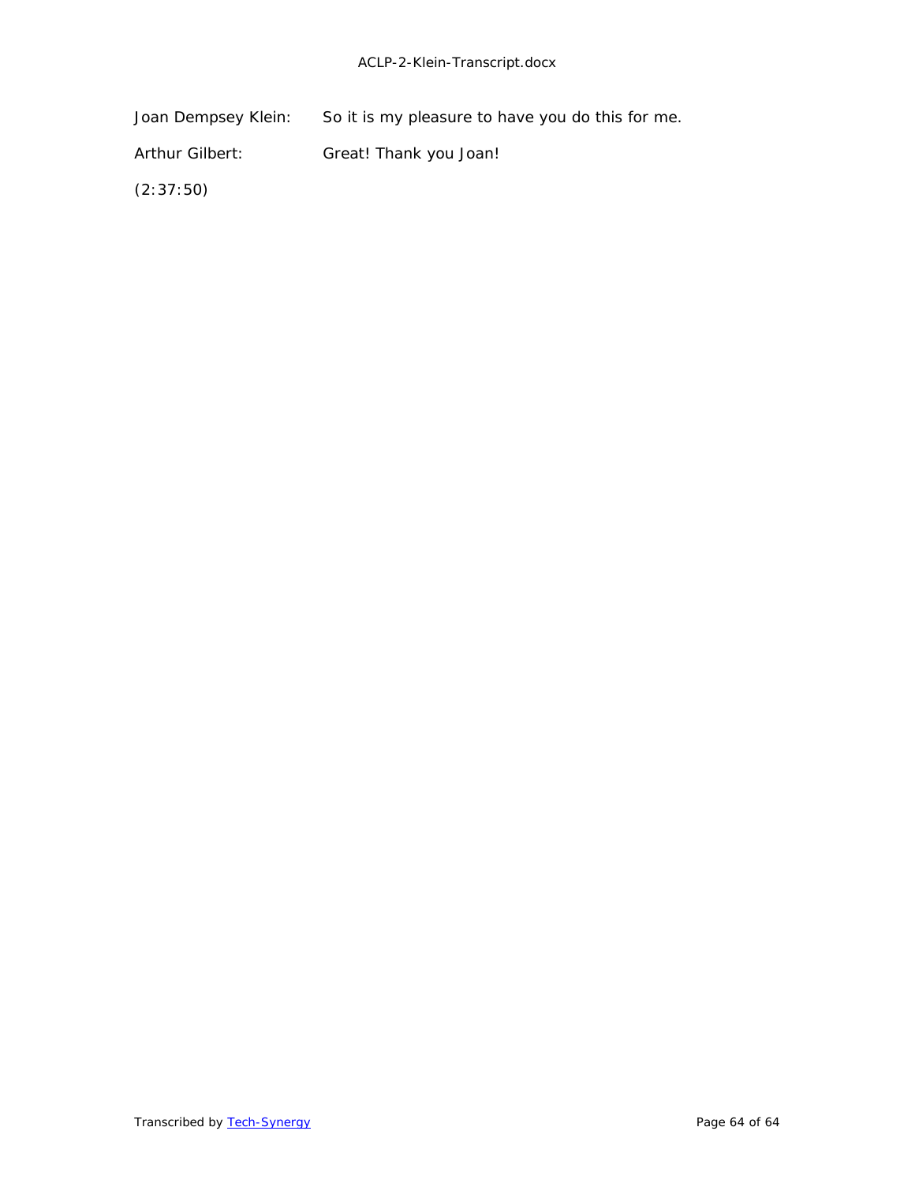Joan Dempsey Klein: So it is my pleasure to have you do this for me.

Arthur Gilbert: Great! Thank you Joan!

(2:37:50)